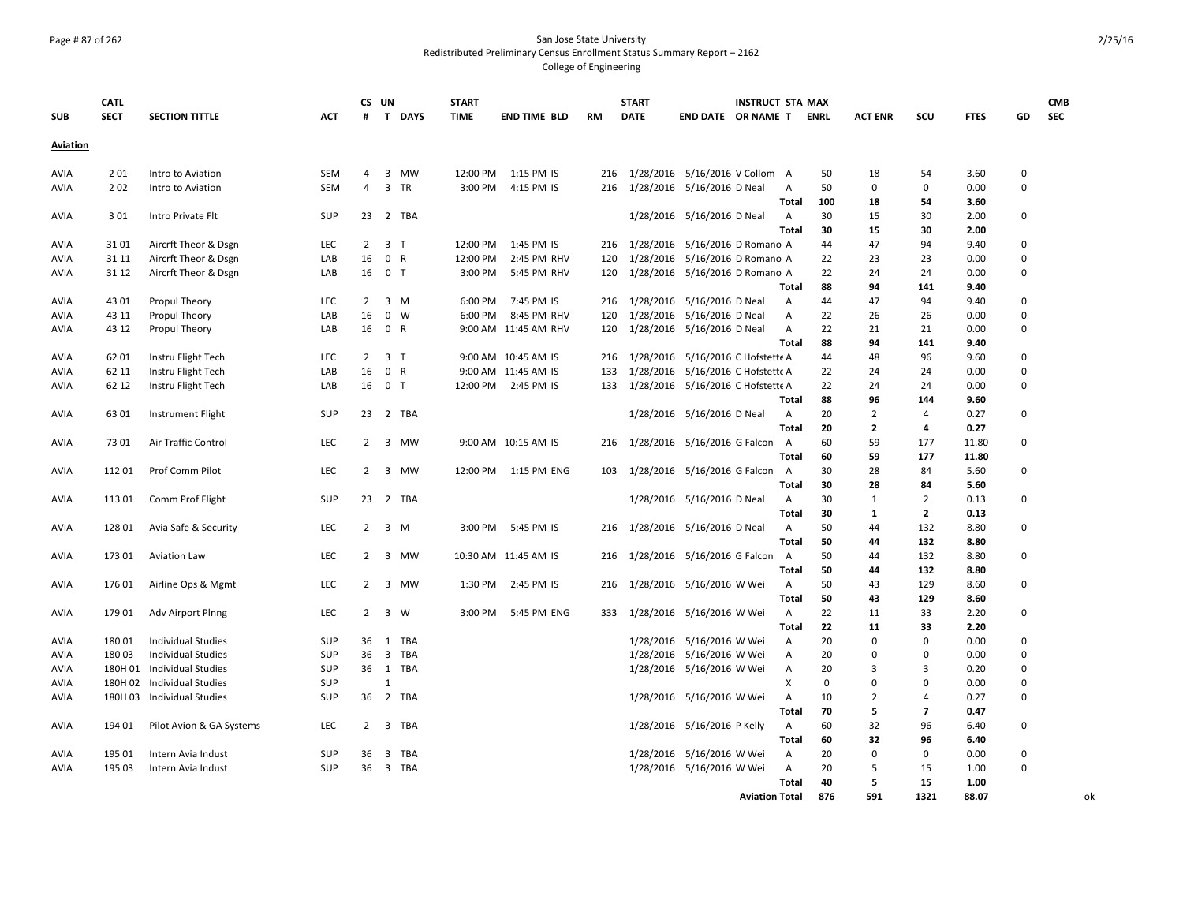San Jose State University
Redistributed Preliminary Census Enrollment Status Summary Report – 2162
College of Engineering

| SUB | CATL SECT | SECTION TITTLE | ACT | CS # | UN T | DAYS | START TIME | END TIME | BLD | RM | START DATE | END DATE | INSTRUCT OR NAME | STA T | MAX ENRL | ACT ENR | SCU | FTES | GD | CMB SEC |
|---|---|---|---|---|---|---|---|---|---|---|---|---|---|---|---|---|---|---|---|---|
| **Aviation** | | | | | | | | | | | | | | | | | | | | |
| AVIA | 2 01 | Intro to Aviation | SEM | 4 | 3 | MW | 12:00 PM | 1:15 PM | IS | 216 | 1/28/2016 | 5/16/2016 | V Collom | A | 50 | 18 | 54 | 3.60 | 0 | |
| AVIA | 2 02 | Intro to Aviation | SEM | 4 | 3 | TR | 3:00 PM | 4:15 PM | IS | 216 | 1/28/2016 | 5/16/2016 | D Neal | A | 50 | 0 | 0 | 0.00 | 0 | |
| | | | | | | | | | | | | | | **Total** | **100** | **18** | **54** | **3.60** | | |
| AVIA | 3 01 | Intro Private Flt | SUP | 23 | 2 | TBA | | | | | 1/28/2016 | 5/16/2016 | D Neal | A | 30 | 15 | 30 | 2.00 | 0 | |
| | | | | | | | | | | | | | | **Total** | **30** | **15** | **30** | **2.00** | | |
| AVIA | 31 01 | Aircrft Theor & Dsgn | LEC | 2 | 3 | T | 12:00 PM | 1:45 PM | IS | 216 | 1/28/2016 | 5/16/2016 | D Romano | A | 44 | 47 | 94 | 9.40 | 0 | |
| AVIA | 31 11 | Aircrft Theor & Dsgn | LAB | 16 | 0 | R | 12:00 PM | 2:45 PM | RHV | 120 | 1/28/2016 | 5/16/2016 | D Romano | A | 22 | 23 | 23 | 0.00 | 0 | |
| AVIA | 31 12 | Aircrft Theor & Dsgn | LAB | 16 | 0 | T | 3:00 PM | 5:45 PM | RHV | 120 | 1/28/2016 | 5/16/2016 | D Romano | A | 22 | 24 | 24 | 0.00 | 0 | |
| | | | | | | | | | | | | | | **Total** | **88** | **94** | **141** | **9.40** | | |
| AVIA | 43 01 | Propul Theory | LEC | 2 | 3 | M | 6:00 PM | 7:45 PM | IS | 216 | 1/28/2016 | 5/16/2016 | D Neal | A | 44 | 47 | 94 | 9.40 | 0 | |
| AVIA | 43 11 | Propul Theory | LAB | 16 | 0 | W | 6:00 PM | 8:45 PM | RHV | 120 | 1/28/2016 | 5/16/2016 | D Neal | A | 22 | 26 | 26 | 0.00 | 0 | |
| AVIA | 43 12 | Propul Theory | LAB | 16 | 0 | R | 9:00 AM | 11:45 AM | RHV | 120 | 1/28/2016 | 5/16/2016 | D Neal | A | 22 | 21 | 21 | 0.00 | 0 | |
| | | | | | | | | | | | | | | **Total** | **88** | **94** | **141** | **9.40** | | |
| AVIA | 62 01 | Instru Flight Tech | LEC | 2 | 3 | T | 9:00 AM | 10:45 AM | IS | 216 | 1/28/2016 | 5/16/2016 | C Hofstette | A | 44 | 48 | 96 | 9.60 | 0 | |
| AVIA | 62 11 | Instru Flight Tech | LAB | 16 | 0 | R | 9:00 AM | 11:45 AM | IS | 133 | 1/28/2016 | 5/16/2016 | C Hofstette | A | 22 | 24 | 24 | 0.00 | 0 | |
| AVIA | 62 12 | Instru Flight Tech | LAB | 16 | 0 | T | 12:00 PM | 2:45 PM | IS | 133 | 1/28/2016 | 5/16/2016 | C Hofstette | A | 22 | 24 | 24 | 0.00 | 0 | |
| | | | | | | | | | | | | | | **Total** | **88** | **96** | **144** | **9.60** | | |
| AVIA | 63 01 | Instrument Flight | SUP | 23 | 2 | TBA | | | | | 1/28/2016 | 5/16/2016 | D Neal | A | 20 | 2 | 4 | 0.27 | 0 | |
| | | | | | | | | | | | | | | **Total** | **20** | **2** | **4** | **0.27** | | |
| AVIA | 73 01 | Air Traffic Control | LEC | 2 | 3 | MW | 9:00 AM | 10:15 AM | IS | 216 | 1/28/2016 | 5/16/2016 | G Falcon | A | 60 | 59 | 177 | 11.80 | 0 | |
| | | | | | | | | | | | | | | **Total** | **60** | **59** | **177** | **11.80** | | |
| AVIA | 112 01 | Prof Comm Pilot | LEC | 2 | 3 | MW | 12:00 PM | 1:15 PM | ENG | 103 | 1/28/2016 | 5/16/2016 | G Falcon | A | 30 | 28 | 84 | 5.60 | 0 | |
| | | | | | | | | | | | | | | **Total** | **30** | **28** | **84** | **5.60** | | |
| AVIA | 113 01 | Comm Prof Flight | SUP | 23 | 2 | TBA | | | | | 1/28/2016 | 5/16/2016 | D Neal | A | 30 | 1 | 2 | 0.13 | 0 | |
| | | | | | | | | | | | | | | **Total** | **30** | **1** | **2** | **0.13** | | |
| AVIA | 128 01 | Avia Safe & Security | LEC | 2 | 3 | M | 3:00 PM | 5:45 PM | IS | 216 | 1/28/2016 | 5/16/2016 | D Neal | A | 50 | 44 | 132 | 8.80 | 0 | |
| | | | | | | | | | | | | | | **Total** | **50** | **44** | **132** | **8.80** | | |
| AVIA | 173 01 | Aviation Law | LEC | 2 | 3 | MW | 10:30 AM | 11:45 AM | IS | 216 | 1/28/2016 | 5/16/2016 | G Falcon | A | 50 | 44 | 132 | 8.80 | 0 | |
| | | | | | | | | | | | | | | **Total** | **50** | **44** | **132** | **8.80** | | |
| AVIA | 176 01 | Airline Ops & Mgmt | LEC | 2 | 3 | MW | 1:30 PM | 2:45 PM | IS | 216 | 1/28/2016 | 5/16/2016 | W Wei | A | 50 | 43 | 129 | 8.60 | 0 | |
| | | | | | | | | | | | | | | **Total** | **50** | **43** | **129** | **8.60** | | |
| AVIA | 179 01 | Adv Airport Plnng | LEC | 2 | 3 | W | 3:00 PM | 5:45 PM | ENG | 333 | 1/28/2016 | 5/16/2016 | W Wei | A | 22 | 11 | 33 | 2.20 | 0 | |
| | | | | | | | | | | | | | | **Total** | **22** | **11** | **33** | **2.20** | | |
| AVIA | 180 01 | Individual Studies | SUP | 36 | 1 | TBA | | | | | 1/28/2016 | 5/16/2016 | W Wei | A | 20 | 0 | 0 | 0.00 | 0 | |
| AVIA | 180 03 | Individual Studies | SUP | 36 | 3 | TBA | | | | | 1/28/2016 | 5/16/2016 | W Wei | A | 20 | 0 | 0 | 0.00 | 0 | |
| AVIA | 180H 01 | Individual Studies | SUP | 36 | 1 | TBA | | | | | 1/28/2016 | 5/16/2016 | W Wei | A | 20 | 3 | 3 | 0.20 | 0 | |
| AVIA | 180H 02 | Individual Studies | SUP | | 1 | | | | | | | | | X | 0 | 0 | 0 | 0.00 | 0 | |
| AVIA | 180H 03 | Individual Studies | SUP | 36 | 2 | TBA | | | | | 1/28/2016 | 5/16/2016 | W Wei | A | 10 | 2 | 4 | 0.27 | 0 | |
| | | | | | | | | | | | | | | **Total** | **70** | **5** | **7** | **0.47** | | |
| AVIA | 194 01 | Pilot Avion & GA Systems | LEC | 2 | 3 | TBA | | | | | 1/28/2016 | 5/16/2016 | P Kelly | A | 60 | 32 | 96 | 6.40 | 0 | |
| | | | | | | | | | | | | | | **Total** | **60** | **32** | **96** | **6.40** | | |
| AVIA | 195 01 | Intern Avia Indust | SUP | 36 | 3 | TBA | | | | | 1/28/2016 | 5/16/2016 | W Wei | A | 20 | 0 | 0 | 0.00 | 0 | |
| AVIA | 195 03 | Intern Avia Indust | SUP | 36 | 3 | TBA | | | | | 1/28/2016 | 5/16/2016 | W Wei | A | 20 | 5 | 15 | 1.00 | 0 | |
| | | | | | | | | | | | | | | **Total** | **40** | **5** | **15** | **1.00** | | |
| | | | | | | | | | | | | | **Aviation Total** | | **876** | **591** | **1321** | **88.07** | | ok |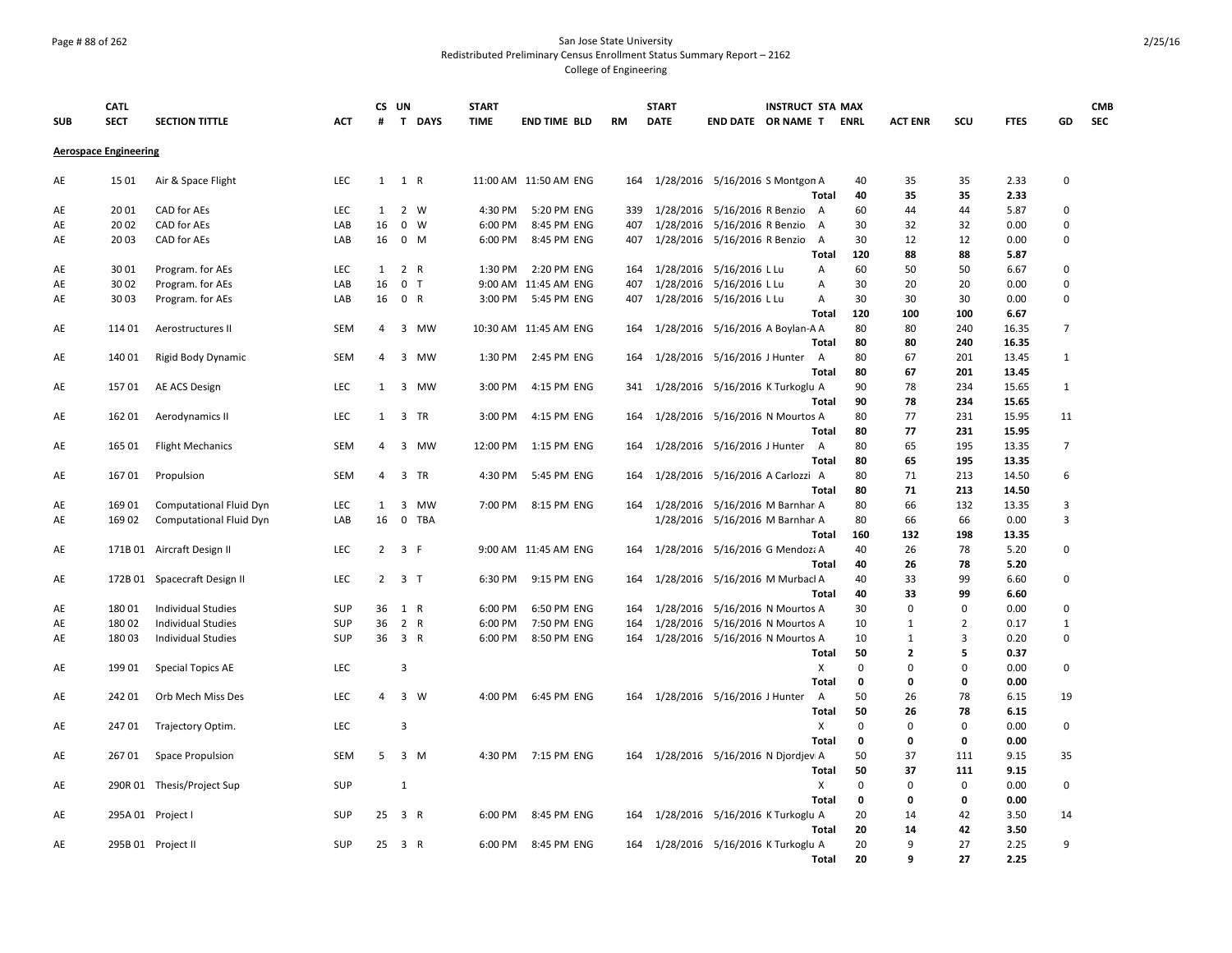San Jose State University
Redistributed Preliminary Census Enrollment Status Summary Report – 2162
College of Engineering

| SUB | CATL SECT | SECTION TITTLE | ACT | CS # | UN T | DAYS | START TIME | END TIME | BLD | RM | START DATE | END DATE | INSTRUCT OR NAME | STA T | MAX ENRL | ACT ENR | SCU | FTES | GD | CMB SEC |
|---|---|---|---|---|---|---|---|---|---|---|---|---|---|---|---|---|---|---|---|---|
| **Aerospace Engineering** | | | | | | | | | | | | | | | | | | | | |
| AE | 15 01 | Air & Space Flight | LEC | 1 | 1 | R | 11:00 AM | 11:50 AM | ENG | 164 | 1/28/2016 | 5/16/2016 | S Montgon | A | 40 | 35 | 35 | 2.33 | 0 | |
| | | | | | | | | | | | | | | Total | 40 | 35 | 35 | 2.33 | | |
| AE | 20 01 | CAD for AEs | LEC | 1 | 2 | W | 4:30 PM | 5:20 PM | ENG | 339 | 1/28/2016 | 5/16/2016 | R Benzio | A | 60 | 44 | 44 | 5.87 | 0 | |
| AE | 20 02 | CAD for AEs | LAB | 16 | 0 | W | 6:00 PM | 8:45 PM | ENG | 407 | 1/28/2016 | 5/16/2016 | R Benzio | A | 30 | 32 | 32 | 0.00 | 0 | |
| AE | 20 03 | CAD for AEs | LAB | 16 | 0 | M | 6:00 PM | 8:45 PM | ENG | 407 | 1/28/2016 | 5/16/2016 | R Benzio | A | 30 | 12 | 12 | 0.00 | 0 | |
| | | | | | | | | | | | | | | Total | 120 | 88 | 88 | 5.87 | | |
| AE | 30 01 | Program. for AEs | LEC | 1 | 2 | R | 1:30 PM | 2:20 PM | ENG | 164 | 1/28/2016 | 5/16/2016 | L Lu | A | 60 | 50 | 50 | 6.67 | 0 | |
| AE | 30 02 | Program. for AEs | LAB | 16 | 0 | T | 9:00 AM | 11:45 AM | ENG | 407 | 1/28/2016 | 5/16/2016 | L Lu | A | 30 | 20 | 20 | 0.00 | 0 | |
| AE | 30 03 | Program. for AEs | LAB | 16 | 0 | R | 3:00 PM | 5:45 PM | ENG | 407 | 1/28/2016 | 5/16/2016 | L Lu | A | 30 | 30 | 30 | 0.00 | 0 | |
| | | | | | | | | | | | | | | Total | 120 | 100 | 100 | 6.67 | | |
| AE | 114 01 | Aerostructures II | SEM | 4 | 3 | MW | 10:30 AM | 11:45 AM | ENG | 164 | 1/28/2016 | 5/16/2016 | A Boylan-A | A | 80 | 80 | 240 | 16.35 | 7 | |
| | | | | | | | | | | | | | | Total | 80 | 80 | 240 | 16.35 | | |
| AE | 140 01 | Rigid Body Dynamic | SEM | 4 | 3 | MW | 1:30 PM | 2:45 PM | ENG | 164 | 1/28/2016 | 5/16/2016 | J Hunter | A | 80 | 67 | 201 | 13.45 | 1 | |
| | | | | | | | | | | | | | | Total | 80 | 67 | 201 | 13.45 | | |
| AE | 157 01 | AE ACS Design | LEC | 1 | 3 | MW | 3:00 PM | 4:15 PM | ENG | 341 | 1/28/2016 | 5/16/2016 | K Turkoglu | A | 90 | 78 | 234 | 15.65 | 1 | |
| | | | | | | | | | | | | | | Total | 90 | 78 | 234 | 15.65 | | |
| AE | 162 01 | Aerodynamics II | LEC | 1 | 3 | TR | 3:00 PM | 4:15 PM | ENG | 164 | 1/28/2016 | 5/16/2016 | N Mourtos | A | 80 | 77 | 231 | 15.95 | 11 | |
| | | | | | | | | | | | | | | Total | 80 | 77 | 231 | 15.95 | | |
| AE | 165 01 | Flight Mechanics | SEM | 4 | 3 | MW | 12:00 PM | 1:15 PM | ENG | 164 | 1/28/2016 | 5/16/2016 | J Hunter | A | 80 | 65 | 195 | 13.35 | 7 | |
| | | | | | | | | | | | | | | Total | 80 | 65 | 195 | 13.35 | | |
| AE | 167 01 | Propulsion | SEM | 4 | 3 | TR | 4:30 PM | 5:45 PM | ENG | 164 | 1/28/2016 | 5/16/2016 | A Carlozzi | A | 80 | 71 | 213 | 14.50 | 6 | |
| | | | | | | | | | | | | | | Total | 80 | 71 | 213 | 14.50 | | |
| AE | 169 01 | Computational Fluid Dyn | LEC | 1 | 3 | MW | 7:00 PM | 8:15 PM | ENG | 164 | 1/28/2016 | 5/16/2016 | M Barnhar | A | 80 | 66 | 132 | 13.35 | 3 | |
| AE | 169 02 | Computational Fluid Dyn | LAB | 16 | 0 | TBA | | | | | 1/28/2016 | 5/16/2016 | M Barnhar | A | 80 | 66 | 66 | 0.00 | 3 | |
| | | | | | | | | | | | | | | Total | 160 | 132 | 198 | 13.35 | | |
| AE | 171B 01 | Aircraft Design II | LEC | 2 | 3 | F | 9:00 AM | 11:45 AM | ENG | 164 | 1/28/2016 | 5/16/2016 | G Mendoza | A | 40 | 26 | 78 | 5.20 | 0 | |
| | | | | | | | | | | | | | | Total | 40 | 26 | 78 | 5.20 | | |
| AE | 172B 01 | Spacecraft Design II | LEC | 2 | 3 | T | 6:30 PM | 9:15 PM | ENG | 164 | 1/28/2016 | 5/16/2016 | M Murbacl | A | 40 | 33 | 99 | 6.60 | 0 | |
| | | | | | | | | | | | | | | Total | 40 | 33 | 99 | 6.60 | | |
| AE | 180 01 | Individual Studies | SUP | 36 | 1 | R | 6:00 PM | 6:50 PM | ENG | 164 | 1/28/2016 | 5/16/2016 | N Mourtos | A | 30 | 0 | 0 | 0.00 | 0 | |
| AE | 180 02 | Individual Studies | SUP | 36 | 2 | R | 6:00 PM | 7:50 PM | ENG | 164 | 1/28/2016 | 5/16/2016 | N Mourtos | A | 10 | 1 | 2 | 0.17 | 1 | |
| AE | 180 03 | Individual Studies | SUP | 36 | 3 | R | 6:00 PM | 8:50 PM | ENG | 164 | 1/28/2016 | 5/16/2016 | N Mourtos | A | 10 | 1 | 3 | 0.20 | 0 | |
| | | | | | | | | | | | | | | Total | 50 | 2 | 5 | 0.37 | | |
| AE | 199 01 | Special Topics AE | LEC | | 3 | | | | | | | | | X | 0 | 0 | 0 | 0.00 | 0 | |
| | | | | | | | | | | | | | | Total | 0 | 0 | 0 | 0.00 | | |
| AE | 242 01 | Orb Mech Miss Des | LEC | 4 | 3 | W | 4:00 PM | 6:45 PM | ENG | 164 | 1/28/2016 | 5/16/2016 | J Hunter | A | 50 | 26 | 78 | 6.15 | 19 | |
| | | | | | | | | | | | | | | Total | 50 | 26 | 78 | 6.15 | | |
| AE | 247 01 | Trajectory Optim. | LEC | | 3 | | | | | | | | | X | 0 | 0 | 0 | 0.00 | 0 | |
| | | | | | | | | | | | | | | Total | 0 | 0 | 0 | 0.00 | | |
| AE | 267 01 | Space Propulsion | SEM | 5 | 3 | M | 4:30 PM | 7:15 PM | ENG | 164 | 1/28/2016 | 5/16/2016 | N Djordjev | A | 50 | 37 | 111 | 9.15 | 35 | |
| | | | | | | | | | | | | | | Total | 50 | 37 | 111 | 9.15 | | |
| AE | 290R 01 | Thesis/Project Sup | SUP | | 1 | | | | | | | | | X | 0 | 0 | 0 | 0.00 | 0 | |
| | | | | | | | | | | | | | | Total | 0 | 0 | 0 | 0.00 | | |
| AE | 295A 01 | Project I | SUP | 25 | 3 | R | 6:00 PM | 8:45 PM | ENG | 164 | 1/28/2016 | 5/16/2016 | K Turkoglu | A | 20 | 14 | 42 | 3.50 | 14 | |
| | | | | | | | | | | | | | | Total | 20 | 14 | 42 | 3.50 | | |
| AE | 295B 01 | Project II | SUP | 25 | 3 | R | 6:00 PM | 8:45 PM | ENG | 164 | 1/28/2016 | 5/16/2016 | K Turkoglu | A | 20 | 9 | 27 | 2.25 | 9 | |
| | | | | | | | | | | | | | | Total | 20 | 9 | 27 | 2.25 | | |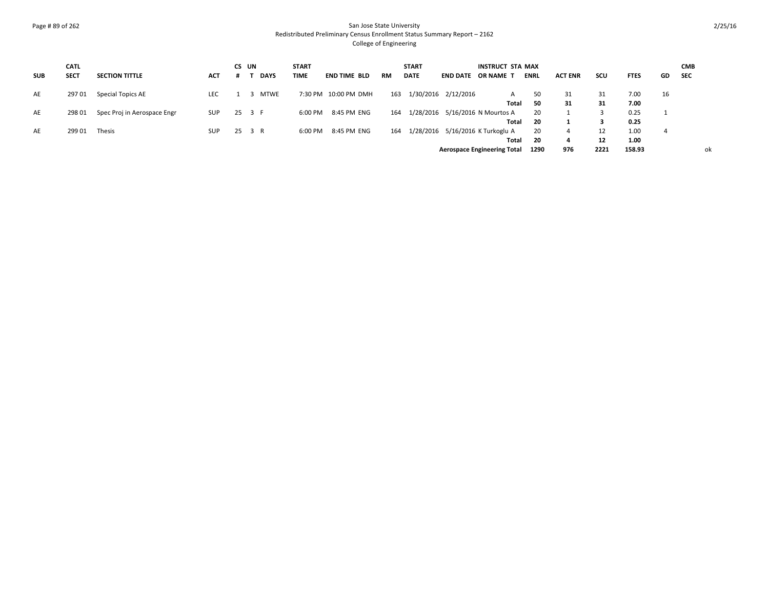San Jose State University
Redistributed Preliminary Census Enrollment Status Summary Report – 2162
College of Engineering

| SUB | CATL SECT | SECTION TITTLE | ACT | CS # | UN T | DAYS | START TIME | END TIME | BLD | RM | START DATE | END DATE | INSTRUCT OR NAME | STA T | MAX ENRL | ACT ENR | SCU | FTES | GD | CMB SEC | |
|---|---|---|---|---|---|---|---|---|---|---|---|---|---|---|---|---|---|---|---|---|---|
| AE | 297 01 | Special Topics AE | LEC | 1 | 3 | MTWE | 7:30 PM | 10:00 PM | DMH | 163 | 1/30/2016 | 2/12/2016 | | A | 50 | 31 | 31 | 7.00 | 16 | | |
| | | | | | | | | | | | | | | **Total** | **50** | **31** | **31** | **7.00** | | | |
| AE | 298 01 | Spec Proj in Aerospace Engr | SUP | 25 | 3 | F | 6:00 PM | 8:45 PM | ENG | 164 | 1/28/2016 | 5/16/2016 | N Mourtos | A | 20 | 1 | 3 | 0.25 | 1 | | |
| | | | | | | | | | | | | | | **Total** | **20** | **1** | **3** | **0.25** | | | |
| AE | 299 01 | Thesis | SUP | 25 | 3 | R | 6:00 PM | 8:45 PM | ENG | 164 | 1/28/2016 | 5/16/2016 | K Turkoglu | A | 20 | 4 | 12 | 1.00 | 4 | | |
| | | | | | | | | | | | | | | **Total** | **20** | **4** | **12** | **1.00** | | | |
| | | | | | | | | | | | | | **Aerospace Engineering Total** | | **1290** | **976** | **2221** | **158.93** | | | ok |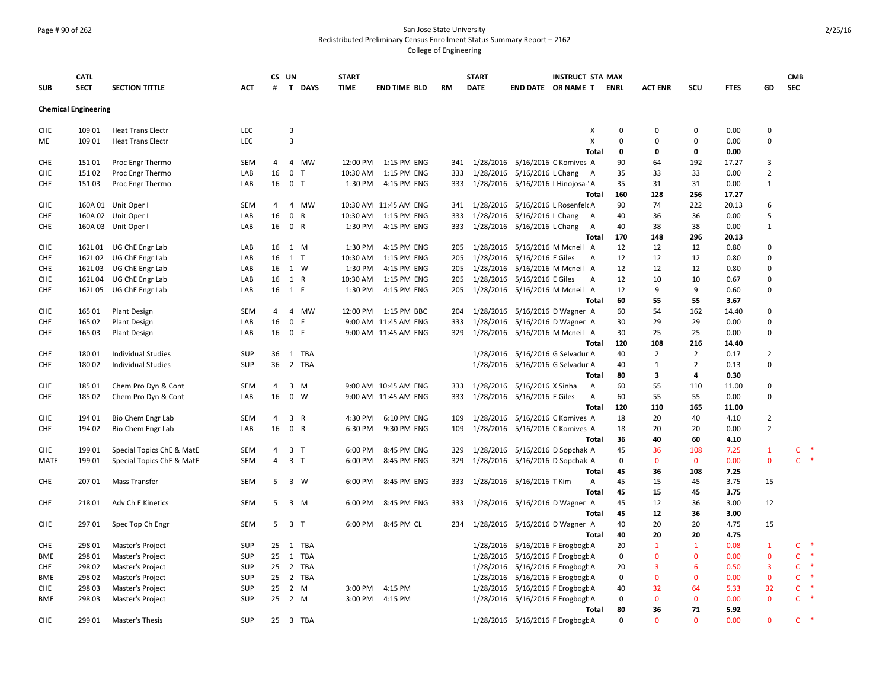San Jose State University

Redistributed Preliminary Census Enrollment Status Summary Report – 2162

College of Engineering

| SUB | CATL SECT | SECTION TITTLE | ACT | CS # | UN T | DAYS | START TIME | END TIME | BLD | RM | START DATE | END DATE | INSTRUCT OR NAME | STA T | MAX ENRL | ACT ENR | SCU | FTES | GD | CMB SEC |
|---|---|---|---|---|---|---|---|---|---|---|---|---|---|---|---|---|---|---|---|---|
| **Chemical Engineering** | | | | | | | | | | | | | | | | | | | | |
| CHE | 109 01 | Heat Trans Electr | LEC | | 3 | | | | | | | | | X | 0 | 0 | 0 | 0.00 | 0 | |
| ME | 109 01 | Heat Trans Electr | LEC | | 3 | | | | | | | | | X | 0 | 0 | 0 | 0.00 | 0 | |
| | | | | | | | | | | | | | | **Total** | **0** | **0** | **0** | **0.00** | | |
| CHE | 151 01 | Proc Engr Thermo | SEM | 4 | 4 | MW | 12:00 PM | 1:15 PM | ENG | 341 | 1/28/2016 | 5/16/2016 | C Komives | A | 90 | 64 | 192 | 17.27 | 3 | |
| CHE | 151 02 | Proc Engr Thermo | LAB | 16 | 0 | T | 10:30 AM | 1:15 PM | ENG | 333 | 1/28/2016 | 5/16/2016 | L Chang | A | 35 | 33 | 33 | 0.00 | 2 | |
| CHE | 151 03 | Proc Engr Thermo | LAB | 16 | 0 | T | 1:30 PM | 4:15 PM | ENG | 333 | 1/28/2016 | 5/16/2016 | I Hinojosa-' | A | 35 | 31 | 31 | 0.00 | 1 | |
| | | | | | | | | | | | | | | **Total** | **160** | **128** | **256** | **17.27** | | |
| CHE | 160A 01 | Unit Oper I | SEM | 4 | 4 | MW | 10:30 AM | 11:45 AM | ENG | 341 | 1/28/2016 | 5/16/2016 | L Rosenfeld | A | 90 | 74 | 222 | 20.13 | 6 | |
| CHE | 160A 02 | Unit Oper I | LAB | 16 | 0 | R | 10:30 AM | 1:15 PM | ENG | 333 | 1/28/2016 | 5/16/2016 | L Chang | A | 40 | 36 | 36 | 0.00 | 5 | |
| CHE | 160A 03 | Unit Oper I | LAB | 16 | 0 | R | 1:30 PM | 4:15 PM | ENG | 333 | 1/28/2016 | 5/16/2016 | L Chang | A | 40 | 38 | 38 | 0.00 | 1 | |
| | | | | | | | | | | | | | | **Total** | **170** | **148** | **296** | **20.13** | | |
| CHE | 162L 01 | UG ChE Engr Lab | LAB | 16 | 1 | M | 1:30 PM | 4:15 PM | ENG | 205 | 1/28/2016 | 5/16/2016 | M Mcneil | A | 12 | 12 | 12 | 0.80 | 0 | |
| CHE | 162L 02 | UG ChE Engr Lab | LAB | 16 | 1 | T | 10:30 AM | 1:15 PM | ENG | 205 | 1/28/2016 | 5/16/2016 | E Giles | A | 12 | 12 | 12 | 0.80 | 0 | |
| CHE | 162L 03 | UG ChE Engr Lab | LAB | 16 | 1 | W | 1:30 PM | 4:15 PM | ENG | 205 | 1/28/2016 | 5/16/2016 | M Mcneil | A | 12 | 12 | 12 | 0.80 | 0 | |
| CHE | 162L 04 | UG ChE Engr Lab | LAB | 16 | 1 | R | 10:30 AM | 1:15 PM | ENG | 205 | 1/28/2016 | 5/16/2016 | E Giles | A | 12 | 10 | 10 | 0.67 | 0 | |
| CHE | 162L 05 | UG ChE Engr Lab | LAB | 16 | 1 | F | 1:30 PM | 4:15 PM | ENG | 205 | 1/28/2016 | 5/16/2016 | M Mcneil | A | 12 | 9 | 9 | 0.60 | 0 | |
| | | | | | | | | | | | | | | **Total** | **60** | **55** | **55** | **3.67** | | |
| CHE | 165 01 | Plant Design | SEM | 4 | 4 | MW | 12:00 PM | 1:15 PM | BBC | 204 | 1/28/2016 | 5/16/2016 | D Wagner | A | 60 | 54 | 162 | 14.40 | 0 | |
| CHE | 165 02 | Plant Design | LAB | 16 | 0 | F | 9:00 AM | 11:45 AM | ENG | 333 | 1/28/2016 | 5/16/2016 | D Wagner | A | 30 | 29 | 29 | 0.00 | 0 | |
| CHE | 165 03 | Plant Design | LAB | 16 | 0 | F | 9:00 AM | 11:45 AM | ENG | 329 | 1/28/2016 | 5/16/2016 | M Mcneil | A | 30 | 25 | 25 | 0.00 | 0 | |
| | | | | | | | | | | | | | | **Total** | **120** | **108** | **216** | **14.40** | | |
| CHE | 180 01 | Individual Studies | SUP | 36 | 1 | TBA | | | | | 1/28/2016 | 5/16/2016 | G Selvadur | A | 40 | 2 | 2 | 0.17 | 2 | |
| CHE | 180 02 | Individual Studies | SUP | 36 | 2 | TBA | | | | | 1/28/2016 | 5/16/2016 | G Selvadur | A | 40 | 1 | 2 | 0.13 | 0 | |
| | | | | | | | | | | | | | | **Total** | **80** | **3** | **4** | **0.30** | | |
| CHE | 185 01 | Chem Pro Dyn & Cont | SEM | 4 | 3 | M | 9:00 AM | 10:45 AM | ENG | 333 | 1/28/2016 | 5/16/2016 | X Sinha | A | 60 | 55 | 110 | 11.00 | 0 | |
| CHE | 185 02 | Chem Pro Dyn & Cont | LAB | 16 | 0 | W | 9:00 AM | 11:45 AM | ENG | 333 | 1/28/2016 | 5/16/2016 | E Giles | A | 60 | 55 | 55 | 0.00 | 0 | |
| | | | | | | | | | | | | | | **Total** | **120** | **110** | **165** | **11.00** | | |
| CHE | 194 01 | Bio Chem Engr Lab | SEM | 4 | 3 | R | 4:30 PM | 6:10 PM | ENG | 109 | 1/28/2016 | 5/16/2016 | C Komives | A | 18 | 20 | 40 | 4.10 | 2 | |
| CHE | 194 02 | Bio Chem Engr Lab | LAB | 16 | 0 | R | 6:30 PM | 9:30 PM | ENG | 109 | 1/28/2016 | 5/16/2016 | C Komives | A | 18 | 20 | 20 | 0.00 | 2 | |
| | | | | | | | | | | | | | | **Total** | **36** | **40** | **60** | **4.10** | | |
| CHE | 199 01 | Special Topics ChE & MatE | SEM | 4 | 3 | T | 6:00 PM | 8:45 PM | ENG | 329 | 1/28/2016 | 5/16/2016 | D Sopchak | A | 45 | 36 | 108 | 7.25 | 1 | C * |
| MATE | 199 01 | Special Topics ChE & MatE | SEM | 4 | 3 | T | 6:00 PM | 8:45 PM | ENG | 329 | 1/28/2016 | 5/16/2016 | D Sopchak | A | 0 | 0 | 0 | 0.00 | 0 | C * |
| | | | | | | | | | | | | | | **Total** | **45** | **36** | **108** | **7.25** | | |
| CHE | 207 01 | Mass Transfer | SEM | 5 | 3 | W | 6:00 PM | 8:45 PM | ENG | 333 | 1/28/2016 | 5/16/2016 | T Kim | A | 45 | 15 | 45 | 3.75 | 15 | |
| | | | | | | | | | | | | | | **Total** | **45** | **15** | **45** | **3.75** | | |
| CHE | 218 01 | Adv Ch E Kinetics | SEM | 5 | 3 | M | 6:00 PM | 8:45 PM | ENG | 333 | 1/28/2016 | 5/16/2016 | D Wagner | A | 45 | 12 | 36 | 3.00 | 12 | |
| | | | | | | | | | | | | | | **Total** | **45** | **12** | **36** | **3.00** | | |
| CHE | 297 01 | Spec Top Ch Engr | SEM | 5 | 3 | T | 6:00 PM | 8:45 PM | CL | 234 | 1/28/2016 | 5/16/2016 | D Wagner | A | 40 | 20 | 20 | 4.75 | 15 | |
| | | | | | | | | | | | | | | **Total** | **40** | **20** | **20** | **4.75** | | |
| CHE | 298 01 | Master's Project | SUP | 25 | 1 | TBA | | | | | 1/28/2016 | 5/16/2016 | F Erogbogb | A | 20 | 1 | 1 | 0.08 | 1 | C * |
| BME | 298 01 | Master's Project | SUP | 25 | 1 | TBA | | | | | 1/28/2016 | 5/16/2016 | F Erogbogb | A | 0 | 0 | 0 | 0.00 | 0 | C * |
| CHE | 298 02 | Master's Project | SUP | 25 | 2 | TBA | | | | | 1/28/2016 | 5/16/2016 | F Erogbogb | A | 20 | 3 | 6 | 0.50 | 3 | C * |
| BME | 298 02 | Master's Project | SUP | 25 | 2 | TBA | | | | | 1/28/2016 | 5/16/2016 | F Erogbogb | A | 0 | 0 | 0 | 0.00 | 0 | C * |
| CHE | 298 03 | Master's Project | SUP | 25 | 2 | M | 3:00 PM | 4:15 PM | | | 1/28/2016 | 5/16/2016 | F Erogbogb | A | 40 | 32 | 64 | 5.33 | 32 | C * |
| BME | 298 03 | Master's Project | SUP | 25 | 2 | M | 3:00 PM | 4:15 PM | | | 1/28/2016 | 5/16/2016 | F Erogbogb | A | 0 | 0 | 0 | 0.00 | 0 | C * |
| | | | | | | | | | | | | | | **Total** | **80** | **36** | **71** | **5.92** | | |
| CHE | 299 01 | Master's Thesis | SUP | 25 | 3 | TBA | | | | | 1/28/2016 | 5/16/2016 | F Erogbogb | A | 0 | 0 | 0 | 0.00 | 0 | C * |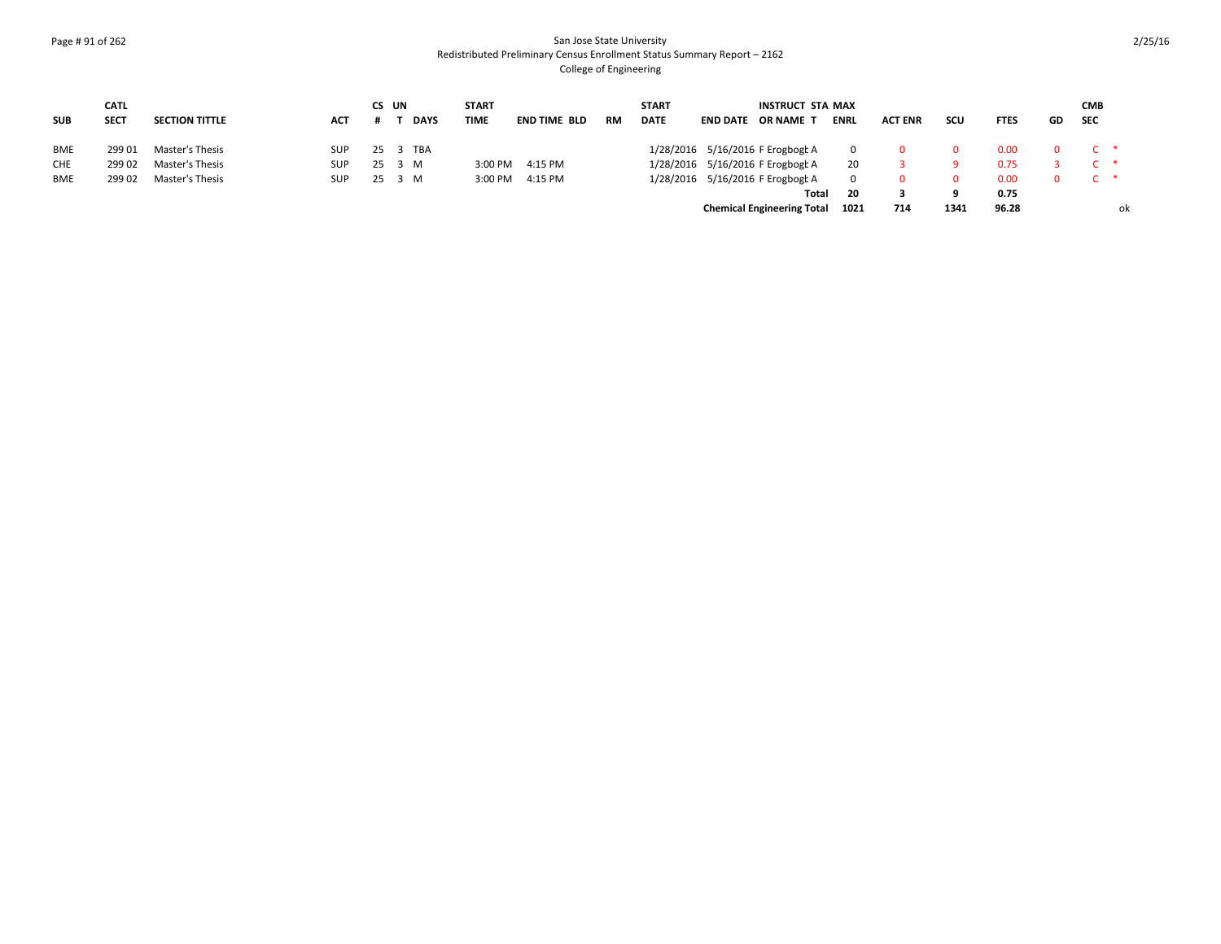San Jose State University
Redistributed Preliminary Census Enrollment Status Summary Report – 2162
College of Engineering

| SUB | CATL SECT | SECTION TITTLE | ACT | CS # | UN T | DAYS | START TIME | END TIME | BLD | RM | START DATE | END DATE | INSTRUCT OR NAME | STA T | MAX ENRL | ACT ENR | SCU | FTES | GD | CMB SEC | |
|---|---|---|---|---|---|---|---|---|---|---|---|---|---|---|---|---|---|---|---|---|---|
| BME | 299 01 | Master's Thesis | SUP | 25 | 3 | TBA | | | | | 1/28/2016 | 5/16/2016 | F Erogbogb | A | 0 | 0 | 0 | 0.00 | 0 | C | * |
| CHE | 299 02 | Master's Thesis | SUP | 25 | 3 | M | 3:00 PM | 4:15 PM | | | 1/28/2016 | 5/16/2016 | F Erogbogb | A | 20 | 3 | 9 | 0.75 | 3 | C | * |
| BME | 299 02 | Master's Thesis | SUP | 25 | 3 | M | 3:00 PM | 4:15 PM | | | 1/28/2016 | 5/16/2016 | F Erogbogb | A | 0 | 0 | 0 | 0.00 | 0 | C | * |
| | | | | | | | | | | | | | **Total** | | **20** | **3** | **9** | **0.75** | | | |
| | | | | | | | | | | | | | **Chemical Engineering Total** | | **1021** | **714** | **1341** | **96.28** | | | ok |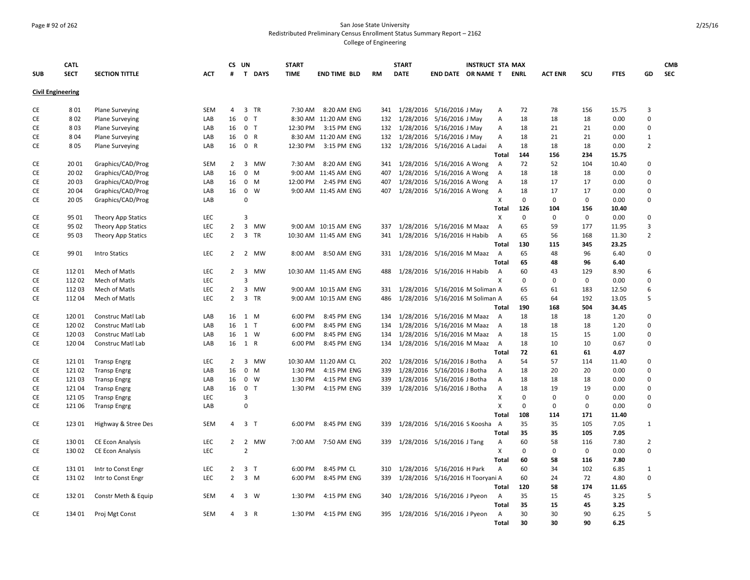San Jose State University
Redistributed Preliminary Census Enrollment Status Summary Report – 2162
College of Engineering

| SUB | CATL SECT | SECTION TITTLE | ACT | CS # | UN T | DAYS | START TIME | END TIME | BLD | RM | START DATE | END DATE | INSTRUCT OR NAME | STA T | MAX ENRL | ACT ENR | SCU | FTES | GD | CMB SEC |
|---|---|---|---|---|---|---|---|---|---|---|---|---|---|---|---|---|---|---|---|---|
| **Civil Engineering** | | | | | | | | | | | | | | | | | | | | |
| CE | 8 01 | Plane Surveying | SEM | 4 | 3 | TR | 7:30 AM | 8:20 AM | ENG | 341 | 1/28/2016 | 5/16/2016 | J May | A | 72 | 78 | 156 | 15.75 | 3 | |
| CE | 8 02 | Plane Surveying | LAB | 16 | 0 | T | 8:30 AM | 11:20 AM | ENG | 132 | 1/28/2016 | 5/16/2016 | J May | A | 18 | 18 | 18 | 0.00 | 0 | |
| CE | 8 03 | Plane Surveying | LAB | 16 | 0 | T | 12:30 PM | 3:15 PM | ENG | 132 | 1/28/2016 | 5/16/2016 | J May | A | 18 | 21 | 21 | 0.00 | 0 | |
| CE | 8 04 | Plane Surveying | LAB | 16 | 0 | R | 8:30 AM | 11:20 AM | ENG | 132 | 1/28/2016 | 5/16/2016 | J May | A | 18 | 21 | 21 | 0.00 | 1 | |
| CE | 8 05 | Plane Surveying | LAB | 16 | 0 | R | 12:30 PM | 3:15 PM | ENG | 132 | 1/28/2016 | 5/16/2016 | A Ladai | A | 18 | 18 | 18 | 0.00 | 2 | |
| | | | | | | | | | | | | | | Total | 144 | 156 | 234 | 15.75 | | |
| CE | 20 01 | Graphics/CAD/Prog | SEM | 2 | 3 | MW | 7:30 AM | 8:20 AM | ENG | 341 | 1/28/2016 | 5/16/2016 | A Wong | A | 72 | 52 | 104 | 10.40 | 0 | |
| CE | 20 02 | Graphics/CAD/Prog | LAB | 16 | 0 | M | 9:00 AM | 11:45 AM | ENG | 407 | 1/28/2016 | 5/16/2016 | A Wong | A | 18 | 18 | 18 | 0.00 | 0 | |
| CE | 20 03 | Graphics/CAD/Prog | LAB | 16 | 0 | M | 12:00 PM | 2:45 PM | ENG | 407 | 1/28/2016 | 5/16/2016 | A Wong | A | 18 | 17 | 17 | 0.00 | 0 | |
| CE | 20 04 | Graphics/CAD/Prog | LAB | 16 | 0 | W | 9:00 AM | 11:45 AM | ENG | 407 | 1/28/2016 | 5/16/2016 | A Wong | A | 18 | 17 | 17 | 0.00 | 0 | |
| CE | 20 05 | Graphics/CAD/Prog | LAB | | 0 | | | | | | | | | X | 0 | 0 | 0 | 0.00 | 0 | |
| | | | | | | | | | | | | | | Total | 126 | 104 | 156 | 10.40 | | |
| CE | 95 01 | Theory App Statics | LEC | | 3 | | | | | | | | | X | 0 | 0 | 0 | 0.00 | 0 | |
| CE | 95 02 | Theory App Statics | LEC | 2 | 3 | MW | 9:00 AM | 10:15 AM | ENG | 337 | 1/28/2016 | 5/16/2016 | M Maaz | A | 65 | 59 | 177 | 11.95 | 3 | |
| CE | 95 03 | Theory App Statics | LEC | 2 | 3 | TR | 10:30 AM | 11:45 AM | ENG | 341 | 1/28/2016 | 5/16/2016 | H Habib | A | 65 | 56 | 168 | 11.30 | 2 | |
| | | | | | | | | | | | | | | Total | 130 | 115 | 345 | 23.25 | | |
| CE | 99 01 | Intro Statics | LEC | 2 | 2 | MW | 8:00 AM | 8:50 AM | ENG | 331 | 1/28/2016 | 5/16/2016 | M Maaz | A | 65 | 48 | 96 | 6.40 | 0 | |
| | | | | | | | | | | | | | | Total | 65 | 48 | 96 | 6.40 | | |
| CE | 112 01 | Mech of Matls | LEC | 2 | 3 | MW | 10:30 AM | 11:45 AM | ENG | 488 | 1/28/2016 | 5/16/2016 | H Habib | A | 60 | 43 | 129 | 8.90 | 6 | |
| CE | 112 02 | Mech of Matls | LEC | | 3 | | | | | | | | | X | 0 | 0 | 0 | 0.00 | 0 | |
| CE | 112 03 | Mech of Matls | LEC | 2 | 3 | MW | 9:00 AM | 10:15 AM | ENG | 331 | 1/28/2016 | 5/16/2016 | M Soliman | A | 65 | 61 | 183 | 12.50 | 6 | |
| CE | 112 04 | Mech of Matls | LEC | 2 | 3 | TR | 9:00 AM | 10:15 AM | ENG | 486 | 1/28/2016 | 5/16/2016 | M Soliman | A | 65 | 64 | 192 | 13.05 | 5 | |
| | | | | | | | | | | | | | | Total | 190 | 168 | 504 | 34.45 | | |
| CE | 120 01 | Construc Matl Lab | LAB | 16 | 1 | M | 6:00 PM | 8:45 PM | ENG | 134 | 1/28/2016 | 5/16/2016 | M Maaz | A | 18 | 18 | 18 | 1.20 | 0 | |
| CE | 120 02 | Construc Matl Lab | LAB | 16 | 1 | T | 6:00 PM | 8:45 PM | ENG | 134 | 1/28/2016 | 5/16/2016 | M Maaz | A | 18 | 18 | 18 | 1.20 | 0 | |
| CE | 120 03 | Construc Matl Lab | LAB | 16 | 1 | W | 6:00 PM | 8:45 PM | ENG | 134 | 1/28/2016 | 5/16/2016 | M Maaz | A | 18 | 15 | 15 | 1.00 | 0 | |
| CE | 120 04 | Construc Matl Lab | LAB | 16 | 1 | R | 6:00 PM | 8:45 PM | ENG | 134 | 1/28/2016 | 5/16/2016 | M Maaz | A | 18 | 10 | 10 | 0.67 | 0 | |
| | | | | | | | | | | | | | | Total | 72 | 61 | 61 | 4.07 | | |
| CE | 121 01 | Transp Engrg | LEC | 2 | 3 | MW | 10:30 AM | 11:20 AM | CL | 202 | 1/28/2016 | 5/16/2016 | J Botha | A | 54 | 57 | 114 | 11.40 | 0 | |
| CE | 121 02 | Transp Engrg | LAB | 16 | 0 | M | 1:30 PM | 4:15 PM | ENG | 339 | 1/28/2016 | 5/16/2016 | J Botha | A | 18 | 20 | 20 | 0.00 | 0 | |
| CE | 121 03 | Transp Engrg | LAB | 16 | 0 | W | 1:30 PM | 4:15 PM | ENG | 339 | 1/28/2016 | 5/16/2016 | J Botha | A | 18 | 18 | 18 | 0.00 | 0 | |
| CE | 121 04 | Transp Engrg | LAB | 16 | 0 | T | 1:30 PM | 4:15 PM | ENG | 339 | 1/28/2016 | 5/16/2016 | J Botha | A | 18 | 19 | 19 | 0.00 | 0 | |
| CE | 121 05 | Transp Engrg | LEC | | 3 | | | | | | | | | X | 0 | 0 | 0 | 0.00 | 0 | |
| CE | 121 06 | Transp Engrg | LAB | | 0 | | | | | | | | | X | 0 | 0 | 0 | 0.00 | 0 | |
| | | | | | | | | | | | | | | Total | 108 | 114 | 171 | 11.40 | | |
| CE | 123 01 | Highway & Stree Des | SEM | 4 | 3 | T | 6:00 PM | 8:45 PM | ENG | 339 | 1/28/2016 | 5/16/2016 | S Koosha | A | 35 | 35 | 105 | 7.05 | 1 | |
| | | | | | | | | | | | | | | Total | 35 | 35 | 105 | 7.05 | | |
| CE | 130 01 | CE Econ Analysis | LEC | 2 | 2 | MW | 7:00 AM | 7:50 AM | ENG | 339 | 1/28/2016 | 5/16/2016 | J Tang | A | 60 | 58 | 116 | 7.80 | 2 | |
| CE | 130 02 | CE Econ Analysis | LEC | | 2 | | | | | | | | | X | 0 | 0 | 0 | 0.00 | 0 | |
| | | | | | | | | | | | | | | Total | 60 | 58 | 116 | 7.80 | | |
| CE | 131 01 | Intr to Const Engr | LEC | 2 | 3 | T | 6:00 PM | 8:45 PM | CL | 310 | 1/28/2016 | 5/16/2016 | H Park | A | 60 | 34 | 102 | 6.85 | 1 | |
| CE | 131 02 | Intr to Const Engr | LEC | 2 | 3 | M | 6:00 PM | 8:45 PM | ENG | 339 | 1/28/2016 | 5/16/2016 | H Tooryani | A | 60 | 24 | 72 | 4.80 | 0 | |
| | | | | | | | | | | | | | | Total | 120 | 58 | 174 | 11.65 | | |
| CE | 132 01 | Constr Meth & Equip | SEM | 4 | 3 | W | 1:30 PM | 4:15 PM | ENG | 340 | 1/28/2016 | 5/16/2016 | J Pyeon | A | 35 | 15 | 45 | 3.25 | 5 | |
| | | | | | | | | | | | | | | Total | 35 | 15 | 45 | 3.25 | | |
| CE | 134 01 | Proj Mgt Const | SEM | 4 | 3 | R | 1:30 PM | 4:15 PM | ENG | 395 | 1/28/2016 | 5/16/2016 | J Pyeon | A | 30 | 30 | 90 | 6.25 | 5 | |
| | | | | | | | | | | | | | | Total | 30 | 30 | 90 | 6.25 | | |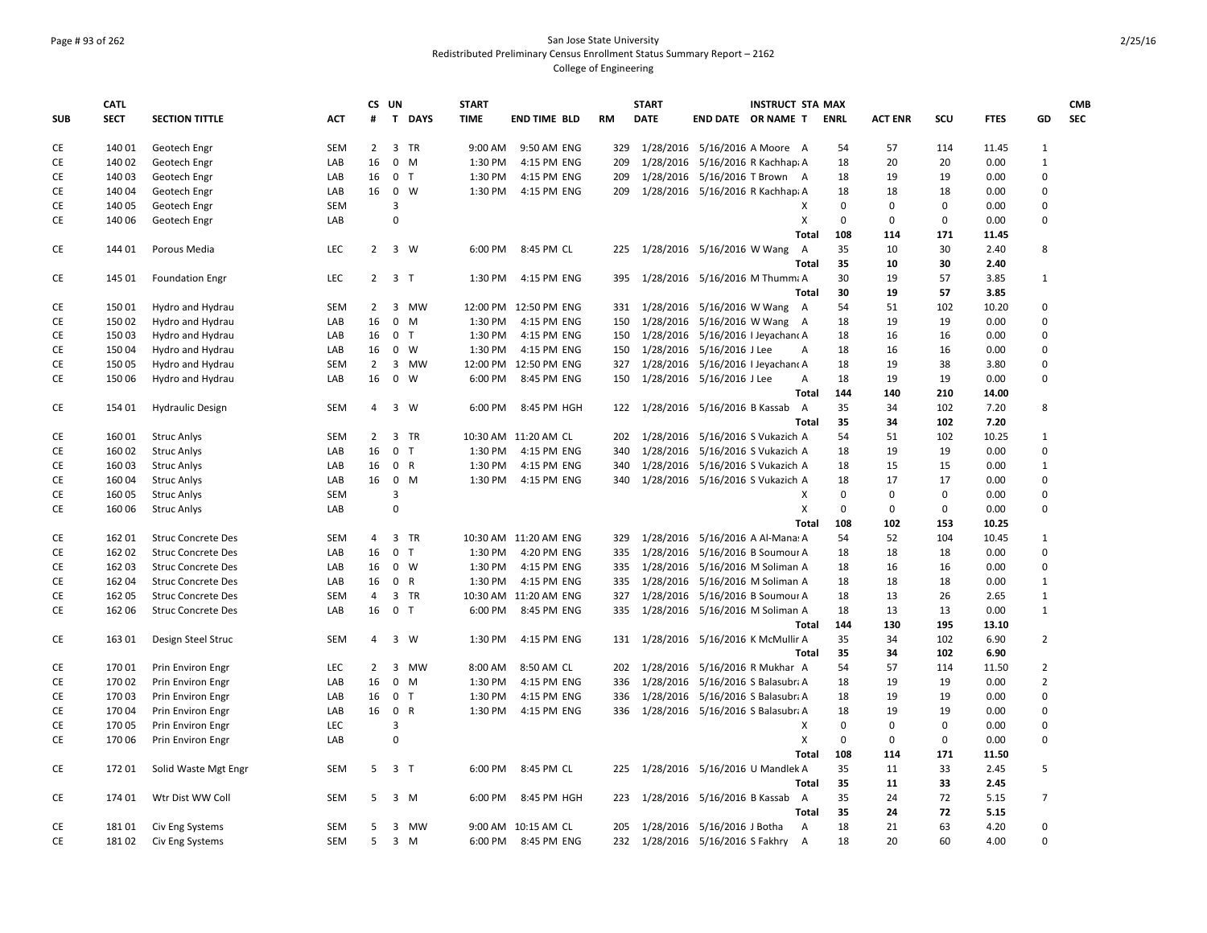San Jose State University
Redistributed Preliminary Census Enrollment Status Summary Report – 2162
College of Engineering

| SUB | CATL SECT | SECTION TITTLE | ACT | CS # | UN T | DAYS | START TIME | END TIME | BLD | RM | START DATE | END DATE | INSTRUCT OR NAME | STA T | MAX ENRL | ACT ENR | SCU | FTES | GD | CMB SEC |
|---|---|---|---|---|---|---|---|---|---|---|---|---|---|---|---|---|---|---|---|---|
| CE | 140 01 | Geotech Engr | SEM | 2 | 3 | TR | 9:00 AM | 9:50 AM | ENG | 329 | 1/28/2016 | 5/16/2016 | A Moore | A | 54 | 57 | 114 | 11.45 | 1 | |
| CE | 140 02 | Geotech Engr | LAB | 16 | 0 | M | 1:30 PM | 4:15 PM | ENG | 209 | 1/28/2016 | 5/16/2016 | R Kachhapi | A | 18 | 20 | 20 | 0.00 | 1 | |
| CE | 140 03 | Geotech Engr | LAB | 16 | 0 | T | 1:30 PM | 4:15 PM | ENG | 209 | 1/28/2016 | 5/16/2016 | T Brown | A | 18 | 19 | 19 | 0.00 | 0 | |
| CE | 140 04 | Geotech Engr | LAB | 16 | 0 | W | 1:30 PM | 4:15 PM | ENG | 209 | 1/28/2016 | 5/16/2016 | R Kachhapi | A | 18 | 18 | 18 | 0.00 | 0 | |
| CE | 140 05 | Geotech Engr | SEM | | 3 | | | | | | | | | X | 0 | 0 | 0 | 0.00 | 0 | |
| CE | 140 06 | Geotech Engr | LAB | | 0 | | | | | | | | | X | 0 | 0 | 0 | 0.00 | 0 | |
| | | | | | | | | | | | | | | Total | 108 | 114 | 171 | 11.45 | | |
| CE | 144 01 | Porous Media | LEC | 2 | 3 | W | 6:00 PM | 8:45 PM | CL | 225 | 1/28/2016 | 5/16/2016 | W Wang | A | 35 | 10 | 30 | 2.40 | 8 | |
| | | | | | | | | | | | | | | Total | 35 | 10 | 30 | 2.40 | | |
| CE | 145 01 | Foundation Engr | LEC | 2 | 3 | T | 1:30 PM | 4:15 PM | ENG | 395 | 1/28/2016 | 5/16/2016 | M Thumma | A | 30 | 19 | 57 | 3.85 | 1 | |
| | | | | | | | | | | | | | | Total | 30 | 19 | 57 | 3.85 | | |
| CE | 150 01 | Hydro and Hydrau | SEM | 2 | 3 | MW | 12:00 PM | 12:50 PM | ENG | 331 | 1/28/2016 | 5/16/2016 | W Wang | A | 54 | 51 | 102 | 10.20 | 0 | |
| CE | 150 02 | Hydro and Hydrau | LAB | 16 | 0 | M | 1:30 PM | 4:15 PM | ENG | 150 | 1/28/2016 | 5/16/2016 | W Wang | A | 18 | 19 | 19 | 0.00 | 0 | |
| CE | 150 03 | Hydro and Hydrau | LAB | 16 | 0 | T | 1:30 PM | 4:15 PM | ENG | 150 | 1/28/2016 | 5/16/2016 | I Jeyachand | A | 18 | 16 | 16 | 0.00 | 0 | |
| CE | 150 04 | Hydro and Hydrau | LAB | 16 | 0 | W | 1:30 PM | 4:15 PM | ENG | 150 | 1/28/2016 | 5/16/2016 | J Lee | A | 18 | 16 | 16 | 0.00 | 0 | |
| CE | 150 05 | Hydro and Hydrau | SEM | 2 | 3 | MW | 12:00 PM | 12:50 PM | ENG | 327 | 1/28/2016 | 5/16/2016 | I Jeyachand | A | 18 | 19 | 38 | 3.80 | 0 | |
| CE | 150 06 | Hydro and Hydrau | LAB | 16 | 0 | W | 6:00 PM | 8:45 PM | ENG | 150 | 1/28/2016 | 5/16/2016 | J Lee | A | 18 | 19 | 19 | 0.00 | 0 | |
| | | | | | | | | | | | | | | Total | 144 | 140 | 210 | 14.00 | | |
| CE | 154 01 | Hydraulic Design | SEM | 4 | 3 | W | 6:00 PM | 8:45 PM | HGH | 122 | 1/28/2016 | 5/16/2016 | B Kassab | A | 35 | 34 | 102 | 7.20 | 8 | |
| | | | | | | | | | | | | | | Total | 35 | 34 | 102 | 7.20 | | |
| CE | 160 01 | Struc Anlys | SEM | 2 | 3 | TR | 10:30 AM | 11:20 AM | CL | 202 | 1/28/2016 | 5/16/2016 | S Vukazich | A | 54 | 51 | 102 | 10.25 | 1 | |
| CE | 160 02 | Struc Anlys | LAB | 16 | 0 | T | 1:30 PM | 4:15 PM | ENG | 340 | 1/28/2016 | 5/16/2016 | S Vukazich | A | 18 | 19 | 19 | 0.00 | 0 | |
| CE | 160 03 | Struc Anlys | LAB | 16 | 0 | R | 1:30 PM | 4:15 PM | ENG | 340 | 1/28/2016 | 5/16/2016 | S Vukazich | A | 18 | 15 | 15 | 0.00 | 1 | |
| CE | 160 04 | Struc Anlys | LAB | 16 | 0 | M | 1:30 PM | 4:15 PM | ENG | 340 | 1/28/2016 | 5/16/2016 | S Vukazich | A | 18 | 17 | 17 | 0.00 | 0 | |
| CE | 160 05 | Struc Anlys | SEM | | 3 | | | | | | | | | X | 0 | 0 | 0 | 0.00 | 0 | |
| CE | 160 06 | Struc Anlys | LAB | | 0 | | | | | | | | | X | 0 | 0 | 0 | 0.00 | 0 | |
| | | | | | | | | | | | | | | Total | 108 | 102 | 153 | 10.25 | | |
| CE | 162 01 | Struc Concrete Des | SEM | 4 | 3 | TR | 10:30 AM | 11:20 AM | ENG | 329 | 1/28/2016 | 5/16/2016 | A Al-Mana | A | 54 | 52 | 104 | 10.45 | 1 | |
| CE | 162 02 | Struc Concrete Des | LAB | 16 | 0 | T | 1:30 PM | 4:20 PM | ENG | 335 | 1/28/2016 | 5/16/2016 | B Soumour | A | 18 | 18 | 18 | 0.00 | 0 | |
| CE | 162 03 | Struc Concrete Des | LAB | 16 | 0 | W | 1:30 PM | 4:15 PM | ENG | 335 | 1/28/2016 | 5/16/2016 | M Soliman | A | 18 | 16 | 16 | 0.00 | 0 | |
| CE | 162 04 | Struc Concrete Des | LAB | 16 | 0 | R | 1:30 PM | 4:15 PM | ENG | 335 | 1/28/2016 | 5/16/2016 | M Soliman | A | 18 | 18 | 18 | 0.00 | 1 | |
| CE | 162 05 | Struc Concrete Des | SEM | 4 | 3 | TR | 10:30 AM | 11:20 AM | ENG | 327 | 1/28/2016 | 5/16/2016 | B Soumour | A | 18 | 13 | 26 | 2.65 | 1 | |
| CE | 162 06 | Struc Concrete Des | LAB | 16 | 0 | T | 6:00 PM | 8:45 PM | ENG | 335 | 1/28/2016 | 5/16/2016 | M Soliman | A | 18 | 13 | 13 | 0.00 | 1 | |
| | | | | | | | | | | | | | | Total | 144 | 130 | 195 | 13.10 | | |
| CE | 163 01 | Design Steel Struc | SEM | 4 | 3 | W | 1:30 PM | 4:15 PM | ENG | 131 | 1/28/2016 | 5/16/2016 | K McMullir | A | 35 | 34 | 102 | 6.90 | 2 | |
| | | | | | | | | | | | | | | Total | 35 | 34 | 102 | 6.90 | | |
| CE | 170 01 | Prin Environ Engr | LEC | 2 | 3 | MW | 8:00 AM | 8:50 AM | CL | 202 | 1/28/2016 | 5/16/2016 | R Mukhar | A | 54 | 57 | 114 | 11.50 | 2 | |
| CE | 170 02 | Prin Environ Engr | LAB | 16 | 0 | M | 1:30 PM | 4:15 PM | ENG | 336 | 1/28/2016 | 5/16/2016 | S Balasubra | A | 18 | 19 | 19 | 0.00 | 2 | |
| CE | 170 03 | Prin Environ Engr | LAB | 16 | 0 | T | 1:30 PM | 4:15 PM | ENG | 336 | 1/28/2016 | 5/16/2016 | S Balasubra | A | 18 | 19 | 19 | 0.00 | 0 | |
| CE | 170 04 | Prin Environ Engr | LAB | 16 | 0 | R | 1:30 PM | 4:15 PM | ENG | 336 | 1/28/2016 | 5/16/2016 | S Balasubra | A | 18 | 19 | 19 | 0.00 | 0 | |
| CE | 170 05 | Prin Environ Engr | LEC | | 3 | | | | | | | | | X | 0 | 0 | 0 | 0.00 | 0 | |
| CE | 170 06 | Prin Environ Engr | LAB | | 0 | | | | | | | | | X | 0 | 0 | 0 | 0.00 | 0 | |
| | | | | | | | | | | | | | | Total | 108 | 114 | 171 | 11.50 | | |
| CE | 172 01 | Solid Waste Mgt Engr | SEM | 5 | 3 | T | 6:00 PM | 8:45 PM | CL | 225 | 1/28/2016 | 5/16/2016 | U Mandlek | A | 35 | 11 | 33 | 2.45 | 5 | |
| | | | | | | | | | | | | | | Total | 35 | 11 | 33 | 2.45 | | |
| CE | 174 01 | Wtr Dist WW Coll | SEM | 5 | 3 | M | 6:00 PM | 8:45 PM | HGH | 223 | 1/28/2016 | 5/16/2016 | B Kassab | A | 35 | 24 | 72 | 5.15 | 7 | |
| | | | | | | | | | | | | | | Total | 35 | 24 | 72 | 5.15 | | |
| CE | 181 01 | Civ Eng Systems | SEM | 5 | 3 | MW | 9:00 AM | 10:15 AM | CL | 205 | 1/28/2016 | 5/16/2016 | J Botha | A | 18 | 21 | 63 | 4.20 | 0 | |
| CE | 181 02 | Civ Eng Systems | SEM | 5 | 3 | M | 6:00 PM | 8:45 PM | ENG | 232 | 1/28/2016 | 5/16/2016 | S Fakhry | A | 18 | 20 | 60 | 4.00 | 0 | |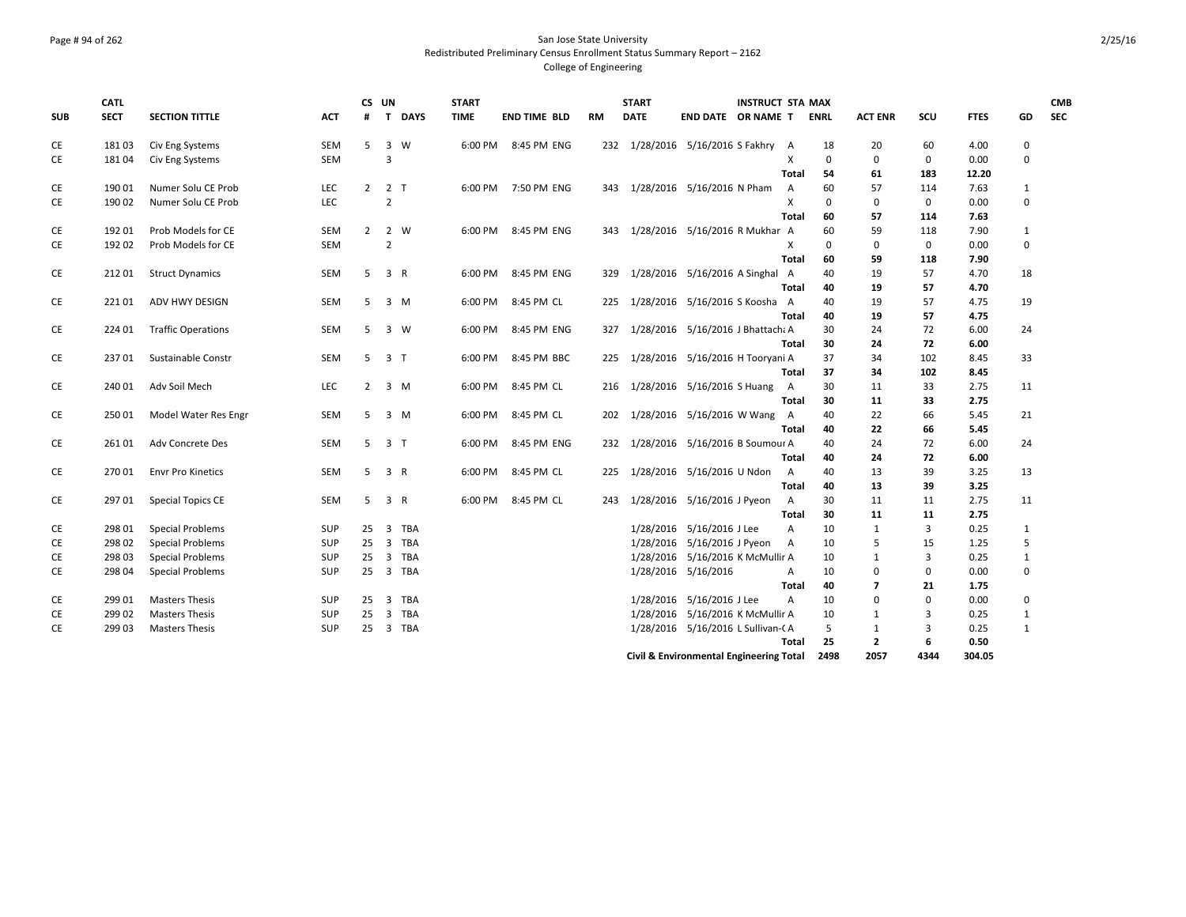San Jose State University
Redistributed Preliminary Census Enrollment Status Summary Report – 2162
College of Engineering

| SUB | CATL SECT | SECTION TITTLE | ACT | CS # | UN T | DAYS | START TIME | END TIME | BLD | RM | START DATE | END DATE | INSTRUCT OR NAME | STA T | MAX ENRL | ACT ENR | SCU | FTES | GD | CMB SEC |
|---|---|---|---|---|---|---|---|---|---|---|---|---|---|---|---|---|---|---|---|---|
| CE | 181 03 | Civ Eng Systems | SEM | 5 | 3 | W | 6:00 PM | 8:45 PM | ENG | 232 | 1/28/2016 | 5/16/2016 | S Fakhry | A | 18 | 20 | 60 | 4.00 | 0 | |
| CE | 181 04 | Civ Eng Systems | SEM | | 3 | | | | | | | | | X | 0 | 0 | 0 | 0.00 | 0 | |
| | | | | | | | | | | | | | | **Total** | **54** | **61** | **183** | **12.20** | | |
| CE | 190 01 | Numer Solu CE Prob | LEC | 2 | 2 | T | 6:00 PM | 7:50 PM | ENG | 343 | 1/28/2016 | 5/16/2016 | N Pham | A | 60 | 57 | 114 | 7.63 | 1 | |
| CE | 190 02 | Numer Solu CE Prob | LEC | | 2 | | | | | | | | | X | 0 | 0 | 0 | 0.00 | 0 | |
| | | | | | | | | | | | | | | **Total** | **60** | **57** | **114** | **7.63** | | |
| CE | 192 01 | Prob Models for CE | SEM | 2 | 2 | W | 6:00 PM | 8:45 PM | ENG | 343 | 1/28/2016 | 5/16/2016 | R Mukhar | A | 60 | 59 | 118 | 7.90 | 1 | |
| CE | 192 02 | Prob Models for CE | SEM | | 2 | | | | | | | | | X | 0 | 0 | 0 | 0.00 | 0 | |
| | | | | | | | | | | | | | | **Total** | **60** | **59** | **118** | **7.90** | | |
| CE | 212 01 | Struct Dynamics | SEM | 5 | 3 | R | 6:00 PM | 8:45 PM | ENG | 329 | 1/28/2016 | 5/16/2016 | A Singhal | A | 40 | 19 | 57 | 4.70 | 18 | |
| | | | | | | | | | | | | | | **Total** | **40** | **19** | **57** | **4.70** | | |
| CE | 221 01 | ADV HWY DESIGN | SEM | 5 | 3 | M | 6:00 PM | 8:45 PM | CL | 225 | 1/28/2016 | 5/16/2016 | S Koosha | A | 40 | 19 | 57 | 4.75 | 19 | |
| | | | | | | | | | | | | | | **Total** | **40** | **19** | **57** | **4.75** | | |
| CE | 224 01 | Traffic Operations | SEM | 5 | 3 | W | 6:00 PM | 8:45 PM | ENG | 327 | 1/28/2016 | 5/16/2016 | J Bhattach | A | 30 | 24 | 72 | 6.00 | 24 | |
| | | | | | | | | | | | | | | **Total** | **30** | **24** | **72** | **6.00** | | |
| CE | 237 01 | Sustainable Constr | SEM | 5 | 3 | T | 6:00 PM | 8:45 PM | BBC | 225 | 1/28/2016 | 5/16/2016 | H Tooryani | A | 37 | 34 | 102 | 8.45 | 33 | |
| | | | | | | | | | | | | | | **Total** | **37** | **34** | **102** | **8.45** | | |
| CE | 240 01 | Adv Soil Mech | LEC | 2 | 3 | M | 6:00 PM | 8:45 PM | CL | 216 | 1/28/2016 | 5/16/2016 | S Huang | A | 30 | 11 | 33 | 2.75 | 11 | |
| | | | | | | | | | | | | | | **Total** | **30** | **11** | **33** | **2.75** | | |
| CE | 250 01 | Model Water Res Engr | SEM | 5 | 3 | M | 6:00 PM | 8:45 PM | CL | 202 | 1/28/2016 | 5/16/2016 | W Wang | A | 40 | 22 | 66 | 5.45 | 21 | |
| | | | | | | | | | | | | | | **Total** | **40** | **22** | **66** | **5.45** | | |
| CE | 261 01 | Adv Concrete Des | SEM | 5 | 3 | T | 6:00 PM | 8:45 PM | ENG | 232 | 1/28/2016 | 5/16/2016 | B Soumour | A | 40 | 24 | 72 | 6.00 | 24 | |
| | | | | | | | | | | | | | | **Total** | **40** | **24** | **72** | **6.00** | | |
| CE | 270 01 | Envr Pro Kinetics | SEM | 5 | 3 | R | 6:00 PM | 8:45 PM | CL | 225 | 1/28/2016 | 5/16/2016 | U Ndon | A | 40 | 13 | 39 | 3.25 | 13 | |
| | | | | | | | | | | | | | | **Total** | **40** | **13** | **39** | **3.25** | | |
| CE | 297 01 | Special Topics CE | SEM | 5 | 3 | R | 6:00 PM | 8:45 PM | CL | 243 | 1/28/2016 | 5/16/2016 | J Pyeon | A | 30 | 11 | 11 | 2.75 | 11 | |
| | | | | | | | | | | | | | | **Total** | **30** | **11** | **11** | **2.75** | | |
| CE | 298 01 | Special Problems | SUP | 25 | 3 | TBA | | | | | 1/28/2016 | 5/16/2016 | J Lee | A | 10 | 1 | 3 | 0.25 | 1 | |
| CE | 298 02 | Special Problems | SUP | 25 | 3 | TBA | | | | | 1/28/2016 | 5/16/2016 | J Pyeon | A | 10 | 5 | 15 | 1.25 | 5 | |
| CE | 298 03 | Special Problems | SUP | 25 | 3 | TBA | | | | | 1/28/2016 | 5/16/2016 | K McMullir | A | 10 | 1 | 3 | 0.25 | 1 | |
| CE | 298 04 | Special Problems | SUP | 25 | 3 | TBA | | | | | 1/28/2016 | 5/16/2016 | | A | 10 | 0 | 0 | 0.00 | 0 | |
| | | | | | | | | | | | | | | **Total** | **40** | **7** | **21** | **1.75** | | |
| CE | 299 01 | Masters Thesis | SUP | 25 | 3 | TBA | | | | | 1/28/2016 | 5/16/2016 | J Lee | A | 10 | 0 | 0 | 0.00 | 0 | |
| CE | 299 02 | Masters Thesis | SUP | 25 | 3 | TBA | | | | | 1/28/2016 | 5/16/2016 | K McMullir | A | 10 | 1 | 3 | 0.25 | 1 | |
| CE | 299 03 | Masters Thesis | SUP | 25 | 3 | TBA | | | | | 1/28/2016 | 5/16/2016 | L Sullivan-( | A | 5 | 1 | 3 | 0.25 | 1 | |
| | | | | | | | | | | | | | | **Total** | **25** | **2** | **6** | **0.50** | | |
| | | | | | | | | | | | | | **Civil & Environmental Engineering Total** | | **2498** | **2057** | **4344** | **304.05** | | |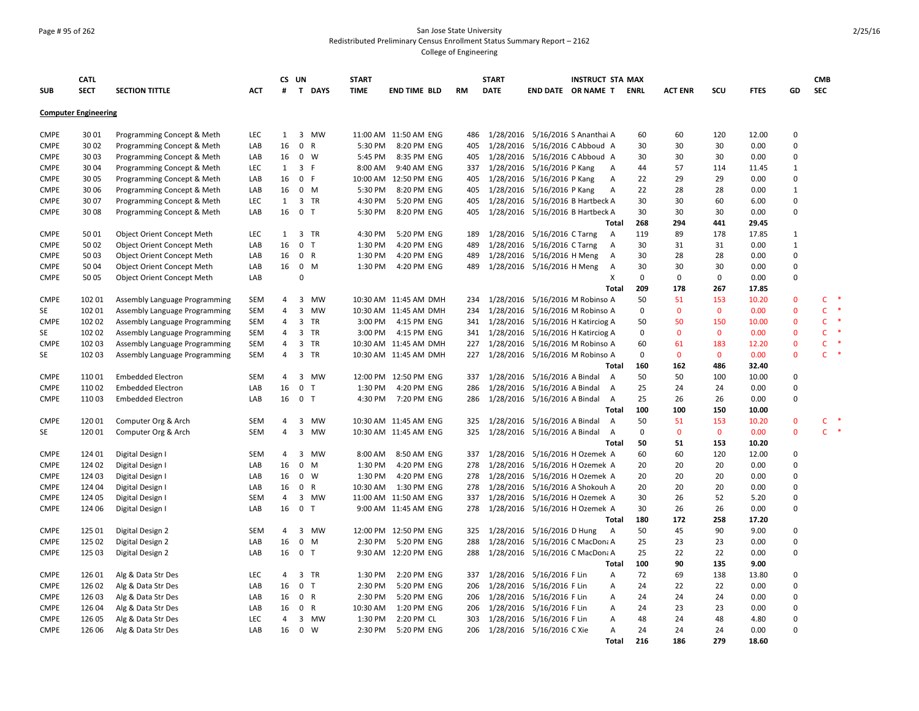San Jose State University
Redistributed Preliminary Census Enrollment Status Summary Report – 2162
College of Engineering

| SUB | CATL SECT | SECTION TITTLE | ACT | CS # | UN T | DAYS | START TIME | END TIME | BLD | RM | START DATE | END DATE | INSTRUCT OR NAME | STA T | MAX ENRL | ACT ENR | SCU | FTES | GD | CMB SEC |
|---|---|---|---|---|---|---|---|---|---|---|---|---|---|---|---|---|---|---|---|---|
| **Computer Engineering** | | | | | | | | | | | | | | | | | | | | |
| CMPE | 30 01 | Programming Concept & Meth | LEC | 1 | 3 | MW | 11:00 AM | 11:50 AM | ENG | 486 | 1/28/2016 | 5/16/2016 | S Ananthai | A | 60 | 60 | 120 | 12.00 | 0 | |
| CMPE | 30 02 | Programming Concept & Meth | LAB | 16 | 0 | R | 5:30 PM | 8:20 PM | ENG | 405 | 1/28/2016 | 5/16/2016 | C Abboud | A | 30 | 30 | 30 | 0.00 | 0 | |
| CMPE | 30 03 | Programming Concept & Meth | LAB | 16 | 0 | W | 5:45 PM | 8:35 PM | ENG | 405 | 1/28/2016 | 5/16/2016 | C Abboud | A | 30 | 30 | 30 | 0.00 | 0 | |
| CMPE | 30 04 | Programming Concept & Meth | LEC | 1 | 3 | F | 8:00 AM | 9:40 AM | ENG | 337 | 1/28/2016 | 5/16/2016 | P Kang | A | 44 | 57 | 114 | 11.45 | 1 | |
| CMPE | 30 05 | Programming Concept & Meth | LAB | 16 | 0 | F | 10:00 AM | 12:50 PM | ENG | 405 | 1/28/2016 | 5/16/2016 | P Kang | A | 22 | 29 | 29 | 0.00 | 0 | |
| CMPE | 30 06 | Programming Concept & Meth | LAB | 16 | 0 | M | 5:30 PM | 8:20 PM | ENG | 405 | 1/28/2016 | 5/16/2016 | P Kang | A | 22 | 28 | 28 | 0.00 | 1 | |
| CMPE | 30 07 | Programming Concept & Meth | LEC | 1 | 3 | TR | 4:30 PM | 5:20 PM | ENG | 405 | 1/28/2016 | 5/16/2016 | B Hartbeck | A | 30 | 30 | 60 | 6.00 | 0 | |
| CMPE | 30 08 | Programming Concept & Meth | LAB | 16 | 0 | T | 5:30 PM | 8:20 PM | ENG | 405 | 1/28/2016 | 5/16/2016 | B Hartbeck | A | 30 | 30 | 30 | 0.00 | 0 | |
| | | | | | | | | | | | | | | Total | 268 | 294 | 441 | 29.45 | | |
| CMPE | 50 01 | Object Orient Concept Meth | LEC | 1 | 3 | TR | 4:30 PM | 5:20 PM | ENG | 189 | 1/28/2016 | 5/16/2016 | C Tarng | A | 119 | 89 | 178 | 17.85 | 1 | |
| CMPE | 50 02 | Object Orient Concept Meth | LAB | 16 | 0 | T | 1:30 PM | 4:20 PM | ENG | 489 | 1/28/2016 | 5/16/2016 | C Tarng | A | 30 | 31 | 31 | 0.00 | 1 | |
| CMPE | 50 03 | Object Orient Concept Meth | LAB | 16 | 0 | R | 1:30 PM | 4:20 PM | ENG | 489 | 1/28/2016 | 5/16/2016 | H Meng | A | 30 | 28 | 28 | 0.00 | 0 | |
| CMPE | 50 04 | Object Orient Concept Meth | LAB | 16 | 0 | M | 1:30 PM | 4:20 PM | ENG | 489 | 1/28/2016 | 5/16/2016 | H Meng | A | 30 | 30 | 30 | 0.00 | 0 | |
| CMPE | 50 05 | Object Orient Concept Meth | LAB | | 0 | | | | | | | | | X | 0 | 0 | 0 | 0.00 | 0 | |
| | | | | | | | | | | | | | | Total | 209 | 178 | 267 | 17.85 | | |
| CMPE | 102 01 | Assembly Language Programming | SEM | 4 | 3 | MW | 10:30 AM | 11:45 AM | DMH | 234 | 1/28/2016 | 5/16/2016 | M Robinso | A | 50 | 51 | 153 | 10.20 | 0 | C * |
| SE | 102 01 | Assembly Language Programming | SEM | 4 | 3 | MW | 10:30 AM | 11:45 AM | DMH | 234 | 1/28/2016 | 5/16/2016 | M Robinso | A | 0 | 0 | 0 | 0.00 | 0 | C * |
| CMPE | 102 02 | Assembly Language Programming | SEM | 4 | 3 | TR | 3:00 PM | 4:15 PM | ENG | 341 | 1/28/2016 | 5/16/2016 | H Katirciog | A | 50 | 50 | 150 | 10.00 | 0 | C * |
| SE | 102 02 | Assembly Language Programming | SEM | 4 | 3 | TR | 3:00 PM | 4:15 PM | ENG | 341 | 1/28/2016 | 5/16/2016 | H Katirciog | A | 0 | 0 | 0 | 0.00 | 0 | C * |
| CMPE | 102 03 | Assembly Language Programming | SEM | 4 | 3 | TR | 10:30 AM | 11:45 AM | DMH | 227 | 1/28/2016 | 5/16/2016 | M Robinso | A | 60 | 61 | 183 | 12.20 | 0 | C * |
| SE | 102 03 | Assembly Language Programming | SEM | 4 | 3 | TR | 10:30 AM | 11:45 AM | DMH | 227 | 1/28/2016 | 5/16/2016 | M Robinso | A | 0 | 0 | 0 | 0.00 | 0 | C * |
| | | | | | | | | | | | | | | Total | 160 | 162 | 486 | 32.40 | | |
| CMPE | 110 01 | Embedded Electron | SEM | 4 | 3 | MW | 12:00 PM | 12:50 PM | ENG | 337 | 1/28/2016 | 5/16/2016 | A Bindal | A | 50 | 50 | 100 | 10.00 | 0 | |
| CMPE | 110 02 | Embedded Electron | LAB | 16 | 0 | T | 1:30 PM | 4:20 PM | ENG | 286 | 1/28/2016 | 5/16/2016 | A Bindal | A | 25 | 24 | 24 | 0.00 | 0 | |
| CMPE | 110 03 | Embedded Electron | LAB | 16 | 0 | T | 4:30 PM | 7:20 PM | ENG | 286 | 1/28/2016 | 5/16/2016 | A Bindal | A | 25 | 26 | 26 | 0.00 | 0 | |
| | | | | | | | | | | | | | | Total | 100 | 100 | 150 | 10.00 | | |
| CMPE | 120 01 | Computer Org & Arch | SEM | 4 | 3 | MW | 10:30 AM | 11:45 AM | ENG | 325 | 1/28/2016 | 5/16/2016 | A Bindal | A | 50 | 51 | 153 | 10.20 | 0 | C * |
| SE | 120 01 | Computer Org & Arch | SEM | 4 | 3 | MW | 10:30 AM | 11:45 AM | ENG | 325 | 1/28/2016 | 5/16/2016 | A Bindal | A | 0 | 0 | 0 | 0.00 | 0 | C * |
| | | | | | | | | | | | | | | Total | 50 | 51 | 153 | 10.20 | | |
| CMPE | 124 01 | Digital Design I | SEM | 4 | 3 | MW | 8:00 AM | 8:50 AM | ENG | 337 | 1/28/2016 | 5/16/2016 | H Ozemek | A | 60 | 60 | 120 | 12.00 | 0 | |
| CMPE | 124 02 | Digital Design I | LAB | 16 | 0 | M | 1:30 PM | 4:20 PM | ENG | 278 | 1/28/2016 | 5/16/2016 | H Ozemek | A | 20 | 20 | 20 | 0.00 | 0 | |
| CMPE | 124 03 | Digital Design I | LAB | 16 | 0 | W | 1:30 PM | 4:20 PM | ENG | 278 | 1/28/2016 | 5/16/2016 | H Ozemek | A | 20 | 20 | 20 | 0.00 | 0 | |
| CMPE | 124 04 | Digital Design I | LAB | 16 | 0 | R | 10:30 AM | 1:30 PM | ENG | 278 | 1/28/2016 | 5/16/2016 | A Shokouh | A | 20 | 20 | 20 | 0.00 | 0 | |
| CMPE | 124 05 | Digital Design I | SEM | 4 | 3 | MW | 11:00 AM | 11:50 AM | ENG | 337 | 1/28/2016 | 5/16/2016 | H Ozemek | A | 30 | 26 | 52 | 5.20 | 0 | |
| CMPE | 124 06 | Digital Design I | LAB | 16 | 0 | T | 9:00 AM | 11:45 AM | ENG | 278 | 1/28/2016 | 5/16/2016 | H Ozemek | A | 30 | 26 | 26 | 0.00 | 0 | |
| | | | | | | | | | | | | | | Total | 180 | 172 | 258 | 17.20 | | |
| CMPE | 125 01 | Digital Design 2 | SEM | 4 | 3 | MW | 12:00 PM | 12:50 PM | ENG | 325 | 1/28/2016 | 5/16/2016 | D Hung | A | 50 | 45 | 90 | 9.00 | 0 | |
| CMPE | 125 02 | Digital Design 2 | LAB | 16 | 0 | M | 2:30 PM | 5:20 PM | ENG | 288 | 1/28/2016 | 5/16/2016 | C MacDon | A | 25 | 23 | 23 | 0.00 | 0 | |
| CMPE | 125 03 | Digital Design 2 | LAB | 16 | 0 | T | 9:30 AM | 12:20 PM | ENG | 288 | 1/28/2016 | 5/16/2016 | C MacDon | A | 25 | 22 | 22 | 0.00 | 0 | |
| | | | | | | | | | | | | | | Total | 100 | 90 | 135 | 9.00 | | |
| CMPE | 126 01 | Alg & Data Str Des | LEC | 4 | 3 | TR | 1:30 PM | 2:20 PM | ENG | 337 | 1/28/2016 | 5/16/2016 | F Lin | A | 72 | 69 | 138 | 13.80 | 0 | |
| CMPE | 126 02 | Alg & Data Str Des | LAB | 16 | 0 | T | 2:30 PM | 5:20 PM | ENG | 206 | 1/28/2016 | 5/16/2016 | F Lin | A | 24 | 22 | 22 | 0.00 | 0 | |
| CMPE | 126 03 | Alg & Data Str Des | LAB | 16 | 0 | R | 2:30 PM | 5:20 PM | ENG | 206 | 1/28/2016 | 5/16/2016 | F Lin | A | 24 | 24 | 24 | 0.00 | 0 | |
| CMPE | 126 04 | Alg & Data Str Des | LAB | 16 | 0 | R | 10:30 AM | 1:20 PM | ENG | 206 | 1/28/2016 | 5/16/2016 | F Lin | A | 24 | 23 | 23 | 0.00 | 0 | |
| CMPE | 126 05 | Alg & Data Str Des | LEC | 4 | 3 | MW | 1:30 PM | 2:20 PM | CL | 303 | 1/28/2016 | 5/16/2016 | F Lin | A | 48 | 24 | 48 | 4.80 | 0 | |
| CMPE | 126 06 | Alg & Data Str Des | LAB | 16 | 0 | W | 2:30 PM | 5:20 PM | ENG | 206 | 1/28/2016 | 5/16/2016 | C Xie | A | 24 | 24 | 24 | 0.00 | 0 | |
| | | | | | | | | | | | | | | Total | 216 | 186 | 279 | 18.60 | | |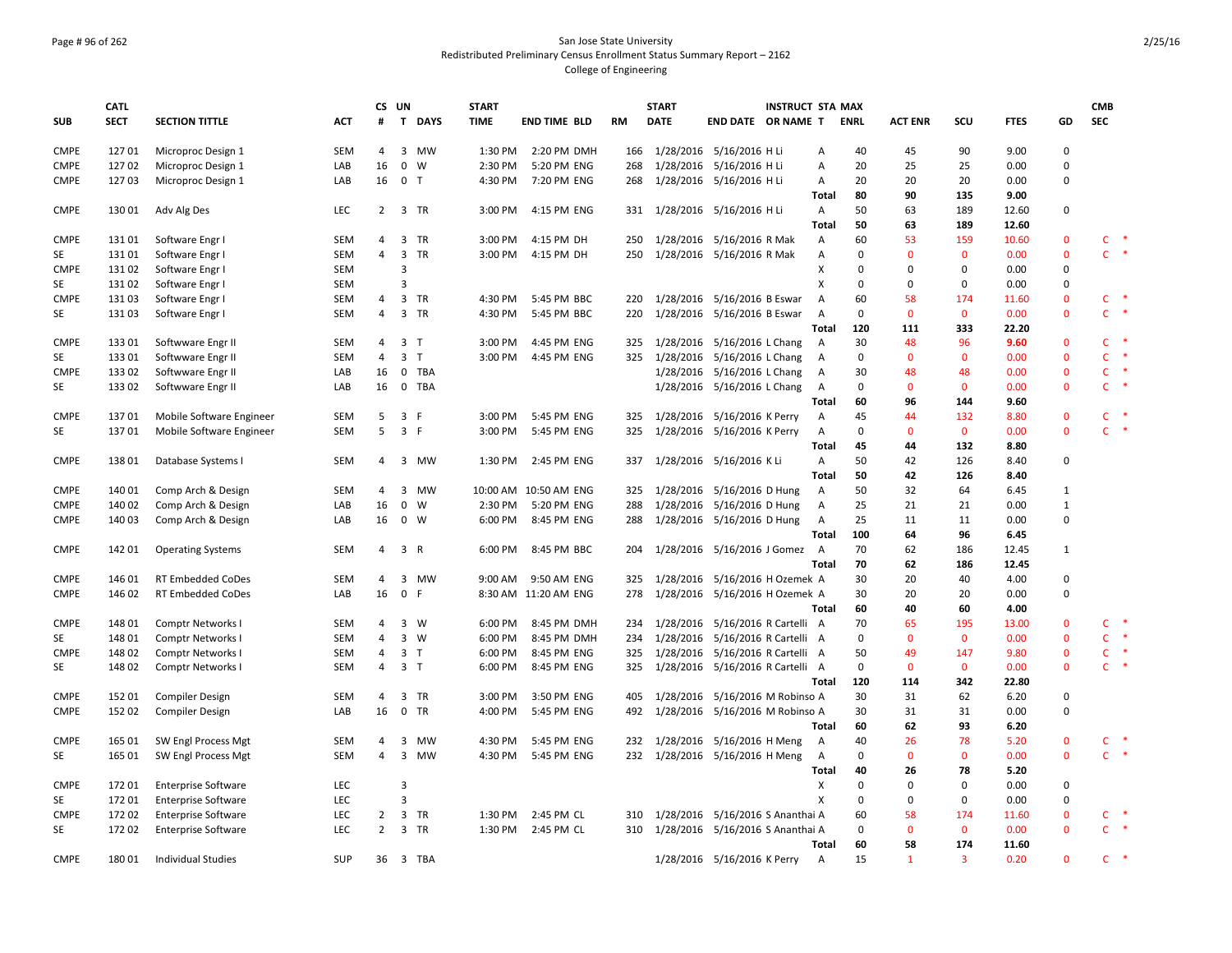San Jose State University
Redistributed Preliminary Census Enrollment Status Summary Report – 2162
College of Engineering

| SUB | CATL SECT | SECTION TITTLE | ACT | CS # | UN T | DAYS | START TIME | END TIME | BLD | RM | START DATE | END DATE | INSTRUCT OR NAME | STA T | MAX ENRL | ACT ENR | SCU | FTES | GD | CMB SEC |
|---|---|---|---|---|---|---|---|---|---|---|---|---|---|---|---|---|---|---|---|---|
| CMPE | 127 01 | Microproc Design 1 | SEM | 4 | 3 | MW | 1:30 PM | 2:20 PM | DMH | 166 | 1/28/2016 | 5/16/2016 | H Li | A | 40 | 45 | 90 | 9.00 | 0 | |
| CMPE | 127 02 | Microproc Design 1 | LAB | 16 | 0 | W | 2:30 PM | 5:20 PM | ENG | 268 | 1/28/2016 | 5/16/2016 | H Li | A | 20 | 25 | 25 | 0.00 | 0 | |
| CMPE | 127 03 | Microproc Design 1 | LAB | 16 | 0 | T | 4:30 PM | 7:20 PM | ENG | 268 | 1/28/2016 | 5/16/2016 | H Li | A | 20 | 20 | 20 | 0.00 | 0 | |
| | | | | | | | | | | | | | | Total | 80 | 90 | 135 | 9.00 | | |
| CMPE | 130 01 | Adv Alg Des | LEC | 2 | 3 | TR | 3:00 PM | 4:15 PM | ENG | 331 | 1/28/2016 | 5/16/2016 | H Li | A | 50 | 63 | 189 | 12.60 | 0 | |
| | | | | | | | | | | | | | | Total | 50 | 63 | 189 | 12.60 | | |
| CMPE | 131 01 | Software Engr I | SEM | 4 | 3 | TR | 3:00 PM | 4:15 PM | DH | 250 | 1/28/2016 | 5/16/2016 | R Mak | A | 60 | 53 | 159 | 10.60 | 0 | C * |
| SE | 131 01 | Software Engr I | SEM | 4 | 3 | TR | 3:00 PM | 4:15 PM | DH | 250 | 1/28/2016 | 5/16/2016 | R Mak | A | 0 | 0 | 0 | 0.00 | 0 | C * |
| CMPE | 131 02 | Software Engr I | SEM | | 3 | | | | | | | | | X | 0 | 0 | 0 | 0.00 | 0 | |
| SE | 131 02 | Software Engr I | SEM | | 3 | | | | | | | | | X | 0 | 0 | 0 | 0.00 | 0 | |
| CMPE | 131 03 | Software Engr I | SEM | 4 | 3 | TR | 4:30 PM | 5:45 PM | BBC | 220 | 1/28/2016 | 5/16/2016 | B Eswar | A | 60 | 58 | 174 | 11.60 | 0 | C * |
| SE | 131 03 | Software Engr I | SEM | 4 | 3 | TR | 4:30 PM | 5:45 PM | BBC | 220 | 1/28/2016 | 5/16/2016 | B Eswar | A | 0 | 0 | 0 | 0.00 | 0 | C * |
| | | | | | | | | | | | | | | Total | 120 | 111 | 333 | 22.20 | | |
| CMPE | 133 01 | Softwware Engr II | SEM | 4 | 3 | T | 3:00 PM | 4:45 PM | ENG | 325 | 1/28/2016 | 5/16/2016 | L Chang | A | 30 | 48 | 96 | 9.60 | 0 | C * |
| SE | 133 01 | Softwware Engr II | SEM | 4 | 3 | T | 3:00 PM | 4:45 PM | ENG | 325 | 1/28/2016 | 5/16/2016 | L Chang | A | 0 | 0 | 0 | 0.00 | 0 | C * |
| CMPE | 133 02 | Softwware Engr II | LAB | 16 | 0 | TBA | | | | | 1/28/2016 | 5/16/2016 | L Chang | A | 30 | 48 | 48 | 0.00 | 0 | C * |
| SE | 133 02 | Softwware Engr II | LAB | 16 | 0 | TBA | | | | | 1/28/2016 | 5/16/2016 | L Chang | A | 0 | 0 | 0 | 0.00 | 0 | C * |
| | | | | | | | | | | | | | | Total | 60 | 96 | 144 | 9.60 | | |
| CMPE | 137 01 | Mobile Software Engineer | SEM | 5 | 3 | F | 3:00 PM | 5:45 PM | ENG | 325 | 1/28/2016 | 5/16/2016 | K Perry | A | 45 | 44 | 132 | 8.80 | 0 | C * |
| SE | 137 01 | Mobile Software Engineer | SEM | 5 | 3 | F | 3:00 PM | 5:45 PM | ENG | 325 | 1/28/2016 | 5/16/2016 | K Perry | A | 0 | 0 | 0 | 0.00 | 0 | C * |
| | | | | | | | | | | | | | | Total | 45 | 44 | 132 | 8.80 | | |
| CMPE | 138 01 | Database Systems I | SEM | 4 | 3 | MW | 1:30 PM | 2:45 PM | ENG | 337 | 1/28/2016 | 5/16/2016 | K Li | A | 50 | 42 | 126 | 8.40 | 0 | |
| | | | | | | | | | | | | | | Total | 50 | 42 | 126 | 8.40 | | |
| CMPE | 140 01 | Comp Arch & Design | SEM | 4 | 3 | MW | 10:00 AM | 10:50 AM | ENG | 325 | 1/28/2016 | 5/16/2016 | D Hung | A | 50 | 32 | 64 | 6.45 | 1 | |
| CMPE | 140 02 | Comp Arch & Design | LAB | 16 | 0 | W | 2:30 PM | 5:20 PM | ENG | 288 | 1/28/2016 | 5/16/2016 | D Hung | A | 25 | 21 | 21 | 0.00 | 1 | |
| CMPE | 140 03 | Comp Arch & Design | LAB | 16 | 0 | W | 6:00 PM | 8:45 PM | ENG | 288 | 1/28/2016 | 5/16/2016 | D Hung | A | 25 | 11 | 11 | 0.00 | 0 | |
| | | | | | | | | | | | | | | Total | 100 | 64 | 96 | 6.45 | | |
| CMPE | 142 01 | Operating Systems | SEM | 4 | 3 | R | 6:00 PM | 8:45 PM | BBC | 204 | 1/28/2016 | 5/16/2016 | J Gomez | A | 70 | 62 | 186 | 12.45 | 1 | |
| | | | | | | | | | | | | | | Total | 70 | 62 | 186 | 12.45 | | |
| CMPE | 146 01 | RT Embedded CoDes | SEM | 4 | 3 | MW | 9:00 AM | 9:50 AM | ENG | 325 | 1/28/2016 | 5/16/2016 | H Ozemek | A | 30 | 20 | 40 | 4.00 | 0 | |
| CMPE | 146 02 | RT Embedded CoDes | LAB | 16 | 0 | F | 8:30 AM | 11:20 AM | ENG | 278 | 1/28/2016 | 5/16/2016 | H Ozemek | A | 30 | 20 | 20 | 0.00 | 0 | |
| | | | | | | | | | | | | | | Total | 60 | 40 | 60 | 4.00 | | |
| CMPE | 148 01 | Comptr Networks I | SEM | 4 | 3 | W | 6:00 PM | 8:45 PM | DMH | 234 | 1/28/2016 | 5/16/2016 | R Cartelli | A | 70 | 65 | 195 | 13.00 | 0 | C * |
| SE | 148 01 | Comptr Networks I | SEM | 4 | 3 | W | 6:00 PM | 8:45 PM | DMH | 234 | 1/28/2016 | 5/16/2016 | R Cartelli | A | 0 | 0 | 0 | 0.00 | 0 | C * |
| CMPE | 148 02 | Comptr Networks I | SEM | 4 | 3 | T | 6:00 PM | 8:45 PM | ENG | 325 | 1/28/2016 | 5/16/2016 | R Cartelli | A | 50 | 49 | 147 | 9.80 | 0 | C * |
| SE | 148 02 | Comptr Networks I | SEM | 4 | 3 | T | 6:00 PM | 8:45 PM | ENG | 325 | 1/28/2016 | 5/16/2016 | R Cartelli | A | 0 | 0 | 0 | 0.00 | 0 | C * |
| | | | | | | | | | | | | | | Total | 120 | 114 | 342 | 22.80 | | |
| CMPE | 152 01 | Compiler Design | SEM | 4 | 3 | TR | 3:00 PM | 3:50 PM | ENG | 405 | 1/28/2016 | 5/16/2016 | M Robinso | A | 30 | 31 | 62 | 6.20 | 0 | |
| CMPE | 152 02 | Compiler Design | LAB | 16 | 0 | TR | 4:00 PM | 5:45 PM | ENG | 492 | 1/28/2016 | 5/16/2016 | M Robinso | A | 30 | 31 | 31 | 0.00 | 0 | |
| | | | | | | | | | | | | | | Total | 60 | 62 | 93 | 6.20 | | |
| CMPE | 165 01 | SW Engl Process Mgt | SEM | 4 | 3 | MW | 4:30 PM | 5:45 PM | ENG | 232 | 1/28/2016 | 5/16/2016 | H Meng | A | 40 | 26 | 78 | 5.20 | 0 | C * |
| SE | 165 01 | SW Engl Process Mgt | SEM | 4 | 3 | MW | 4:30 PM | 5:45 PM | ENG | 232 | 1/28/2016 | 5/16/2016 | H Meng | A | 0 | 0 | 0 | 0.00 | 0 | C * |
| | | | | | | | | | | | | | | Total | 40 | 26 | 78 | 5.20 | | |
| CMPE | 172 01 | Enterprise Software | LEC | | 3 | | | | | | | | | X | 0 | 0 | 0 | 0.00 | 0 | |
| SE | 172 01 | Enterprise Software | LEC | | 3 | | | | | | | | | X | 0 | 0 | 0 | 0.00 | 0 | |
| CMPE | 172 02 | Enterprise Software | LEC | 2 | 3 | TR | 1:30 PM | 2:45 PM | CL | 310 | 1/28/2016 | 5/16/2016 | S Ananthai | A | 60 | 58 | 174 | 11.60 | 0 | C * |
| SE | 172 02 | Enterprise Software | LEC | 2 | 3 | TR | 1:30 PM | 2:45 PM | CL | 310 | 1/28/2016 | 5/16/2016 | S Ananthai | A | 0 | 0 | 0 | 0.00 | 0 | C * |
| | | | | | | | | | | | | | | Total | 60 | 58 | 174 | 11.60 | | |
| CMPE | 180 01 | Individual Studies | SUP | 36 | 3 | TBA | | | | | 1/28/2016 | 5/16/2016 | K Perry | A | 15 | 1 | 3 | 0.20 | 0 | C * |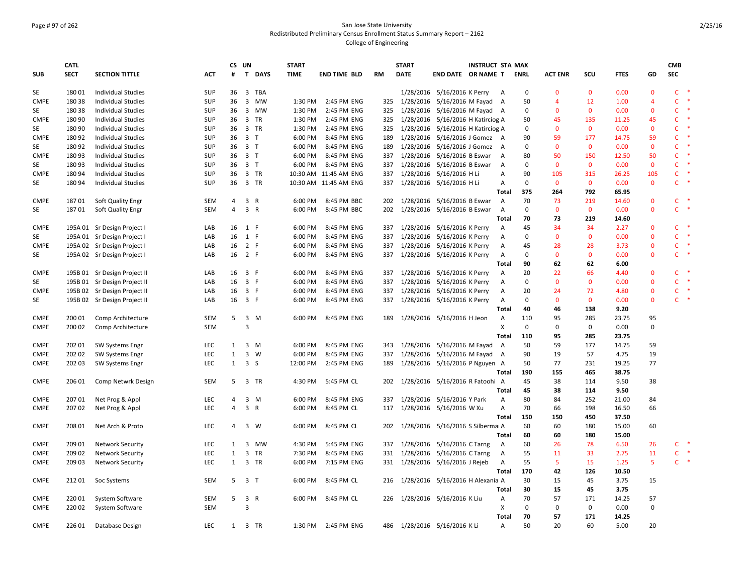San Jose State University
Redistributed Preliminary Census Enrollment Status Summary Report – 2162
College of Engineering

| SUB | CATL SECT | SECTION TITTLE | ACT | CS # | UN T | DAYS | START TIME | END TIME | BLD | RM | START DATE | END DATE | INSTRUCT OR NAME | STA T | MAX ENRL | ACT ENR | SCU | FTES | GD | CMB SEC |
|---|---|---|---|---|---|---|---|---|---|---|---|---|---|---|---|---|---|---|---|---|
| SE | 180 01 | Individual Studies | SUP | 36 | 3 | TBA | | | | | 1/28/2016 | 5/16/2016 | K Perry | A | 0 | 0 | 0 | 0.00 | 0 | C * |
| CMPE | 180 38 | Individual Studies | SUP | 36 | 3 | MW | 1:30 PM | 2:45 PM | ENG | 325 | 1/28/2016 | 5/16/2016 | M Fayad | A | 50 | 4 | 12 | 1.00 | 4 | C * |
| SE | 180 38 | Individual Studies | SUP | 36 | 3 | MW | 1:30 PM | 2:45 PM | ENG | 325 | 1/28/2016 | 5/16/2016 | M Fayad | A | 0 | 0 | 0 | 0.00 | 0 | C * |
| CMPE | 180 90 | Individual Studies | SUP | 36 | 3 | TR | 1:30 PM | 2:45 PM | ENG | 325 | 1/28/2016 | 5/16/2016 | H Katirciog | A | 50 | 45 | 135 | 11.25 | 45 | C * |
| SE | 180 90 | Individual Studies | SUP | 36 | 3 | TR | 1:30 PM | 2:45 PM | ENG | 325 | 1/28/2016 | 5/16/2016 | H Katirciog | A | 0 | 0 | 0 | 0.00 | 0 | C * |
| CMPE | 180 92 | Individual Studies | SUP | 36 | 3 | T | 6:00 PM | 8:45 PM | ENG | 189 | 1/28/2016 | 5/16/2016 | J Gomez | A | 90 | 59 | 177 | 14.75 | 59 | C * |
| SE | 180 92 | Individual Studies | SUP | 36 | 3 | T | 6:00 PM | 8:45 PM | ENG | 189 | 1/28/2016 | 5/16/2016 | J Gomez | A | 0 | 0 | 0 | 0.00 | 0 | C * |
| CMPE | 180 93 | Individual Studies | SUP | 36 | 3 | T | 6:00 PM | 8:45 PM | ENG | 337 | 1/28/2016 | 5/16/2016 | B Eswar | A | 80 | 50 | 150 | 12.50 | 50 | C * |
| SE | 180 93 | Individual Studies | SUP | 36 | 3 | T | 6:00 PM | 8:45 PM | ENG | 337 | 1/28/2016 | 5/16/2016 | B Eswar | A | 0 | 0 | 0 | 0.00 | 0 | C * |
| CMPE | 180 94 | Individual Studies | SUP | 36 | 3 | TR | 10:30 AM | 11:45 AM | ENG | 337 | 1/28/2016 | 5/16/2016 | H Li | A | 90 | 105 | 315 | 26.25 | 105 | C * |
| SE | 180 94 | Individual Studies | SUP | 36 | 3 | TR | 10:30 AM | 11:45 AM | ENG | 337 | 1/28/2016 | 5/16/2016 | H Li | A | 0 | 0 | 0 | 0.00 | 0 | C * |
| | | | | | | | | | | | | | | Total | 375 | 264 | 792 | 65.95 | | |
| CMPE | 187 01 | Soft Quality Engr | SEM | 4 | 3 | R | 6:00 PM | 8:45 PM | BBC | 202 | 1/28/2016 | 5/16/2016 | B Eswar | A | 70 | 73 | 219 | 14.60 | 0 | C * |
| SE | 187 01 | Soft Quality Engr | SEM | 4 | 3 | R | 6:00 PM | 8:45 PM | BBC | 202 | 1/28/2016 | 5/16/2016 | B Eswar | A | 0 | 0 | 0 | 0.00 | 0 | C * |
| | | | | | | | | | | | | | | Total | 70 | 73 | 219 | 14.60 | | |
| CMPE | 195A 01 | Sr Design Project I | LAB | 16 | 1 | F | 6:00 PM | 8:45 PM | ENG | 337 | 1/28/2016 | 5/16/2016 | K Perry | A | 45 | 34 | 34 | 2.27 | 0 | C * |
| SE | 195A 01 | Sr Design Project I | LAB | 16 | 1 | F | 6:00 PM | 8:45 PM | ENG | 337 | 1/28/2016 | 5/16/2016 | K Perry | A | 0 | 0 | 0 | 0.00 | 0 | C * |
| CMPE | 195A 02 | Sr Design Project I | LAB | 16 | 2 | F | 6:00 PM | 8:45 PM | ENG | 337 | 1/28/2016 | 5/16/2016 | K Perry | A | 45 | 28 | 28 | 3.73 | 0 | C * |
| SE | 195A 02 | Sr Design Project I | LAB | 16 | 2 | F | 6:00 PM | 8:45 PM | ENG | 337 | 1/28/2016 | 5/16/2016 | K Perry | A | 0 | 0 | 0 | 0.00 | 0 | C * |
| | | | | | | | | | | | | | | Total | 90 | 62 | 62 | 6.00 | | |
| CMPE | 195B 01 | Sr Design Project II | LAB | 16 | 3 | F | 6:00 PM | 8:45 PM | ENG | 337 | 1/28/2016 | 5/16/2016 | K Perry | A | 20 | 22 | 66 | 4.40 | 0 | C * |
| SE | 195B 01 | Sr Design Project II | LAB | 16 | 3 | F | 6:00 PM | 8:45 PM | ENG | 337 | 1/28/2016 | 5/16/2016 | K Perry | A | 0 | 0 | 0 | 0.00 | 0 | C * |
| CMPE | 195B 02 | Sr Design Project II | LAB | 16 | 3 | F | 6:00 PM | 8:45 PM | ENG | 337 | 1/28/2016 | 5/16/2016 | K Perry | A | 20 | 24 | 72 | 4.80 | 0 | C * |
| SE | 195B 02 | Sr Design Project II | LAB | 16 | 3 | F | 6:00 PM | 8:45 PM | ENG | 337 | 1/28/2016 | 5/16/2016 | K Perry | A | 0 | 0 | 0 | 0.00 | 0 | C * |
| | | | | | | | | | | | | | | Total | 40 | 46 | 138 | 9.20 | | |
| CMPE | 200 01 | Comp Architecture | SEM | 5 | 3 | M | 6:00 PM | 8:45 PM | ENG | 189 | 1/28/2016 | 5/16/2016 | H Jeon | A | 110 | 95 | 285 | 23.75 | 95 | |
| CMPE | 200 02 | Comp Architecture | SEM | | 3 | | | | | | | | | X | 0 | 0 | 0 | 0.00 | 0 | |
| | | | | | | | | | | | | | | Total | 110 | 95 | 285 | 23.75 | | |
| CMPE | 202 01 | SW Systems Engr | LEC | 1 | 3 | M | 6:00 PM | 8:45 PM | ENG | 343 | 1/28/2016 | 5/16/2016 | M Fayad | A | 50 | 59 | 177 | 14.75 | 59 | |
| CMPE | 202 02 | SW Systems Engr | LEC | 1 | 3 | W | 6:00 PM | 8:45 PM | ENG | 337 | 1/28/2016 | 5/16/2016 | M Fayad | A | 90 | 19 | 57 | 4.75 | 19 | |
| CMPE | 202 03 | SW Systems Engr | LEC | 1 | 3 | S | 12:00 PM | 2:45 PM | ENG | 189 | 1/28/2016 | 5/16/2016 | P Nguyen | A | 50 | 77 | 231 | 19.25 | 77 | |
| | | | | | | | | | | | | | | Total | 190 | 155 | 465 | 38.75 | | |
| CMPE | 206 01 | Comp Netwrk Design | SEM | 5 | 3 | TR | 4:30 PM | 5:45 PM | CL | 202 | 1/28/2016 | 5/16/2016 | R Fatoohi | A | 45 | 38 | 114 | 9.50 | 38 | |
| | | | | | | | | | | | | | | Total | 45 | 38 | 114 | 9.50 | | |
| CMPE | 207 01 | Net Prog & Appl | LEC | 4 | 3 | M | 6:00 PM | 8:45 PM | ENG | 337 | 1/28/2016 | 5/16/2016 | Y Park | A | 80 | 84 | 252 | 21.00 | 84 | |
| CMPE | 207 02 | Net Prog & Appl | LEC | 4 | 3 | R | 6:00 PM | 8:45 PM | CL | 117 | 1/28/2016 | 5/16/2016 | W Xu | A | 70 | 66 | 198 | 16.50 | 66 | |
| | | | | | | | | | | | | | | Total | 150 | 150 | 450 | 37.50 | | |
| CMPE | 208 01 | Net Arch & Proto | LEC | 4 | 3 | W | 6:00 PM | 8:45 PM | CL | 202 | 1/28/2016 | 5/16/2016 | S Silberma | A | 60 | 60 | 180 | 15.00 | 60 | |
| | | | | | | | | | | | | | | Total | 60 | 60 | 180 | 15.00 | | |
| CMPE | 209 01 | Network Security | LEC | 1 | 3 | MW | 4:30 PM | 5:45 PM | ENG | 337 | 1/28/2016 | 5/16/2016 | C Tarng | A | 60 | 26 | 78 | 6.50 | 26 | C * |
| CMPE | 209 02 | Network Security | LEC | 1 | 3 | TR | 7:30 PM | 8:45 PM | ENG | 331 | 1/28/2016 | 5/16/2016 | C Tarng | A | 55 | 11 | 33 | 2.75 | 11 | C * |
| CMPE | 209 03 | Network Security | LEC | 1 | 3 | TR | 6:00 PM | 7:15 PM | ENG | 331 | 1/28/2016 | 5/16/2016 | J Rejeb | A | 55 | 5 | 15 | 1.25 | 5 | C * |
| | | | | | | | | | | | | | | Total | 170 | 42 | 126 | 10.50 | | |
| CMPE | 212 01 | Soc Systems | SEM | 5 | 3 | T | 6:00 PM | 8:45 PM | CL | 216 | 1/28/2016 | 5/16/2016 | H Alexania | A | 30 | 15 | 45 | 3.75 | 15 | |
| | | | | | | | | | | | | | | Total | 30 | 15 | 45 | 3.75 | | |
| CMPE | 220 01 | System Software | SEM | 5 | 3 | R | 6:00 PM | 8:45 PM | CL | 226 | 1/28/2016 | 5/16/2016 | K Liu | A | 70 | 57 | 171 | 14.25 | 57 | |
| CMPE | 220 02 | System Software | SEM | | 3 | | | | | | | | | X | 0 | 0 | 0 | 0.00 | 0 | |
| | | | | | | | | | | | | | | Total | 70 | 57 | 171 | 14.25 | | |
| CMPE | 226 01 | Database Design | LEC | 1 | 3 | TR | 1:30 PM | 2:45 PM | ENG | 486 | 1/28/2016 | 5/16/2016 | K Li | A | 50 | 20 | 60 | 5.00 | 20 | |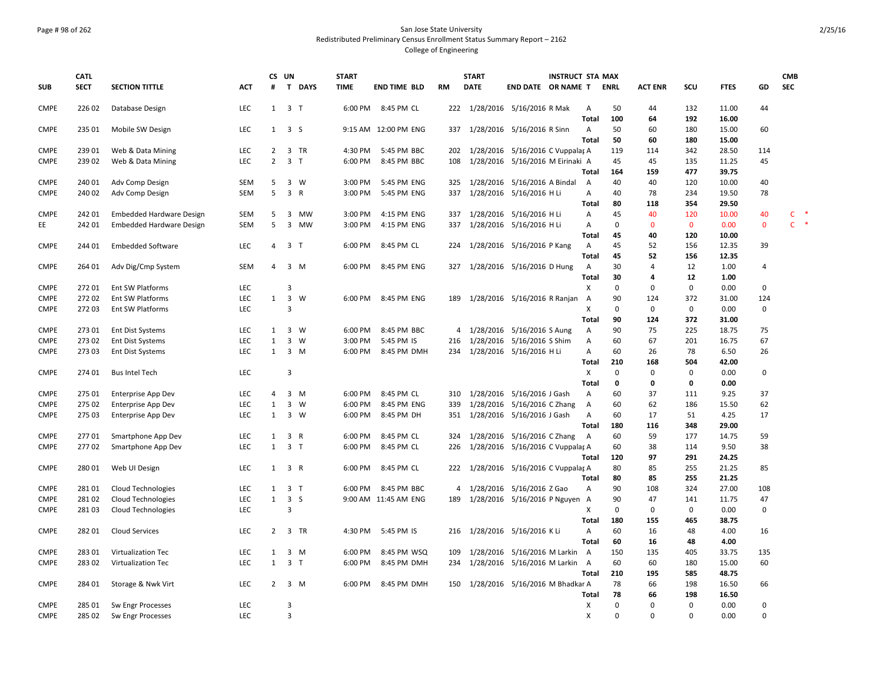San Jose State University
Redistributed Preliminary Census Enrollment Status Summary Report – 2162
College of Engineering

| SUB | CATL SECT | SECTION TITTLE | ACT | CS # | UN T | DAYS | START TIME | END TIME | BLD | RM | START DATE | END DATE | INSTRUCT OR NAME | STA T | MAX ENRL | ACT ENR | SCU | FTES | GD | CMB SEC |
|---|---|---|---|---|---|---|---|---|---|---|---|---|---|---|---|---|---|---|---|---|
| CMPE | 226 02 | Database Design | LEC | 1 | 3 | T | 6:00 PM | 8:45 PM | CL | 222 | 1/28/2016 | 5/16/2016 | R Mak | A | 50 | 44 | 132 | 11.00 | 44 | |
| | | | | | | | | | | | | | | Total | 100 | 64 | 192 | 16.00 | | |
| CMPE | 235 01 | Mobile SW Design | LEC | 1 | 3 | S | 9:15 AM | 12:00 PM | ENG | 337 | 1/28/2016 | 5/16/2016 | R Sinn | A | 50 | 60 | 180 | 15.00 | 60 | |
| | | | | | | | | | | | | | | Total | 50 | 60 | 180 | 15.00 | | |
| CMPE | 239 01 | Web & Data Mining | LEC | 2 | 3 | TR | 4:30 PM | 5:45 PM | BBC | 202 | 1/28/2016 | 5/16/2016 | C Vuppalap | A | 119 | 114 | 342 | 28.50 | 114 | |
| CMPE | 239 02 | Web & Data Mining | LEC | 2 | 3 | T | 6:00 PM | 8:45 PM | BBC | 108 | 1/28/2016 | 5/16/2016 | M Eirinaki | A | 45 | 45 | 135 | 11.25 | 45 | |
| | | | | | | | | | | | | | | Total | 164 | 159 | 477 | 39.75 | | |
| CMPE | 240 01 | Adv Comp Design | SEM | 5 | 3 | W | 3:00 PM | 5:45 PM | ENG | 325 | 1/28/2016 | 5/16/2016 | A Bindal | A | 40 | 40 | 120 | 10.00 | 40 | |
| CMPE | 240 02 | Adv Comp Design | SEM | 5 | 3 | R | 3:00 PM | 5:45 PM | ENG | 337 | 1/28/2016 | 5/16/2016 | H Li | A | 40 | 78 | 234 | 19.50 | 78 | |
| | | | | | | | | | | | | | | Total | 80 | 118 | 354 | 29.50 | | |
| CMPE | 242 01 | Embedded Hardware Design | SEM | 5 | 3 | MW | 3:00 PM | 4:15 PM | ENG | 337 | 1/28/2016 | 5/16/2016 | H Li | A | 45 | 40 | 120 | 10.00 | 40 | C * |
| EE | 242 01 | Embedded Hardware Design | SEM | 5 | 3 | MW | 3:00 PM | 4:15 PM | ENG | 337 | 1/28/2016 | 5/16/2016 | H Li | A | 0 | 0 | 0 | 0.00 | 0 | C * |
| | | | | | | | | | | | | | | Total | 45 | 40 | 120 | 10.00 | | |
| CMPE | 244 01 | Embedded Software | LEC | 4 | 3 | T | 6:00 PM | 8:45 PM | CL | 224 | 1/28/2016 | 5/16/2016 | P Kang | A | 45 | 52 | 156 | 12.35 | 39 | |
| | | | | | | | | | | | | | | Total | 45 | 52 | 156 | 12.35 | | |
| CMPE | 264 01 | Adv Dig/Cmp System | SEM | 4 | 3 | M | 6:00 PM | 8:45 PM | ENG | 327 | 1/28/2016 | 5/16/2016 | D Hung | A | 30 | 4 | 12 | 1.00 | 4 | |
| | | | | | | | | | | | | | | Total | 30 | 4 | 12 | 1.00 | | |
| CMPE | 272 01 | Ent SW Platforms | LEC | | 3 | | | | | | | | | X | 0 | 0 | 0 | 0.00 | 0 | |
| CMPE | 272 02 | Ent SW Platforms | LEC | 1 | 3 | W | 6:00 PM | 8:45 PM | ENG | 189 | 1/28/2016 | 5/16/2016 | R Ranjan | A | 90 | 124 | 372 | 31.00 | 124 | |
| CMPE | 272 03 | Ent SW Platforms | LEC | | 3 | | | | | | | | | X | 0 | 0 | 0 | 0.00 | 0 | |
| | | | | | | | | | | | | | | Total | 90 | 124 | 372 | 31.00 | | |
| CMPE | 273 01 | Ent Dist Systems | LEC | 1 | 3 | W | 6:00 PM | 8:45 PM | BBC | 4 | 1/28/2016 | 5/16/2016 | S Aung | A | 90 | 75 | 225 | 18.75 | 75 | |
| CMPE | 273 02 | Ent Dist Systems | LEC | 1 | 3 | W | 3:00 PM | 5:45 PM | IS | 216 | 1/28/2016 | 5/16/2016 | S Shim | A | 60 | 67 | 201 | 16.75 | 67 | |
| CMPE | 273 03 | Ent Dist Systems | LEC | 1 | 3 | M | 6:00 PM | 8:45 PM | DMH | 234 | 1/28/2016 | 5/16/2016 | H Li | A | 60 | 26 | 78 | 6.50 | 26 | |
| | | | | | | | | | | | | | | Total | 210 | 168 | 504 | 42.00 | | |
| CMPE | 274 01 | Bus Intel Tech | LEC | | 3 | | | | | | | | | X | 0 | 0 | 0 | 0.00 | 0 | |
| | | | | | | | | | | | | | | Total | 0 | 0 | 0 | 0.00 | | |
| CMPE | 275 01 | Enterprise App Dev | LEC | 4 | 3 | M | 6:00 PM | 8:45 PM | CL | 310 | 1/28/2016 | 5/16/2016 | J Gash | A | 60 | 37 | 111 | 9.25 | 37 | |
| CMPE | 275 02 | Enterprise App Dev | LEC | 1 | 3 | W | 6:00 PM | 8:45 PM | ENG | 339 | 1/28/2016 | 5/16/2016 | C Zhang | A | 60 | 62 | 186 | 15.50 | 62 | |
| CMPE | 275 03 | Enterprise App Dev | LEC | 1 | 3 | W | 6:00 PM | 8:45 PM | DH | 351 | 1/28/2016 | 5/16/2016 | J Gash | A | 60 | 17 | 51 | 4.25 | 17 | |
| | | | | | | | | | | | | | | Total | 180 | 116 | 348 | 29.00 | | |
| CMPE | 277 01 | Smartphone App Dev | LEC | 1 | 3 | R | 6:00 PM | 8:45 PM | CL | 324 | 1/28/2016 | 5/16/2016 | C Zhang | A | 60 | 59 | 177 | 14.75 | 59 | |
| CMPE | 277 02 | Smartphone App Dev | LEC | 1 | 3 | T | 6:00 PM | 8:45 PM | CL | 226 | 1/28/2016 | 5/16/2016 | C Vuppalap | A | 60 | 38 | 114 | 9.50 | 38 | |
| | | | | | | | | | | | | | | Total | 120 | 97 | 291 | 24.25 | | |
| CMPE | 280 01 | Web UI Design | LEC | 1 | 3 | R | 6:00 PM | 8:45 PM | CL | 222 | 1/28/2016 | 5/16/2016 | C Vuppalap | A | 80 | 85 | 255 | 21.25 | 85 | |
| | | | | | | | | | | | | | | Total | 80 | 85 | 255 | 21.25 | | |
| CMPE | 281 01 | Cloud Technologies | LEC | 1 | 3 | T | 6:00 PM | 8:45 PM | BBC | 4 | 1/28/2016 | 5/16/2016 | Z Gao | A | 90 | 108 | 324 | 27.00 | 108 | |
| CMPE | 281 02 | Cloud Technologies | LEC | 1 | 3 | S | 9:00 AM | 11:45 AM | ENG | 189 | 1/28/2016 | 5/16/2016 | P Nguyen | A | 90 | 47 | 141 | 11.75 | 47 | |
| CMPE | 281 03 | Cloud Technologies | LEC | | 3 | | | | | | | | | X | 0 | 0 | 0 | 0.00 | 0 | |
| | | | | | | | | | | | | | | Total | 180 | 155 | 465 | 38.75 | | |
| CMPE | 282 01 | Cloud Services | LEC | 2 | 3 | TR | 4:30 PM | 5:45 PM | IS | 216 | 1/28/2016 | 5/16/2016 | K Li | A | 60 | 16 | 48 | 4.00 | 16 | |
| | | | | | | | | | | | | | | Total | 60 | 16 | 48 | 4.00 | | |
| CMPE | 283 01 | Virtualization Tec | LEC | 1 | 3 | M | 6:00 PM | 8:45 PM | WSQ | 109 | 1/28/2016 | 5/16/2016 | M Larkin | A | 150 | 135 | 405 | 33.75 | 135 | |
| CMPE | 283 02 | Virtualization Tec | LEC | 1 | 3 | T | 6:00 PM | 8:45 PM | DMH | 234 | 1/28/2016 | 5/16/2016 | M Larkin | A | 60 | 60 | 180 | 15.00 | 60 | |
| | | | | | | | | | | | | | | Total | 210 | 195 | 585 | 48.75 | | |
| CMPE | 284 01 | Storage & Nwk Virt | LEC | 2 | 3 | M | 6:00 PM | 8:45 PM | DMH | 150 | 1/28/2016 | 5/16/2016 | M Bhadkar | A | 78 | 66 | 198 | 16.50 | 66 | |
| | | | | | | | | | | | | | | Total | 78 | 66 | 198 | 16.50 | | |
| CMPE | 285 01 | Sw Engr Processes | LEC | | 3 | | | | | | | | | X | 0 | 0 | 0 | 0.00 | 0 | |
| CMPE | 285 02 | Sw Engr Processes | LEC | | 3 | | | | | | | | | X | 0 | 0 | 0 | 0.00 | 0 | |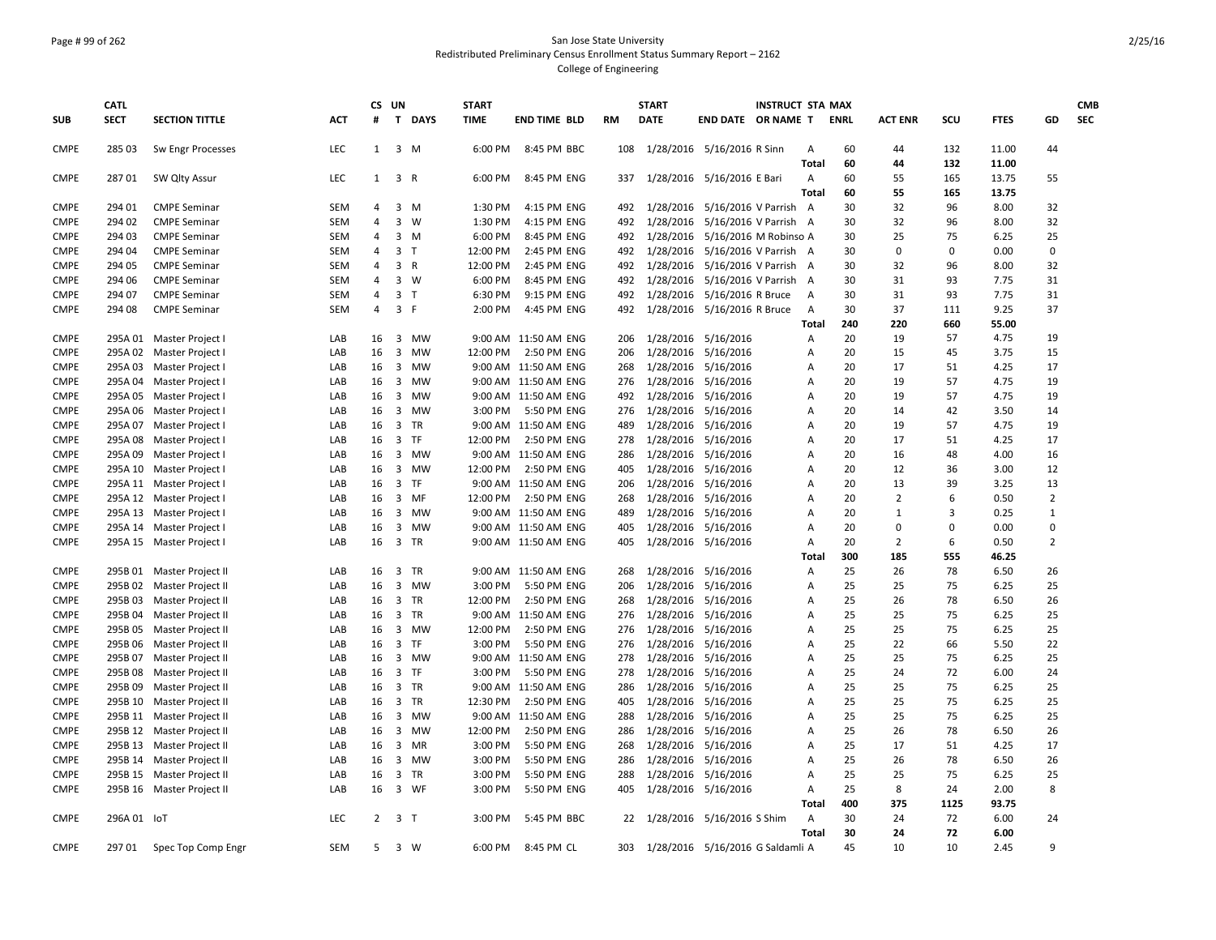San Jose State University
Redistributed Preliminary Census Enrollment Status Summary Report – 2162
College of Engineering

| SUB | CATL SECT | SECTION TITTLE | ACT | CS # | UN T | DAYS | START TIME | END TIME | BLD | RM | START DATE | END DATE | INSTRUCT OR NAME | STA T | MAX ENRL | ACT ENR | SCU | FTES | GD | CMB SEC |
|---|---|---|---|---|---|---|---|---|---|---|---|---|---|---|---|---|---|---|---|---|
| CMPE | 285 03 | Sw Engr Processes | LEC | 1 | 3 | M | 6:00 PM | 8:45 PM | BBC | 108 | 1/28/2016 | 5/16/2016 | R Sinn | A | 60 | 44 | 132 | 11.00 | 44 | |
| | | | | | | | | | | | | | | Total | 60 | 44 | 132 | 11.00 | | |
| CMPE | 287 01 | SW Qlty Assur | LEC | 1 | 3 | R | 6:00 PM | 8:45 PM | ENG | 337 | 1/28/2016 | 5/16/2016 | E Bari | A | 60 | 55 | 165 | 13.75 | 55 | |
| | | | | | | | | | | | | | | Total | 60 | 55 | 165 | 13.75 | | |
| CMPE | 294 01 | CMPE Seminar | SEM | 4 | 3 | M | 1:30 PM | 4:15 PM | ENG | 492 | 1/28/2016 | 5/16/2016 | V Parrish | A | 30 | 32 | 96 | 8.00 | 32 | |
| CMPE | 294 02 | CMPE Seminar | SEM | 4 | 3 | W | 1:30 PM | 4:15 PM | ENG | 492 | 1/28/2016 | 5/16/2016 | V Parrish | A | 30 | 32 | 96 | 8.00 | 32 | |
| CMPE | 294 03 | CMPE Seminar | SEM | 4 | 3 | M | 6:00 PM | 8:45 PM | ENG | 492 | 1/28/2016 | 5/16/2016 | M Robinso | A | 30 | 25 | 75 | 6.25 | 25 | |
| CMPE | 294 04 | CMPE Seminar | SEM | 4 | 3 | T | 12:00 PM | 2:45 PM | ENG | 492 | 1/28/2016 | 5/16/2016 | V Parrish | A | 30 | 0 | 0 | 0.00 | 0 | |
| CMPE | 294 05 | CMPE Seminar | SEM | 4 | 3 | R | 12:00 PM | 2:45 PM | ENG | 492 | 1/28/2016 | 5/16/2016 | V Parrish | A | 30 | 32 | 96 | 8.00 | 32 | |
| CMPE | 294 06 | CMPE Seminar | SEM | 4 | 3 | W | 6:00 PM | 8:45 PM | ENG | 492 | 1/28/2016 | 5/16/2016 | V Parrish | A | 30 | 31 | 93 | 7.75 | 31 | |
| CMPE | 294 07 | CMPE Seminar | SEM | 4 | 3 | T | 6:30 PM | 9:15 PM | ENG | 492 | 1/28/2016 | 5/16/2016 | R Bruce | A | 30 | 31 | 93 | 7.75 | 31 | |
| CMPE | 294 08 | CMPE Seminar | SEM | 4 | 3 | F | 2:00 PM | 4:45 PM | ENG | 492 | 1/28/2016 | 5/16/2016 | R Bruce | A | 30 | 37 | 111 | 9.25 | 37 | |
| | | | | | | | | | | | | | | Total | 240 | 220 | 660 | 55.00 | | |
| CMPE | 295A 01 | Master Project I | LAB | 16 | 3 | MW | 9:00 AM | 11:50 AM | ENG | 206 | 1/28/2016 | 5/16/2016 | | A | 20 | 19 | 57 | 4.75 | 19 | |
| CMPE | 295A 02 | Master Project I | LAB | 16 | 3 | MW | 12:00 PM | 2:50 PM | ENG | 206 | 1/28/2016 | 5/16/2016 | | A | 20 | 15 | 45 | 3.75 | 15 | |
| CMPE | 295A 03 | Master Project I | LAB | 16 | 3 | MW | 9:00 AM | 11:50 AM | ENG | 268 | 1/28/2016 | 5/16/2016 | | A | 20 | 17 | 51 | 4.25 | 17 | |
| CMPE | 295A 04 | Master Project I | LAB | 16 | 3 | MW | 9:00 AM | 11:50 AM | ENG | 276 | 1/28/2016 | 5/16/2016 | | A | 20 | 19 | 57 | 4.75 | 19 | |
| CMPE | 295A 05 | Master Project I | LAB | 16 | 3 | MW | 9:00 AM | 11:50 AM | ENG | 492 | 1/28/2016 | 5/16/2016 | | A | 20 | 19 | 57 | 4.75 | 19 | |
| CMPE | 295A 06 | Master Project I | LAB | 16 | 3 | MW | 3:00 PM | 5:50 PM | ENG | 276 | 1/28/2016 | 5/16/2016 | | A | 20 | 14 | 42 | 3.50 | 14 | |
| CMPE | 295A 07 | Master Project I | LAB | 16 | 3 | TR | 9:00 AM | 11:50 AM | ENG | 489 | 1/28/2016 | 5/16/2016 | | A | 20 | 19 | 57 | 4.75 | 19 | |
| CMPE | 295A 08 | Master Project I | LAB | 16 | 3 | TF | 12:00 PM | 2:50 PM | ENG | 278 | 1/28/2016 | 5/16/2016 | | A | 20 | 17 | 51 | 4.25 | 17 | |
| CMPE | 295A 09 | Master Project I | LAB | 16 | 3 | MW | 9:00 AM | 11:50 AM | ENG | 286 | 1/28/2016 | 5/16/2016 | | A | 20 | 16 | 48 | 4.00 | 16 | |
| CMPE | 295A 10 | Master Project I | LAB | 16 | 3 | MW | 12:00 PM | 2:50 PM | ENG | 405 | 1/28/2016 | 5/16/2016 | | A | 20 | 12 | 36 | 3.00 | 12 | |
| CMPE | 295A 11 | Master Project I | LAB | 16 | 3 | TF | 9:00 AM | 11:50 AM | ENG | 206 | 1/28/2016 | 5/16/2016 | | A | 20 | 13 | 39 | 3.25 | 13 | |
| CMPE | 295A 12 | Master Project I | LAB | 16 | 3 | MF | 12:00 PM | 2:50 PM | ENG | 268 | 1/28/2016 | 5/16/2016 | | A | 20 | 2 | 6 | 0.50 | 2 | |
| CMPE | 295A 13 | Master Project I | LAB | 16 | 3 | MW | 9:00 AM | 11:50 AM | ENG | 489 | 1/28/2016 | 5/16/2016 | | A | 20 | 1 | 3 | 0.25 | 1 | |
| CMPE | 295A 14 | Master Project I | LAB | 16 | 3 | MW | 9:00 AM | 11:50 AM | ENG | 405 | 1/28/2016 | 5/16/2016 | | A | 20 | 0 | 0 | 0.00 | 0 | |
| CMPE | 295A 15 | Master Project I | LAB | 16 | 3 | TR | 9:00 AM | 11:50 AM | ENG | 405 | 1/28/2016 | 5/16/2016 | | A | 20 | 2 | 6 | 0.50 | 2 | |
| | | | | | | | | | | | | | | Total | 300 | 185 | 555 | 46.25 | | |
| CMPE | 295B 01 | Master Project II | LAB | 16 | 3 | TR | 9:00 AM | 11:50 AM | ENG | 268 | 1/28/2016 | 5/16/2016 | | A | 25 | 26 | 78 | 6.50 | 26 | |
| CMPE | 295B 02 | Master Project II | LAB | 16 | 3 | MW | 3:00 PM | 5:50 PM | ENG | 206 | 1/28/2016 | 5/16/2016 | | A | 25 | 25 | 75 | 6.25 | 25 | |
| CMPE | 295B 03 | Master Project II | LAB | 16 | 3 | TR | 12:00 PM | 2:50 PM | ENG | 268 | 1/28/2016 | 5/16/2016 | | A | 25 | 26 | 78 | 6.50 | 26 | |
| CMPE | 295B 04 | Master Project II | LAB | 16 | 3 | TR | 9:00 AM | 11:50 AM | ENG | 276 | 1/28/2016 | 5/16/2016 | | A | 25 | 25 | 75 | 6.25 | 25 | |
| CMPE | 295B 05 | Master Project II | LAB | 16 | 3 | MW | 12:00 PM | 2:50 PM | ENG | 276 | 1/28/2016 | 5/16/2016 | | A | 25 | 25 | 75 | 6.25 | 25 | |
| CMPE | 295B 06 | Master Project II | LAB | 16 | 3 | TF | 3:00 PM | 5:50 PM | ENG | 276 | 1/28/2016 | 5/16/2016 | | A | 25 | 22 | 66 | 5.50 | 22 | |
| CMPE | 295B 07 | Master Project II | LAB | 16 | 3 | MW | 9:00 AM | 11:50 AM | ENG | 278 | 1/28/2016 | 5/16/2016 | | A | 25 | 25 | 75 | 6.25 | 25 | |
| CMPE | 295B 08 | Master Project II | LAB | 16 | 3 | TF | 3:00 PM | 5:50 PM | ENG | 278 | 1/28/2016 | 5/16/2016 | | A | 25 | 24 | 72 | 6.00 | 24 | |
| CMPE | 295B 09 | Master Project II | LAB | 16 | 3 | TR | 9:00 AM | 11:50 AM | ENG | 286 | 1/28/2016 | 5/16/2016 | | A | 25 | 25 | 75 | 6.25 | 25 | |
| CMPE | 295B 10 | Master Project II | LAB | 16 | 3 | TR | 12:30 PM | 2:50 PM | ENG | 405 | 1/28/2016 | 5/16/2016 | | A | 25 | 25 | 75 | 6.25 | 25 | |
| CMPE | 295B 11 | Master Project II | LAB | 16 | 3 | MW | 9:00 AM | 11:50 AM | ENG | 288 | 1/28/2016 | 5/16/2016 | | A | 25 | 25 | 75 | 6.25 | 25 | |
| CMPE | 295B 12 | Master Project II | LAB | 16 | 3 | MW | 12:00 PM | 2:50 PM | ENG | 286 | 1/28/2016 | 5/16/2016 | | A | 25 | 26 | 78 | 6.50 | 26 | |
| CMPE | 295B 13 | Master Project II | LAB | 16 | 3 | MR | 3:00 PM | 5:50 PM | ENG | 268 | 1/28/2016 | 5/16/2016 | | A | 25 | 17 | 51 | 4.25 | 17 | |
| CMPE | 295B 14 | Master Project II | LAB | 16 | 3 | MW | 3:00 PM | 5:50 PM | ENG | 286 | 1/28/2016 | 5/16/2016 | | A | 25 | 26 | 78 | 6.50 | 26 | |
| CMPE | 295B 15 | Master Project II | LAB | 16 | 3 | TR | 3:00 PM | 5:50 PM | ENG | 288 | 1/28/2016 | 5/16/2016 | | A | 25 | 25 | 75 | 6.25 | 25 | |
| CMPE | 295B 16 | Master Project II | LAB | 16 | 3 | WF | 3:00 PM | 5:50 PM | ENG | 405 | 1/28/2016 | 5/16/2016 | | A | 25 | 8 | 24 | 2.00 | 8 | |
| | | | | | | | | | | | | | | Total | 400 | 375 | 1125 | 93.75 | | |
| CMPE | 296A 01 | IoT | LEC | 2 | 3 | T | 3:00 PM | 5:45 PM | BBC | 22 | 1/28/2016 | 5/16/2016 | S Shim | A | 30 | 24 | 72 | 6.00 | 24 | |
| | | | | | | | | | | | | | | Total | 30 | 24 | 72 | 6.00 | | |
| CMPE | 297 01 | Spec Top Comp Engr | SEM | 5 | 3 | W | 6:00 PM | 8:45 PM | CL | 303 | 1/28/2016 | 5/16/2016 | G Saldamli | A | 45 | 10 | 10 | 2.45 | 9 | |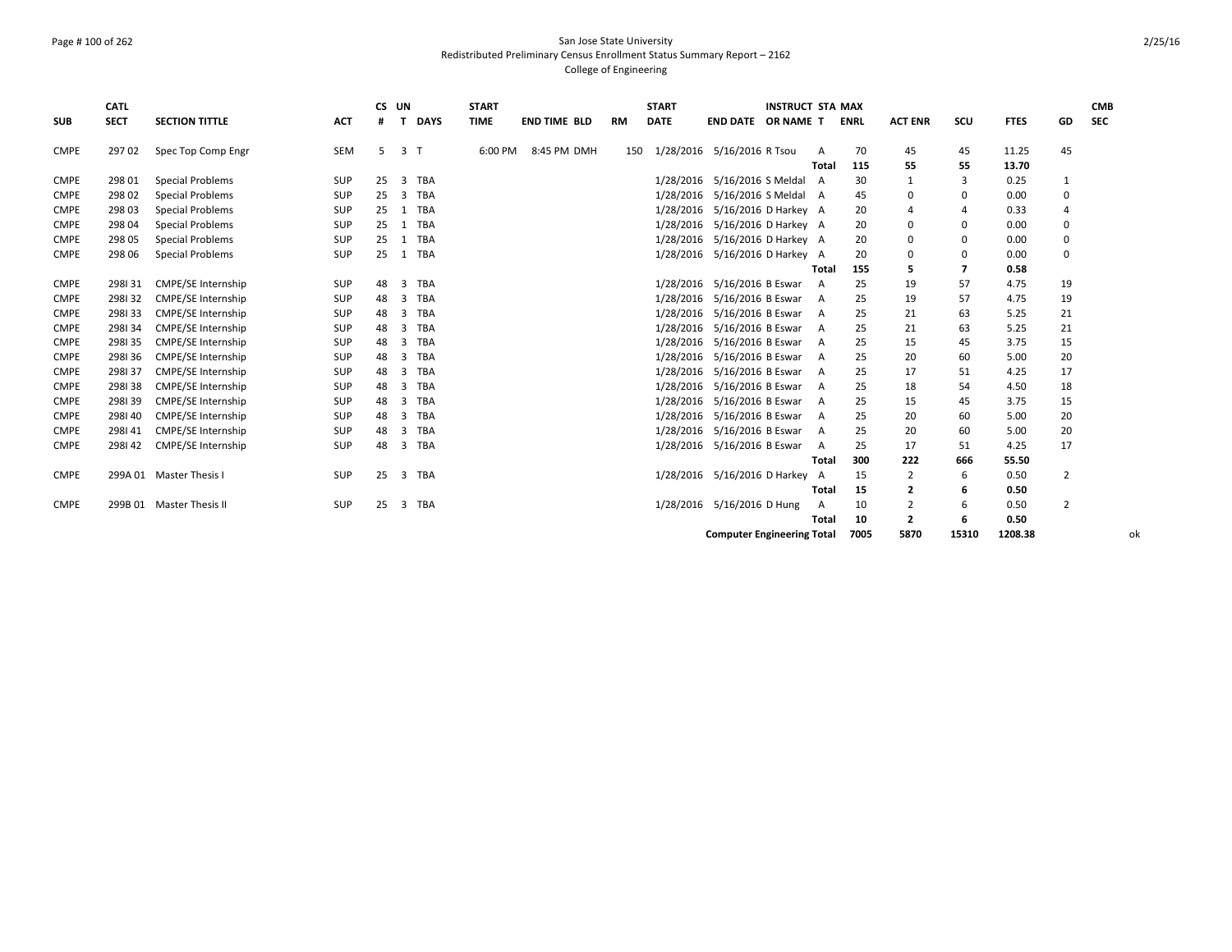San Jose State University
Redistributed Preliminary Census Enrollment Status Summary Report – 2162
College of Engineering

| SUB | CATL SECT | SECTION TITTLE | ACT | CS # | UN T | DAYS | START TIME | END TIME | BLD | RM | START DATE | END DATE | INSTRUCT OR NAME | STA T | MAX ENRL | ACT ENR | SCU | FTES | GD | CMB SEC |
|---|---|---|---|---|---|---|---|---|---|---|---|---|---|---|---|---|---|---|---|---|
| CMPE | 297 02 | Spec Top Comp Engr | SEM | 5 | 3 | T | 6:00 PM | 8:45 PM | DMH | 150 | 1/28/2016 | 5/16/2016 | R Tsou | A | 70 | 45 | 45 | 11.25 | 45 | |
| | | | | | | | | | | | | | | Total | 115 | 55 | 55 | 13.70 | | |
| CMPE | 298 01 | Special Problems | SUP | 25 | 3 | TBA | | | | | 1/28/2016 | 5/16/2016 | S Meldal | A | 30 | 1 | 3 | 0.25 | 1 | |
| CMPE | 298 02 | Special Problems | SUP | 25 | 3 | TBA | | | | | 1/28/2016 | 5/16/2016 | S Meldal | A | 45 | 0 | 0 | 0.00 | 0 | |
| CMPE | 298 03 | Special Problems | SUP | 25 | 1 | TBA | | | | | 1/28/2016 | 5/16/2016 | D Harkey | A | 20 | 4 | 4 | 0.33 | 4 | |
| CMPE | 298 04 | Special Problems | SUP | 25 | 1 | TBA | | | | | 1/28/2016 | 5/16/2016 | D Harkey | A | 20 | 0 | 0 | 0.00 | 0 | |
| CMPE | 298 05 | Special Problems | SUP | 25 | 1 | TBA | | | | | 1/28/2016 | 5/16/2016 | D Harkey | A | 20 | 0 | 0 | 0.00 | 0 | |
| CMPE | 298 06 | Special Problems | SUP | 25 | 1 | TBA | | | | | 1/28/2016 | 5/16/2016 | D Harkey | A | 20 | 0 | 0 | 0.00 | 0 | |
| | | | | | | | | | | | | | | Total | 155 | 5 | 7 | 0.58 | | |
| CMPE | 298I 31 | CMPE/SE Internship | SUP | 48 | 3 | TBA | | | | | 1/28/2016 | 5/16/2016 | B Eswar | A | 25 | 19 | 57 | 4.75 | 19 | |
| CMPE | 298I 32 | CMPE/SE Internship | SUP | 48 | 3 | TBA | | | | | 1/28/2016 | 5/16/2016 | B Eswar | A | 25 | 19 | 57 | 4.75 | 19 | |
| CMPE | 298I 33 | CMPE/SE Internship | SUP | 48 | 3 | TBA | | | | | 1/28/2016 | 5/16/2016 | B Eswar | A | 25 | 21 | 63 | 5.25 | 21 | |
| CMPE | 298I 34 | CMPE/SE Internship | SUP | 48 | 3 | TBA | | | | | 1/28/2016 | 5/16/2016 | B Eswar | A | 25 | 21 | 63 | 5.25 | 21 | |
| CMPE | 298I 35 | CMPE/SE Internship | SUP | 48 | 3 | TBA | | | | | 1/28/2016 | 5/16/2016 | B Eswar | A | 25 | 15 | 45 | 3.75 | 15 | |
| CMPE | 298I 36 | CMPE/SE Internship | SUP | 48 | 3 | TBA | | | | | 1/28/2016 | 5/16/2016 | B Eswar | A | 25 | 20 | 60 | 5.00 | 20 | |
| CMPE | 298I 37 | CMPE/SE Internship | SUP | 48 | 3 | TBA | | | | | 1/28/2016 | 5/16/2016 | B Eswar | A | 25 | 17 | 51 | 4.25 | 17 | |
| CMPE | 298I 38 | CMPE/SE Internship | SUP | 48 | 3 | TBA | | | | | 1/28/2016 | 5/16/2016 | B Eswar | A | 25 | 18 | 54 | 4.50 | 18 | |
| CMPE | 298I 39 | CMPE/SE Internship | SUP | 48 | 3 | TBA | | | | | 1/28/2016 | 5/16/2016 | B Eswar | A | 25 | 15 | 45 | 3.75 | 15 | |
| CMPE | 298I 40 | CMPE/SE Internship | SUP | 48 | 3 | TBA | | | | | 1/28/2016 | 5/16/2016 | B Eswar | A | 25 | 20 | 60 | 5.00 | 20 | |
| CMPE | 298I 41 | CMPE/SE Internship | SUP | 48 | 3 | TBA | | | | | 1/28/2016 | 5/16/2016 | B Eswar | A | 25 | 20 | 60 | 5.00 | 20 | |
| CMPE | 298I 42 | CMPE/SE Internship | SUP | 48 | 3 | TBA | | | | | 1/28/2016 | 5/16/2016 | B Eswar | A | 25 | 17 | 51 | 4.25 | 17 | |
| | | | | | | | | | | | | | | Total | 300 | 222 | 666 | 55.50 | | |
| CMPE | 299A 01 | Master Thesis I | SUP | 25 | 3 | TBA | | | | | 1/28/2016 | 5/16/2016 | D Harkey | A | 15 | 2 | 6 | 0.50 | 2 | |
| | | | | | | | | | | | | | | Total | 15 | 2 | 6 | 0.50 | | |
| CMPE | 299B 01 | Master Thesis II | SUP | 25 | 3 | TBA | | | | | 1/28/2016 | 5/16/2016 | D Hung | A | 10 | 2 | 6 | 0.50 | 2 | |
| | | | | | | | | | | | | | | Total | 10 | 2 | 6 | 0.50 | | |
| | | | | | | | | | | | | Computer Engineering Total | | | 7005 | 5870 | 15310 | 1208.38 | | ok |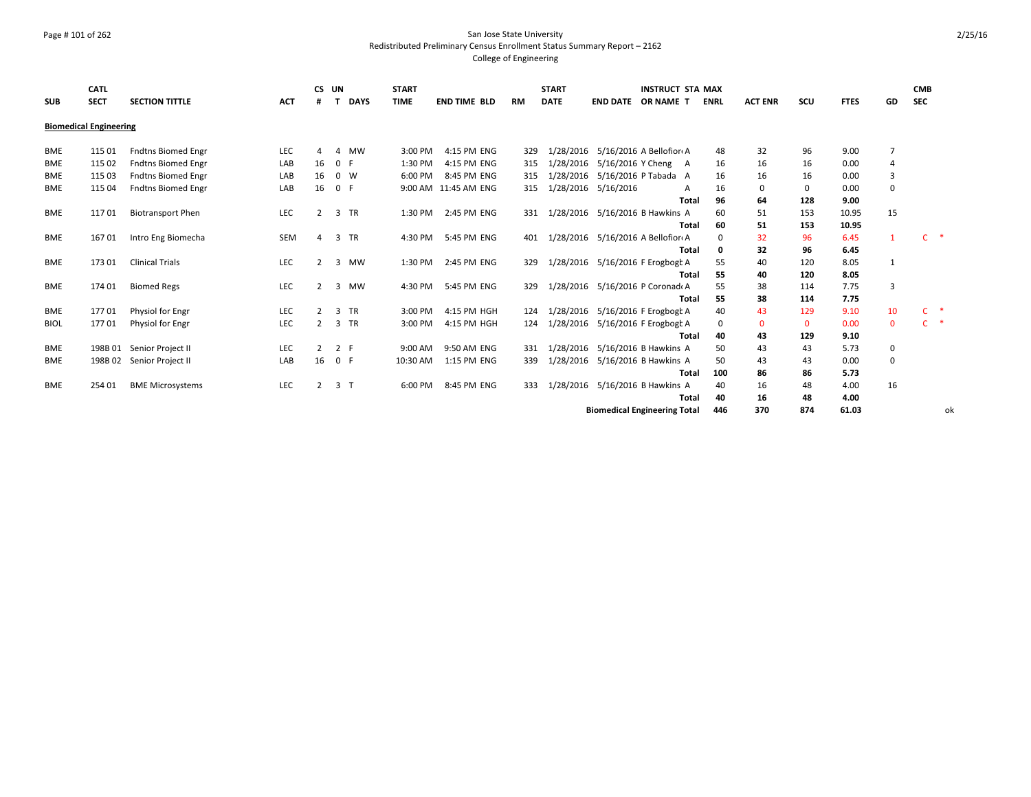San Jose State University
Redistributed Preliminary Census Enrollment Status Summary Report – 2162
College of Engineering

| SUB | CATL SECT | SECTION TITTLE | ACT | CS # | UN T | DAYS | START TIME | END TIME | BLD | RM | START DATE | END DATE | INSTRUCT OR NAME | STA T | MAX ENRL | ACT ENR | SCU | FTES | GD | CMB SEC | |
|---|---|---|---|---|---|---|---|---|---|---|---|---|---|---|---|---|---|---|---|---|---|
| **Biomedical Engineering** | | | | | | | | | | | | | | | | | | | | | |
| BME | 115 01 | Fndtns Biomed Engr | LEC | 4 | 4 | MW | 3:00 PM | 4:15 PM | ENG | 329 | 1/28/2016 | 5/16/2016 | A Bellofiori | A | 48 | 32 | 96 | 9.00 | 7 | | |
| BME | 115 02 | Fndtns Biomed Engr | LAB | 16 | 0 | F | 1:30 PM | 4:15 PM | ENG | 315 | 1/28/2016 | 5/16/2016 | Y Cheng | A | 16 | 16 | 16 | 0.00 | 4 | | |
| BME | 115 03 | Fndtns Biomed Engr | LAB | 16 | 0 | W | 6:00 PM | 8:45 PM | ENG | 315 | 1/28/2016 | 5/16/2016 | P Tabada | A | 16 | 16 | 16 | 0.00 | 3 | | |
| BME | 115 04 | Fndtns Biomed Engr | LAB | 16 | 0 | F | 9:00 AM | 11:45 AM | ENG | 315 | 1/28/2016 | 5/16/2016 | | A | 16 | 0 | 0 | 0.00 | 0 | | |
| | | | | | | | | | | | | | | **Total** | **96** | **64** | **128** | **9.00** | | | |
| BME | 117 01 | Biotransport Phen | LEC | 2 | 3 | TR | 1:30 PM | 2:45 PM | ENG | 331 | 1/28/2016 | 5/16/2016 | B Hawkins | A | 60 | 51 | 153 | 10.95 | 15 | | |
| | | | | | | | | | | | | | | **Total** | **60** | **51** | **153** | **10.95** | | | |
| BME | 167 01 | Intro Eng Biomecha | SEM | 4 | 3 | TR | 4:30 PM | 5:45 PM | ENG | 401 | 1/28/2016 | 5/16/2016 | A Bellofiori | A | 0 | 32 | 96 | 6.45 | 1 | C | * |
| | | | | | | | | | | | | | | **Total** | **0** | **32** | **96** | **6.45** | | | |
| BME | 173 01 | Clinical Trials | LEC | 2 | 3 | MW | 1:30 PM | 2:45 PM | ENG | 329 | 1/28/2016 | 5/16/2016 | F Erogbogbo | A | 55 | 40 | 120 | 8.05 | 1 | | |
| | | | | | | | | | | | | | | **Total** | **55** | **40** | **120** | **8.05** | | | |
| BME | 174 01 | Biomed Regs | LEC | 2 | 3 | MW | 4:30 PM | 5:45 PM | ENG | 329 | 1/28/2016 | 5/16/2016 | P Coronado | A | 55 | 38 | 114 | 7.75 | 3 | | |
| | | | | | | | | | | | | | | **Total** | **55** | **38** | **114** | **7.75** | | | |
| BME | 177 01 | Physiol for Engr | LEC | 2 | 3 | TR | 3:00 PM | 4:15 PM | HGH | 124 | 1/28/2016 | 5/16/2016 | F Erogbogbo | A | 40 | 43 | 129 | 9.10 | 10 | C | * |
| BIOL | 177 01 | Physiol for Engr | LEC | 2 | 3 | TR | 3:00 PM | 4:15 PM | HGH | 124 | 1/28/2016 | 5/16/2016 | F Erogbogbo | A | 0 | 0 | 0 | 0.00 | 0 | C | * |
| | | | | | | | | | | | | | | **Total** | **40** | **43** | **129** | **9.10** | | | |
| BME | 198B 01 | Senior Project II | LEC | 2 | 2 | F | 9:00 AM | 9:50 AM | ENG | 331 | 1/28/2016 | 5/16/2016 | B Hawkins | A | 50 | 43 | 43 | 5.73 | 0 | | |
| BME | 198B 02 | Senior Project II | LAB | 16 | 0 | F | 10:30 AM | 1:15 PM | ENG | 339 | 1/28/2016 | 5/16/2016 | B Hawkins | A | 50 | 43 | 43 | 0.00 | 0 | | |
| | | | | | | | | | | | | | | **Total** | **100** | **86** | **86** | **5.73** | | | |
| BME | 254 01 | BME Microsystems | LEC | 2 | 3 | T | 6:00 PM | 8:45 PM | ENG | 333 | 1/28/2016 | 5/16/2016 | B Hawkins | A | 40 | 16 | 48 | 4.00 | 16 | | |
| | | | | | | | | | | | | | | **Total** | **40** | **16** | **48** | **4.00** | | | |
| | | | | | | | | | | | | **Biomedical Engineering Total** | | | **446** | **370** | **874** | **61.03** | | | ok |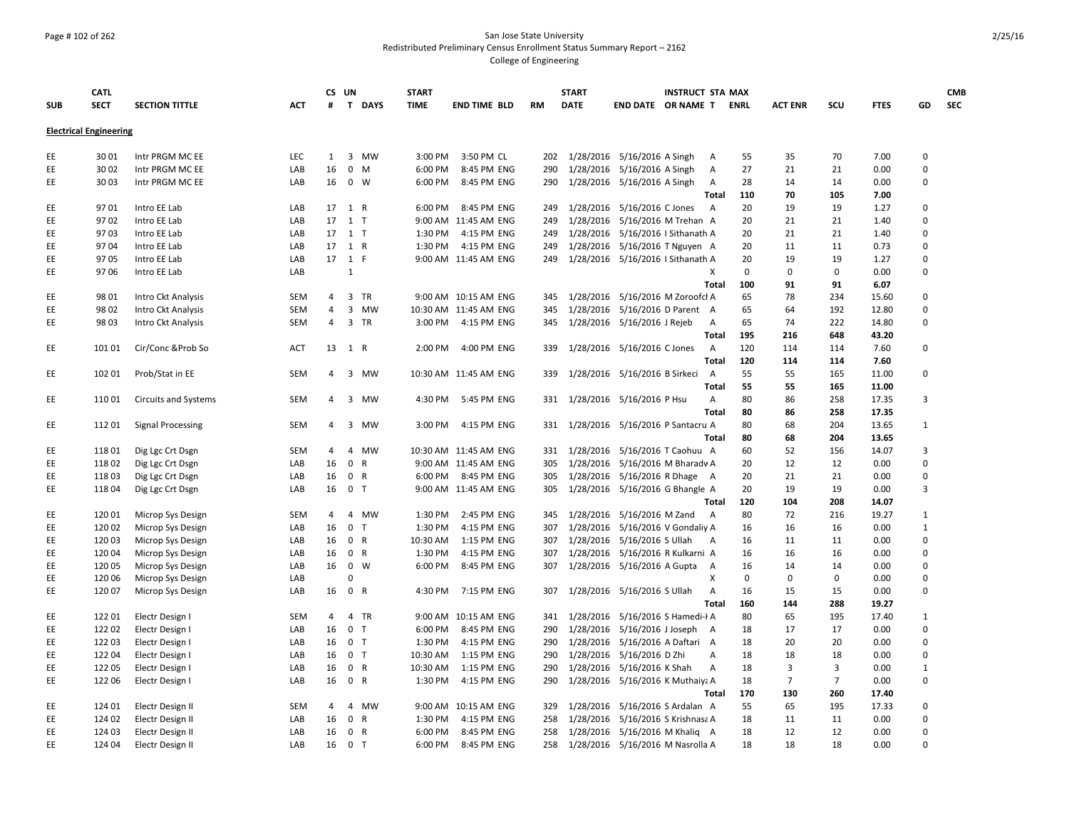San Jose State University
Redistributed Preliminary Census Enrollment Status Summary Report – 2162
College of Engineering

| SUB | CATL SECT | SECTION TITTLE | ACT | CS # | UN T | DAYS | START TIME | END TIME | BLD | RM | START DATE | END DATE | INSTRUCT OR NAME | STA T | MAX ENRL | ACT ENR | SCU | FTES | GD | CMB SEC |
|---|---|---|---|---|---|---|---|---|---|---|---|---|---|---|---|---|---|---|---|---|
| **Electrical Engineering** | | | | | | | | | | | | | | | | | | | | |
| EE | 30 01 | Intr PRGM MC EE | LEC | 1 | 3 | MW | 3:00 PM | 3:50 PM | CL | 202 | 1/28/2016 | 5/16/2016 | A Singh | A | 55 | 35 | 70 | 7.00 | 0 | |
| EE | 30 02 | Intr PRGM MC EE | LAB | 16 | 0 | M | 6:00 PM | 8:45 PM | ENG | 290 | 1/28/2016 | 5/16/2016 | A Singh | A | 27 | 21 | 21 | 0.00 | 0 | |
| EE | 30 03 | Intr PRGM MC EE | LAB | 16 | 0 | W | 6:00 PM | 8:45 PM | ENG | 290 | 1/28/2016 | 5/16/2016 | A Singh | A | 28 | 14 | 14 | 0.00 | 0 | |
| | | | | | | | | | | | | | | Total | 110 | 70 | 105 | 7.00 | | |
| EE | 97 01 | Intro EE Lab | LAB | 17 | 1 | R | 6:00 PM | 8:45 PM | ENG | 249 | 1/28/2016 | 5/16/2016 | C Jones | A | 20 | 19 | 19 | 1.27 | 0 | |
| EE | 97 02 | Intro EE Lab | LAB | 17 | 1 | T | 9:00 AM | 11:45 AM | ENG | 249 | 1/28/2016 | 5/16/2016 | M Trehan | A | 20 | 21 | 21 | 1.40 | 0 | |
| EE | 97 03 | Intro EE Lab | LAB | 17 | 1 | T | 1:30 PM | 4:15 PM | ENG | 249 | 1/28/2016 | 5/16/2016 | I Sithanath | A | 20 | 21 | 21 | 1.40 | 0 | |
| EE | 97 04 | Intro EE Lab | LAB | 17 | 1 | R | 1:30 PM | 4:15 PM | ENG | 249 | 1/28/2016 | 5/16/2016 | T Nguyen | A | 20 | 11 | 11 | 0.73 | 0 | |
| EE | 97 05 | Intro EE Lab | LAB | 17 | 1 | F | 9:00 AM | 11:45 AM | ENG | 249 | 1/28/2016 | 5/16/2016 | I Sithanath | A | 20 | 19 | 19 | 1.27 | 0 | |
| EE | 97 06 | Intro EE Lab | LAB | | 1 | | | | | | | | | X | 0 | 0 | 0 | 0.00 | 0 | |
| | | | | | | | | | | | | | | Total | 100 | 91 | 91 | 6.07 | | |
| EE | 98 01 | Intro Ckt Analysis | SEM | 4 | 3 | TR | 9:00 AM | 10:15 AM | ENG | 345 | 1/28/2016 | 5/16/2016 | M Zoroofcl | A | 65 | 78 | 234 | 15.60 | 0 | |
| EE | 98 02 | Intro Ckt Analysis | SEM | 4 | 3 | MW | 10:30 AM | 11:45 AM | ENG | 345 | 1/28/2016 | 5/16/2016 | D Parent | A | 65 | 64 | 192 | 12.80 | 0 | |
| EE | 98 03 | Intro Ckt Analysis | SEM | 4 | 3 | TR | 3:00 PM | 4:15 PM | ENG | 345 | 1/28/2016 | 5/16/2016 | J Rejeb | A | 65 | 74 | 222 | 14.80 | 0 | |
| | | | | | | | | | | | | | | Total | 195 | 216 | 648 | 43.20 | | |
| EE | 101 01 | Cir/Conc &Prob So | ACT | 13 | 1 | R | 2:00 PM | 4:00 PM | ENG | 339 | 1/28/2016 | 5/16/2016 | C Jones | A | 120 | 114 | 114 | 7.60 | 0 | |
| | | | | | | | | | | | | | | Total | 120 | 114 | 114 | 7.60 | | |
| EE | 102 01 | Prob/Stat in EE | SEM | 4 | 3 | MW | 10:30 AM | 11:45 AM | ENG | 339 | 1/28/2016 | 5/16/2016 | B Sirkeci | A | 55 | 55 | 165 | 11.00 | 0 | |
| | | | | | | | | | | | | | | Total | 55 | 55 | 165 | 11.00 | | |
| EE | 110 01 | Circuits and Systems | SEM | 4 | 3 | MW | 4:30 PM | 5:45 PM | ENG | 331 | 1/28/2016 | 5/16/2016 | P Hsu | A | 80 | 86 | 258 | 17.35 | 3 | |
| | | | | | | | | | | | | | | Total | 80 | 86 | 258 | 17.35 | | |
| EE | 112 01 | Signal Processing | SEM | 4 | 3 | MW | 3:00 PM | 4:15 PM | ENG | 331 | 1/28/2016 | 5/16/2016 | P Santacru | A | 80 | 68 | 204 | 13.65 | 1 | |
| | | | | | | | | | | | | | | Total | 80 | 68 | 204 | 13.65 | | |
| EE | 118 01 | Dig Lgc Crt Dsgn | SEM | 4 | 4 | MW | 10:30 AM | 11:45 AM | ENG | 331 | 1/28/2016 | 5/16/2016 | T Caohuu | A | 60 | 52 | 156 | 14.07 | 3 | |
| EE | 118 02 | Dig Lgc Crt Dsgn | LAB | 16 | 0 | R | 9:00 AM | 11:45 AM | ENG | 305 | 1/28/2016 | 5/16/2016 | M Bharadv | A | 20 | 12 | 12 | 0.00 | 0 | |
| EE | 118 03 | Dig Lgc Crt Dsgn | LAB | 16 | 0 | R | 6:00 PM | 8:45 PM | ENG | 305 | 1/28/2016 | 5/16/2016 | R Dhage | A | 20 | 21 | 21 | 0.00 | 0 | |
| EE | 118 04 | Dig Lgc Crt Dsgn | LAB | 16 | 0 | T | 9:00 AM | 11:45 AM | ENG | 305 | 1/28/2016 | 5/16/2016 | G Bhangle | A | 20 | 19 | 19 | 0.00 | 3 | |
| | | | | | | | | | | | | | | Total | 120 | 104 | 208 | 14.07 | | |
| EE | 120 01 | Microp Sys Design | SEM | 4 | 4 | MW | 1:30 PM | 2:45 PM | ENG | 345 | 1/28/2016 | 5/16/2016 | M Zand | A | 80 | 72 | 216 | 19.27 | 1 | |
| EE | 120 02 | Microp Sys Design | LAB | 16 | 0 | T | 1:30 PM | 4:15 PM | ENG | 307 | 1/28/2016 | 5/16/2016 | V Gondaliy | A | 16 | 16 | 16 | 0.00 | 1 | |
| EE | 120 03 | Microp Sys Design | LAB | 16 | 0 | R | 10:30 AM | 1:15 PM | ENG | 307 | 1/28/2016 | 5/16/2016 | S Ullah | A | 16 | 11 | 11 | 0.00 | 0 | |
| EE | 120 04 | Microp Sys Design | LAB | 16 | 0 | R | 1:30 PM | 4:15 PM | ENG | 307 | 1/28/2016 | 5/16/2016 | R Kulkarni | A | 16 | 16 | 16 | 0.00 | 0 | |
| EE | 120 05 | Microp Sys Design | LAB | 16 | 0 | W | 6:00 PM | 8:45 PM | ENG | 307 | 1/28/2016 | 5/16/2016 | A Gupta | A | 16 | 14 | 14 | 0.00 | 0 | |
| EE | 120 06 | Microp Sys Design | LAB | | 0 | | | | | | | | | X | 0 | 0 | 0 | 0.00 | 0 | |
| EE | 120 07 | Microp Sys Design | LAB | 16 | 0 | R | 4:30 PM | 7:15 PM | ENG | 307 | 1/28/2016 | 5/16/2016 | S Ullah | A | 16 | 15 | 15 | 0.00 | 0 | |
| | | | | | | | | | | | | | | Total | 160 | 144 | 288 | 19.27 | | |
| EE | 122 01 | Electr Design I | SEM | 4 | 4 | TR | 9:00 AM | 10:15 AM | ENG | 341 | 1/28/2016 | 5/16/2016 | S Hamedi-H | A | 80 | 65 | 195 | 17.40 | 1 | |
| EE | 122 02 | Electr Design I | LAB | 16 | 0 | T | 6:00 PM | 8:45 PM | ENG | 290 | 1/28/2016 | 5/16/2016 | J Joseph | A | 18 | 17 | 17 | 0.00 | 0 | |
| EE | 122 03 | Electr Design I | LAB | 16 | 0 | T | 1:30 PM | 4:15 PM | ENG | 290 | 1/28/2016 | 5/16/2016 | A Daftari | A | 18 | 20 | 20 | 0.00 | 0 | |
| EE | 122 04 | Electr Design I | LAB | 16 | 0 | T | 10:30 AM | 1:15 PM | ENG | 290 | 1/28/2016 | 5/16/2016 | D Zhi | A | 18 | 18 | 18 | 0.00 | 0 | |
| EE | 122 05 | Electr Design I | LAB | 16 | 0 | R | 10:30 AM | 1:15 PM | ENG | 290 | 1/28/2016 | 5/16/2016 | K Shah | A | 18 | 3 | 3 | 0.00 | 1 | |
| EE | 122 06 | Electr Design I | LAB | 16 | 0 | R | 1:30 PM | 4:15 PM | ENG | 290 | 1/28/2016 | 5/16/2016 | K Muthaiya | A | 18 | 7 | 7 | 0.00 | 0 | |
| | | | | | | | | | | | | | | Total | 170 | 130 | 260 | 17.40 | | |
| EE | 124 01 | Electr Design II | SEM | 4 | 4 | MW | 9:00 AM | 10:15 AM | ENG | 329 | 1/28/2016 | 5/16/2016 | S Ardalan | A | 55 | 65 | 195 | 17.33 | 0 | |
| EE | 124 02 | Electr Design II | LAB | 16 | 0 | R | 1:30 PM | 4:15 PM | ENG | 258 | 1/28/2016 | 5/16/2016 | S Krishnasa | A | 18 | 11 | 11 | 0.00 | 0 | |
| EE | 124 03 | Electr Design II | LAB | 16 | 0 | R | 6:00 PM | 8:45 PM | ENG | 258 | 1/28/2016 | 5/16/2016 | M Khaliq | A | 18 | 12 | 12 | 0.00 | 0 | |
| EE | 124 04 | Electr Design II | LAB | 16 | 0 | T | 6:00 PM | 8:45 PM | ENG | 258 | 1/28/2016 | 5/16/2016 | M Nasrolla | A | 18 | 18 | 18 | 0.00 | 0 | |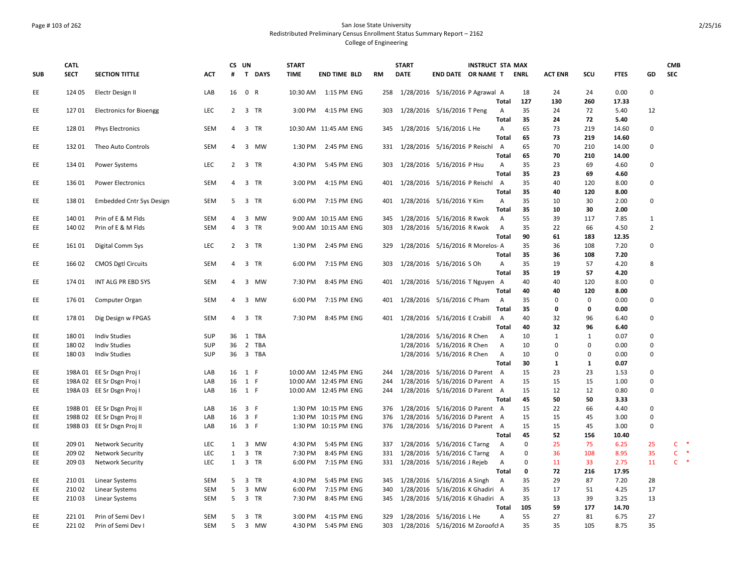San Jose State University
Redistributed Preliminary Census Enrollment Status Summary Report – 2162
College of Engineering

| SUB | CATL SECT | SECTION TITTLE | ACT | CS # | UN T | DAYS | START TIME | END TIME | BLD | RM | START DATE | END DATE | INSTRUCT OR NAME | STA T | MAX ENRL | ACT ENR | SCU | FTES | GD | CMB SEC |
|---|---|---|---|---|---|---|---|---|---|---|---|---|---|---|---|---|---|---|---|---|
| EE | 124 05 | Electr Design II | LAB | 16 | 0 | R | 10:30 AM | 1:15 PM | ENG | 258 | 1/28/2016 | 5/16/2016 | P Agrawal | A | 18 | 24 | 24 | 0.00 | 0 | |
| | | | | | | | | | | | | | | Total | 127 | 130 | 260 | 17.33 | | |
| EE | 127 01 | Electronics for Bioengg | LEC | 2 | 3 | TR | 3:00 PM | 4:15 PM | ENG | 303 | 1/28/2016 | 5/16/2016 | T Peng | A | 35 | 24 | 72 | 5.40 | 12 | |
| | | | | | | | | | | | | | | Total | 35 | 24 | 72 | 5.40 | | |
| EE | 128 01 | Phys Electronics | SEM | 4 | 3 | TR | 10:30 AM | 11:45 AM | ENG | 345 | 1/28/2016 | 5/16/2016 | L He | A | 65 | 73 | 219 | 14.60 | 0 | |
| | | | | | | | | | | | | | | Total | 65 | 73 | 219 | 14.60 | | |
| EE | 132 01 | Theo Auto Controls | SEM | 4 | 3 | MW | 1:30 PM | 2:45 PM | ENG | 331 | 1/28/2016 | 5/16/2016 | P Reischl | A | 65 | 70 | 210 | 14.00 | 0 | |
| | | | | | | | | | | | | | | Total | 65 | 70 | 210 | 14.00 | | |
| EE | 134 01 | Power Systems | LEC | 2 | 3 | TR | 4:30 PM | 5:45 PM | ENG | 303 | 1/28/2016 | 5/16/2016 | P Hsu | A | 35 | 23 | 69 | 4.60 | 0 | |
| | | | | | | | | | | | | | | Total | 35 | 23 | 69 | 4.60 | | |
| EE | 136 01 | Power Electronics | SEM | 4 | 3 | TR | 3:00 PM | 4:15 PM | ENG | 401 | 1/28/2016 | 5/16/2016 | P Reischl | A | 35 | 40 | 120 | 8.00 | 0 | |
| | | | | | | | | | | | | | | Total | 35 | 40 | 120 | 8.00 | | |
| EE | 138 01 | Embedded Cntr Sys Design | SEM | 5 | 3 | TR | 6:00 PM | 7:15 PM | ENG | 401 | 1/28/2016 | 5/16/2016 | Y Kim | A | 35 | 10 | 30 | 2.00 | 0 | |
| | | | | | | | | | | | | | | Total | 35 | 10 | 30 | 2.00 | | |
| EE | 140 01 | Prin of E & M Flds | SEM | 4 | 3 | MW | 9:00 AM | 10:15 AM | ENG | 345 | 1/28/2016 | 5/16/2016 | R Kwok | A | 55 | 39 | 117 | 7.85 | 1 | |
| EE | 140 02 | Prin of E & M Flds | SEM | 4 | 3 | TR | 9:00 AM | 10:15 AM | ENG | 303 | 1/28/2016 | 5/16/2016 | R Kwok | A | 35 | 22 | 66 | 4.50 | 2 | |
| | | | | | | | | | | | | | | Total | 90 | 61 | 183 | 12.35 | | |
| EE | 161 01 | Digital Comm Sys | LEC | 2 | 3 | TR | 1:30 PM | 2:45 PM | ENG | 329 | 1/28/2016 | 5/16/2016 | R Morelos-A | A | 35 | 36 | 108 | 7.20 | 0 | |
| | | | | | | | | | | | | | | Total | 35 | 36 | 108 | 7.20 | | |
| EE | 166 02 | CMOS Dgtl Circuits | SEM | 4 | 3 | TR | 6:00 PM | 7:15 PM | ENG | 303 | 1/28/2016 | 5/16/2016 | S Oh | A | 35 | 19 | 57 | 4.20 | 8 | |
| | | | | | | | | | | | | | | Total | 35 | 19 | 57 | 4.20 | | |
| EE | 174 01 | INT ALG PR EBD SYS | SEM | 4 | 3 | MW | 7:30 PM | 8:45 PM | ENG | 401 | 1/28/2016 | 5/16/2016 | T Nguyen | A | 40 | 40 | 120 | 8.00 | 0 | |
| | | | | | | | | | | | | | | Total | 40 | 40 | 120 | 8.00 | | |
| EE | 176 01 | Computer Organ | SEM | 4 | 3 | MW | 6:00 PM | 7:15 PM | ENG | 401 | 1/28/2016 | 5/16/2016 | C Pham | A | 35 | 0 | 0 | 0.00 | 0 | |
| | | | | | | | | | | | | | | Total | 35 | 0 | 0 | 0.00 | | |
| EE | 178 01 | Dig Design w FPGAS | SEM | 4 | 3 | TR | 7:30 PM | 8:45 PM | ENG | 401 | 1/28/2016 | 5/16/2016 | E Crabill | A | 40 | 32 | 96 | 6.40 | 0 | |
| | | | | | | | | | | | | | | Total | 40 | 32 | 96 | 6.40 | | |
| EE | 180 01 | Indiv Studies | SUP | 36 | 1 | TBA | | | | | 1/28/2016 | 5/16/2016 | R Chen | A | 10 | 1 | 1 | 0.07 | 0 | |
| EE | 180 02 | Indiv Studies | SUP | 36 | 2 | TBA | | | | | 1/28/2016 | 5/16/2016 | R Chen | A | 10 | 0 | 0 | 0.00 | 0 | |
| EE | 180 03 | Indiv Studies | SUP | 36 | 3 | TBA | | | | | 1/28/2016 | 5/16/2016 | R Chen | A | 10 | 0 | 0 | 0.00 | 0 | |
| | | | | | | | | | | | | | | Total | 30 | 1 | 1 | 0.07 | | |
| EE | 198A 01 | EE Sr Dsgn Proj I | LAB | 16 | 1 | F | 10:00 AM | 12:45 PM | ENG | 244 | 1/28/2016 | 5/16/2016 | D Parent | A | 15 | 23 | 23 | 1.53 | 0 | |
| EE | 198A 02 | EE Sr Dsgn Proj I | LAB | 16 | 1 | F | 10:00 AM | 12:45 PM | ENG | 244 | 1/28/2016 | 5/16/2016 | D Parent | A | 15 | 15 | 15 | 1.00 | 0 | |
| EE | 198A 03 | EE Sr Dsgn Proj I | LAB | 16 | 1 | F | 10:00 AM | 12:45 PM | ENG | 244 | 1/28/2016 | 5/16/2016 | D Parent | A | 15 | 12 | 12 | 0.80 | 0 | |
| | | | | | | | | | | | | | | Total | 45 | 50 | 50 | 3.33 | | |
| EE | 198B 01 | EE Sr Dsgn Proj II | LAB | 16 | 3 | F | 1:30 PM | 10:15 PM | ENG | 376 | 1/28/2016 | 5/16/2016 | D Parent | A | 15 | 22 | 66 | 4.40 | 0 | |
| EE | 198B 02 | EE Sr Dsgn Proj II | LAB | 16 | 3 | F | 1:30 PM | 10:15 PM | ENG | 376 | 1/28/2016 | 5/16/2016 | D Parent | A | 15 | 15 | 45 | 3.00 | 0 | |
| EE | 198B 03 | EE Sr Dsgn Proj II | LAB | 16 | 3 | F | 1:30 PM | 10:15 PM | ENG | 376 | 1/28/2016 | 5/16/2016 | D Parent | A | 15 | 15 | 45 | 3.00 | 0 | |
| | | | | | | | | | | | | | | Total | 45 | 52 | 156 | 10.40 | | |
| EE | 209 01 | Network Security | LEC | 1 | 3 | MW | 4:30 PM | 5:45 PM | ENG | 337 | 1/28/2016 | 5/16/2016 | C Tarng | A | 0 | 25 | 75 | 6.25 | 25 | C * |
| EE | 209 02 | Network Security | LEC | 1 | 3 | TR | 7:30 PM | 8:45 PM | ENG | 331 | 1/28/2016 | 5/16/2016 | C Tarng | A | 0 | 36 | 108 | 8.95 | 35 | C * |
| EE | 209 03 | Network Security | LEC | 1 | 3 | TR | 6:00 PM | 7:15 PM | ENG | 331 | 1/28/2016 | 5/16/2016 | J Rejeb | A | 0 | 11 | 33 | 2.75 | 11 | C * |
| | | | | | | | | | | | | | | Total | 0 | 72 | 216 | 17.95 | | |
| EE | 210 01 | Linear Systems | SEM | 5 | 3 | TR | 4:30 PM | 5:45 PM | ENG | 345 | 1/28/2016 | 5/16/2016 | A Singh | A | 35 | 29 | 87 | 7.20 | 28 | |
| EE | 210 02 | Linear Systems | SEM | 5 | 3 | MW | 6:00 PM | 7:15 PM | ENG | 340 | 1/28/2016 | 5/16/2016 | K Ghadiri | A | 35 | 17 | 51 | 4.25 | 17 | |
| EE | 210 03 | Linear Systems | SEM | 5 | 3 | TR | 7:30 PM | 8:45 PM | ENG | 345 | 1/28/2016 | 5/16/2016 | K Ghadiri | A | 35 | 13 | 39 | 3.25 | 13 | |
| | | | | | | | | | | | | | | Total | 105 | 59 | 177 | 14.70 | | |
| EE | 221 01 | Prin of Semi Dev I | SEM | 5 | 3 | TR | 3:00 PM | 4:15 PM | ENG | 329 | 1/28/2016 | 5/16/2016 | L He | A | 55 | 27 | 81 | 6.75 | 27 | |
| EE | 221 02 | Prin of Semi Dev I | SEM | 5 | 3 | MW | 4:30 PM | 5:45 PM | ENG | 303 | 1/28/2016 | 5/16/2016 | M Zoroofcl | A | 35 | 35 | 105 | 8.75 | 35 | |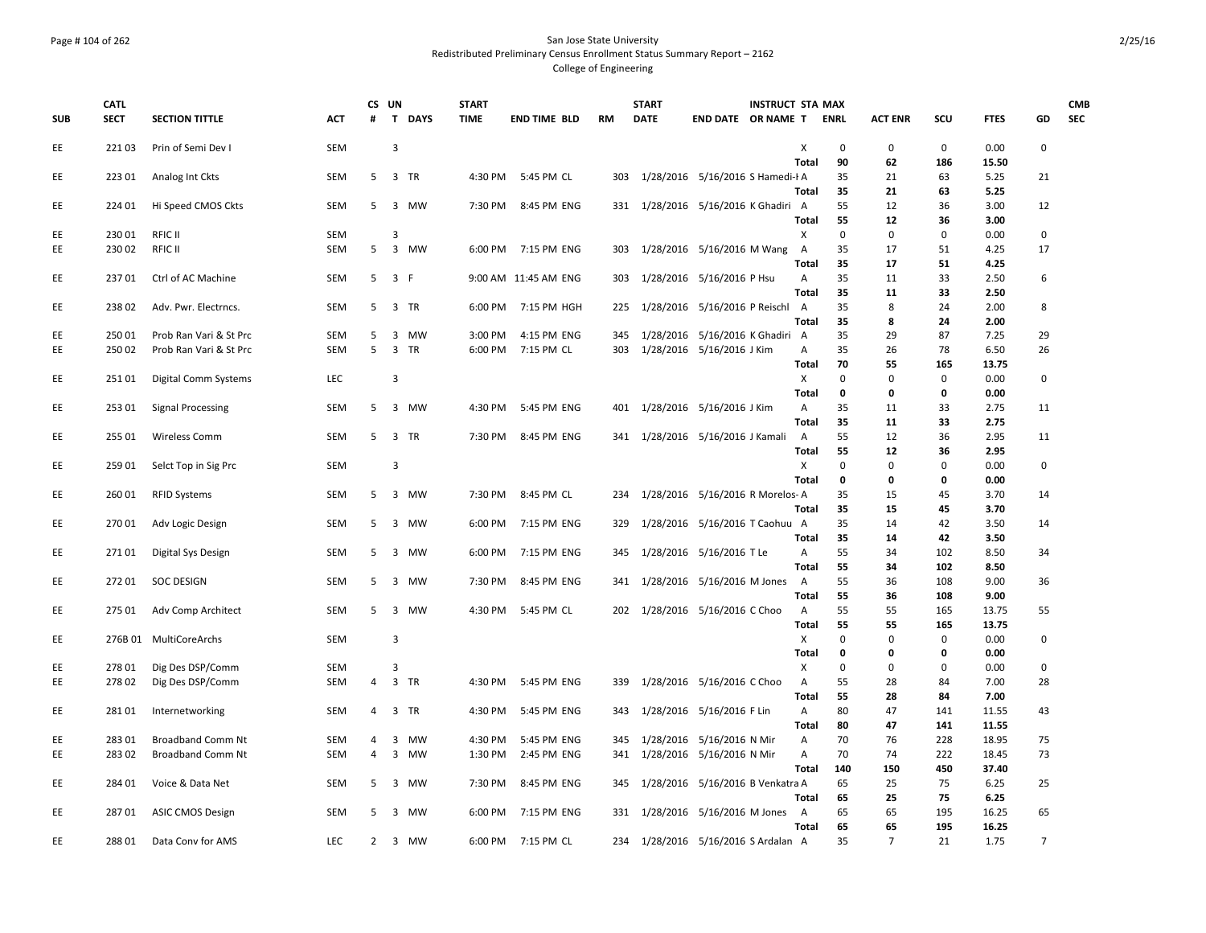San Jose State University
Redistributed Preliminary Census Enrollment Status Summary Report – 2162
College of Engineering

| SUB | CATL SECT | SECTION TITTLE | ACT | CS # | UN T | DAYS | START TIME | END TIME | BLD | RM | START DATE | END DATE | INSTRUCT OR NAME | STA T | MAX ENRL | ACT ENR | SCU | FTES | GD | CMB SEC |
|---|---|---|---|---|---|---|---|---|---|---|---|---|---|---|---|---|---|---|---|---|
| EE | 221 03 | Prin of Semi Dev I | SEM | | 3 | | | | | | | | | X | 0 | 0 | 0 | 0.00 | 0 | |
| | | | | | | | | | | | | | | **Total** | **90** | **62** | **186** | **15.50** | | |
| EE | 223 01 | Analog Int Ckts | SEM | 5 | 3 | TR | 4:30 PM | 5:45 PM | CL | 303 | 1/28/2016 | 5/16/2016 | S Hamedi-I | A | 35 | 21 | 63 | 5.25 | 21 | |
| | | | | | | | | | | | | | | **Total** | **35** | **21** | **63** | **5.25** | | |
| EE | 224 01 | Hi Speed CMOS Ckts | SEM | 5 | 3 | MW | 7:30 PM | 8:45 PM | ENG | 331 | 1/28/2016 | 5/16/2016 | K Ghadiri | A | 55 | 12 | 36 | 3.00 | 12 | |
| | | | | | | | | | | | | | | **Total** | **55** | **12** | **36** | **3.00** | | |
| EE | 230 01 | RFIC II | SEM | | 3 | | | | | | | | | X | 0 | 0 | 0 | 0.00 | 0 | |
| EE | 230 02 | RFIC II | SEM | 5 | 3 | MW | 6:00 PM | 7:15 PM | ENG | 303 | 1/28/2016 | 5/16/2016 | M Wang | A | 35 | 17 | 51 | 4.25 | 17 | |
| | | | | | | | | | | | | | | **Total** | **35** | **17** | **51** | **4.25** | | |
| EE | 237 01 | Ctrl of AC Machine | SEM | 5 | 3 | F | 9:00 AM | 11:45 AM | ENG | 303 | 1/28/2016 | 5/16/2016 | P Hsu | A | 35 | 11 | 33 | 2.50 | 6 | |
| | | | | | | | | | | | | | | **Total** | **35** | **11** | **33** | **2.50** | | |
| EE | 238 02 | Adv. Pwr. Electrncs. | SEM | 5 | 3 | TR | 6:00 PM | 7:15 PM | HGH | 225 | 1/28/2016 | 5/16/2016 | P Reischl | A | 35 | 8 | 24 | 2.00 | 8 | |
| | | | | | | | | | | | | | | **Total** | **35** | **8** | **24** | **2.00** | | |
| EE | 250 01 | Prob Ran Vari & St Prc | SEM | 5 | 3 | MW | 3:00 PM | 4:15 PM | ENG | 345 | 1/28/2016 | 5/16/2016 | K Ghadiri | A | 35 | 29 | 87 | 7.25 | 29 | |
| EE | 250 02 | Prob Ran Vari & St Prc | SEM | 5 | 3 | TR | 6:00 PM | 7:15 PM | CL | 303 | 1/28/2016 | 5/16/2016 | J Kim | A | 35 | 26 | 78 | 6.50 | 26 | |
| | | | | | | | | | | | | | | **Total** | **70** | **55** | **165** | **13.75** | | |
| EE | 251 01 | Digital Comm Systems | LEC | | 3 | | | | | | | | | X | 0 | 0 | 0 | 0.00 | 0 | |
| | | | | | | | | | | | | | | **Total** | **0** | **0** | **0** | **0.00** | | |
| EE | 253 01 | Signal Processing | SEM | 5 | 3 | MW | 4:30 PM | 5:45 PM | ENG | 401 | 1/28/2016 | 5/16/2016 | J Kim | A | 35 | 11 | 33 | 2.75 | 11 | |
| | | | | | | | | | | | | | | **Total** | **35** | **11** | **33** | **2.75** | | |
| EE | 255 01 | Wireless Comm | SEM | 5 | 3 | TR | 7:30 PM | 8:45 PM | ENG | 341 | 1/28/2016 | 5/16/2016 | J Kamali | A | 55 | 12 | 36 | 2.95 | 11 | |
| | | | | | | | | | | | | | | **Total** | **55** | **12** | **36** | **2.95** | | |
| EE | 259 01 | Selct Top in Sig Prc | SEM | | 3 | | | | | | | | | X | 0 | 0 | 0 | 0.00 | 0 | |
| | | | | | | | | | | | | | | **Total** | **0** | **0** | **0** | **0.00** | | |
| EE | 260 01 | RFID Systems | SEM | 5 | 3 | MW | 7:30 PM | 8:45 PM | CL | 234 | 1/28/2016 | 5/16/2016 | R Morelos- | A | 35 | 15 | 45 | 3.70 | 14 | |
| | | | | | | | | | | | | | | **Total** | **35** | **15** | **45** | **3.70** | | |
| EE | 270 01 | Adv Logic Design | SEM | 5 | 3 | MW | 6:00 PM | 7:15 PM | ENG | 329 | 1/28/2016 | 5/16/2016 | T Caohuu | A | 35 | 14 | 42 | 3.50 | 14 | |
| | | | | | | | | | | | | | | **Total** | **35** | **14** | **42** | **3.50** | | |
| EE | 271 01 | Digital Sys Design | SEM | 5 | 3 | MW | 6:00 PM | 7:15 PM | ENG | 345 | 1/28/2016 | 5/16/2016 | T Le | A | 55 | 34 | 102 | 8.50 | 34 | |
| | | | | | | | | | | | | | | **Total** | **55** | **34** | **102** | **8.50** | | |
| EE | 272 01 | SOC DESIGN | SEM | 5 | 3 | MW | 7:30 PM | 8:45 PM | ENG | 341 | 1/28/2016 | 5/16/2016 | M Jones | A | 55 | 36 | 108 | 9.00 | 36 | |
| | | | | | | | | | | | | | | **Total** | **55** | **36** | **108** | **9.00** | | |
| EE | 275 01 | Adv Comp Architect | SEM | 5 | 3 | MW | 4:30 PM | 5:45 PM | CL | 202 | 1/28/2016 | 5/16/2016 | C Choo | A | 55 | 55 | 165 | 13.75 | 55 | |
| | | | | | | | | | | | | | | **Total** | **55** | **55** | **165** | **13.75** | | |
| EE | 276B 01 | MultiCoreArchs | SEM | | 3 | | | | | | | | | X | 0 | 0 | 0 | 0.00 | 0 | |
| | | | | | | | | | | | | | | **Total** | **0** | **0** | **0** | **0.00** | | |
| EE | 278 01 | Dig Des DSP/Comm | SEM | | 3 | | | | | | | | | X | 0 | 0 | 0 | 0.00 | 0 | |
| EE | 278 02 | Dig Des DSP/Comm | SEM | 4 | 3 | TR | 4:30 PM | 5:45 PM | ENG | 339 | 1/28/2016 | 5/16/2016 | C Choo | A | 55 | 28 | 84 | 7.00 | 28 | |
| | | | | | | | | | | | | | | **Total** | **55** | **28** | **84** | **7.00** | | |
| EE | 281 01 | Internetworking | SEM | 4 | 3 | TR | 4:30 PM | 5:45 PM | ENG | 343 | 1/28/2016 | 5/16/2016 | F Lin | A | 80 | 47 | 141 | 11.55 | 43 | |
| | | | | | | | | | | | | | | **Total** | **80** | **47** | **141** | **11.55** | | |
| EE | 283 01 | Broadband Comm Nt | SEM | 4 | 3 | MW | 4:30 PM | 5:45 PM | ENG | 345 | 1/28/2016 | 5/16/2016 | N Mir | A | 70 | 76 | 228 | 18.95 | 75 | |
| EE | 283 02 | Broadband Comm Nt | SEM | 4 | 3 | MW | 1:30 PM | 2:45 PM | ENG | 341 | 1/28/2016 | 5/16/2016 | N Mir | A | 70 | 74 | 222 | 18.45 | 73 | |
| | | | | | | | | | | | | | | **Total** | **140** | **150** | **450** | **37.40** | | |
| EE | 284 01 | Voice & Data Net | SEM | 5 | 3 | MW | 7:30 PM | 8:45 PM | ENG | 345 | 1/28/2016 | 5/16/2016 | B Venkatra | A | 65 | 25 | 75 | 6.25 | 25 | |
| | | | | | | | | | | | | | | **Total** | **65** | **25** | **75** | **6.25** | | |
| EE | 287 01 | ASIC CMOS Design | SEM | 5 | 3 | MW | 6:00 PM | 7:15 PM | ENG | 331 | 1/28/2016 | 5/16/2016 | M Jones | A | 65 | 65 | 195 | 16.25 | 65 | |
| | | | | | | | | | | | | | | **Total** | **65** | **65** | **195** | **16.25** | | |
| EE | 288 01 | Data Conv for AMS | LEC | 2 | 3 | MW | 6:00 PM | 7:15 PM | CL | 234 | 1/28/2016 | 5/16/2016 | S Ardalan | A | 35 | 7 | 21 | 1.75 | 7 | |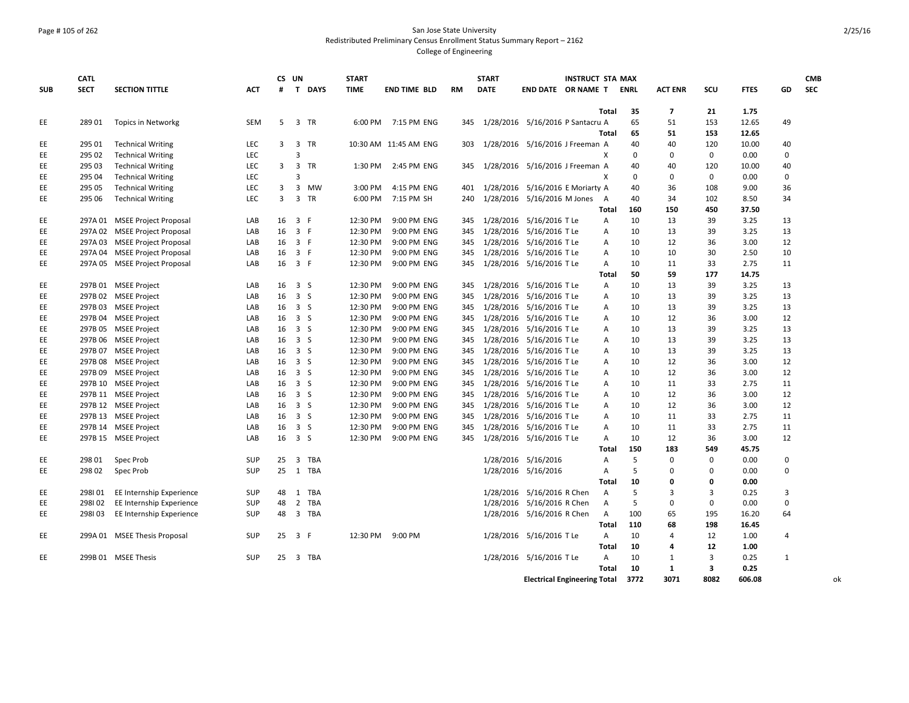San Jose State University
Redistributed Preliminary Census Enrollment Status Summary Report – 2162
College of Engineering

| SUB | CATL SECT | SECTION TITTLE | ACT | CS # | UN T | DAYS | START TIME | END TIME | BLD | RM | START DATE | END DATE | INSTRUCT OR NAME | STA T | MAX ENRL | ACT ENR | SCU | FTES | GD | CMB SEC |
|---|---|---|---|---|---|---|---|---|---|---|---|---|---|---|---|---|---|---|---|---|
| | | | | | | | | | | | | | | Total | 35 | 7 | 21 | 1.75 | | |
| EE | 289 01 | Topics in Networkg | SEM | 5 | 3 | TR | 6:00 PM | 7:15 PM | ENG | 345 | 1/28/2016 | 5/16/2016 | P Santacru | A | 65 | 51 | 153 | 12.65 | 49 | |
| | | | | | | | | | | | | | | Total | 65 | 51 | 153 | 12.65 | | |
| EE | 295 01 | Technical Writing | LEC | 3 | 3 | TR | 10:30 AM | 11:45 AM | ENG | 303 | 1/28/2016 | 5/16/2016 | J Freeman | A | 40 | 40 | 120 | 10.00 | 40 | |
| EE | 295 02 | Technical Writing | LEC | | 3 | | | | | | | | | X | 0 | 0 | 0 | 0.00 | 0 | |
| EE | 295 03 | Technical Writing | LEC | 3 | 3 | TR | 1:30 PM | 2:45 PM | ENG | 345 | 1/28/2016 | 5/16/2016 | J Freeman | A | 40 | 40 | 120 | 10.00 | 40 | |
| EE | 295 04 | Technical Writing | LEC | | 3 | | | | | | | | | X | 0 | 0 | 0 | 0.00 | 0 | |
| EE | 295 05 | Technical Writing | LEC | 3 | 3 | MW | 3:00 PM | 4:15 PM | ENG | 401 | 1/28/2016 | 5/16/2016 | E Moriarty | A | 40 | 36 | 108 | 9.00 | 36 | |
| EE | 295 06 | Technical Writing | LEC | 3 | 3 | TR | 6:00 PM | 7:15 PM | SH | 240 | 1/28/2016 | 5/16/2016 | M Jones | A | 40 | 34 | 102 | 8.50 | 34 | |
| | | | | | | | | | | | | | | Total | 160 | 150 | 450 | 37.50 | | |
| EE | 297A 01 | MSEE Project Proposal | LAB | 16 | 3 | F | 12:30 PM | 9:00 PM | ENG | 345 | 1/28/2016 | 5/16/2016 | T Le | A | 10 | 13 | 39 | 3.25 | 13 | |
| EE | 297A 02 | MSEE Project Proposal | LAB | 16 | 3 | F | 12:30 PM | 9:00 PM | ENG | 345 | 1/28/2016 | 5/16/2016 | T Le | A | 10 | 13 | 39 | 3.25 | 13 | |
| EE | 297A 03 | MSEE Project Proposal | LAB | 16 | 3 | F | 12:30 PM | 9:00 PM | ENG | 345 | 1/28/2016 | 5/16/2016 | T Le | A | 10 | 12 | 36 | 3.00 | 12 | |
| EE | 297A 04 | MSEE Project Proposal | LAB | 16 | 3 | F | 12:30 PM | 9:00 PM | ENG | 345 | 1/28/2016 | 5/16/2016 | T Le | A | 10 | 10 | 30 | 2.50 | 10 | |
| EE | 297A 05 | MSEE Project Proposal | LAB | 16 | 3 | F | 12:30 PM | 9:00 PM | ENG | 345 | 1/28/2016 | 5/16/2016 | T Le | A | 10 | 11 | 33 | 2.75 | 11 | |
| | | | | | | | | | | | | | | Total | 50 | 59 | 177 | 14.75 | | |
| EE | 297B 01 | MSEE Project | LAB | 16 | 3 | S | 12:30 PM | 9:00 PM | ENG | 345 | 1/28/2016 | 5/16/2016 | T Le | A | 10 | 13 | 39 | 3.25 | 13 | |
| EE | 297B 02 | MSEE Project | LAB | 16 | 3 | S | 12:30 PM | 9:00 PM | ENG | 345 | 1/28/2016 | 5/16/2016 | T Le | A | 10 | 13 | 39 | 3.25 | 13 | |
| EE | 297B 03 | MSEE Project | LAB | 16 | 3 | S | 12:30 PM | 9:00 PM | ENG | 345 | 1/28/2016 | 5/16/2016 | T Le | A | 10 | 13 | 39 | 3.25 | 13 | |
| EE | 297B 04 | MSEE Project | LAB | 16 | 3 | S | 12:30 PM | 9:00 PM | ENG | 345 | 1/28/2016 | 5/16/2016 | T Le | A | 10 | 12 | 36 | 3.00 | 12 | |
| EE | 297B 05 | MSEE Project | LAB | 16 | 3 | S | 12:30 PM | 9:00 PM | ENG | 345 | 1/28/2016 | 5/16/2016 | T Le | A | 10 | 13 | 39 | 3.25 | 13 | |
| EE | 297B 06 | MSEE Project | LAB | 16 | 3 | S | 12:30 PM | 9:00 PM | ENG | 345 | 1/28/2016 | 5/16/2016 | T Le | A | 10 | 13 | 39 | 3.25 | 13 | |
| EE | 297B 07 | MSEE Project | LAB | 16 | 3 | S | 12:30 PM | 9:00 PM | ENG | 345 | 1/28/2016 | 5/16/2016 | T Le | A | 10 | 13 | 39 | 3.25 | 13 | |
| EE | 297B 08 | MSEE Project | LAB | 16 | 3 | S | 12:30 PM | 9:00 PM | ENG | 345 | 1/28/2016 | 5/16/2016 | T Le | A | 10 | 12 | 36 | 3.00 | 12 | |
| EE | 297B 09 | MSEE Project | LAB | 16 | 3 | S | 12:30 PM | 9:00 PM | ENG | 345 | 1/28/2016 | 5/16/2016 | T Le | A | 10 | 12 | 36 | 3.00 | 12 | |
| EE | 297B 10 | MSEE Project | LAB | 16 | 3 | S | 12:30 PM | 9:00 PM | ENG | 345 | 1/28/2016 | 5/16/2016 | T Le | A | 10 | 11 | 33 | 2.75 | 11 | |
| EE | 297B 11 | MSEE Project | LAB | 16 | 3 | S | 12:30 PM | 9:00 PM | ENG | 345 | 1/28/2016 | 5/16/2016 | T Le | A | 10 | 12 | 36 | 3.00 | 12 | |
| EE | 297B 12 | MSEE Project | LAB | 16 | 3 | S | 12:30 PM | 9:00 PM | ENG | 345 | 1/28/2016 | 5/16/2016 | T Le | A | 10 | 12 | 36 | 3.00 | 12 | |
| EE | 297B 13 | MSEE Project | LAB | 16 | 3 | S | 12:30 PM | 9:00 PM | ENG | 345 | 1/28/2016 | 5/16/2016 | T Le | A | 10 | 11 | 33 | 2.75 | 11 | |
| EE | 297B 14 | MSEE Project | LAB | 16 | 3 | S | 12:30 PM | 9:00 PM | ENG | 345 | 1/28/2016 | 5/16/2016 | T Le | A | 10 | 11 | 33 | 2.75 | 11 | |
| EE | 297B 15 | MSEE Project | LAB | 16 | 3 | S | 12:30 PM | 9:00 PM | ENG | 345 | 1/28/2016 | 5/16/2016 | T Le | A | 10 | 12 | 36 | 3.00 | 12 | |
| | | | | | | | | | | | | | | Total | 150 | 183 | 549 | 45.75 | | |
| EE | 298 01 | Spec Prob | SUP | 25 | 3 | TBA | | | | | 1/28/2016 | 5/16/2016 | | A | 5 | 0 | 0 | 0.00 | 0 | |
| EE | 298 02 | Spec Prob | SUP | 25 | 1 | TBA | | | | | 1/28/2016 | 5/16/2016 | | A | 5 | 0 | 0 | 0.00 | 0 | |
| | | | | | | | | | | | | | | Total | 10 | 0 | 0 | 0.00 | | |
| EE | 298I 01 | EE Internship Experience | SUP | 48 | 1 | TBA | | | | | 1/28/2016 | 5/16/2016 | R Chen | A | 5 | 3 | 3 | 0.25 | 3 | |
| EE | 298I 02 | EE Internship Experience | SUP | 48 | 2 | TBA | | | | | 1/28/2016 | 5/16/2016 | R Chen | A | 5 | 0 | 0 | 0.00 | 0 | |
| EE | 298I 03 | EE Internship Experience | SUP | 48 | 3 | TBA | | | | | 1/28/2016 | 5/16/2016 | R Chen | A | 100 | 65 | 195 | 16.20 | 64 | |
| | | | | | | | | | | | | | | Total | 110 | 68 | 198 | 16.45 | | |
| EE | 299A 01 | MSEE Thesis Proposal | SUP | 25 | 3 | F | 12:30 PM | 9:00 PM | | | 1/28/2016 | 5/16/2016 | T Le | A | 10 | 4 | 12 | 1.00 | 4 | |
| | | | | | | | | | | | | | | Total | 10 | 4 | 12 | 1.00 | | |
| EE | 299B 01 | MSEE Thesis | SUP | 25 | 3 | TBA | | | | | 1/28/2016 | 5/16/2016 | T Le | A | 10 | 1 | 3 | 0.25 | 1 | |
| | | | | | | | | | | | | | | Total | 10 | 1 | 3 | 0.25 | | |
| | | | | | | | | | | | | Electrical Engineering Total | | | 3772 | 3071 | 8082 | 606.08 | | ok |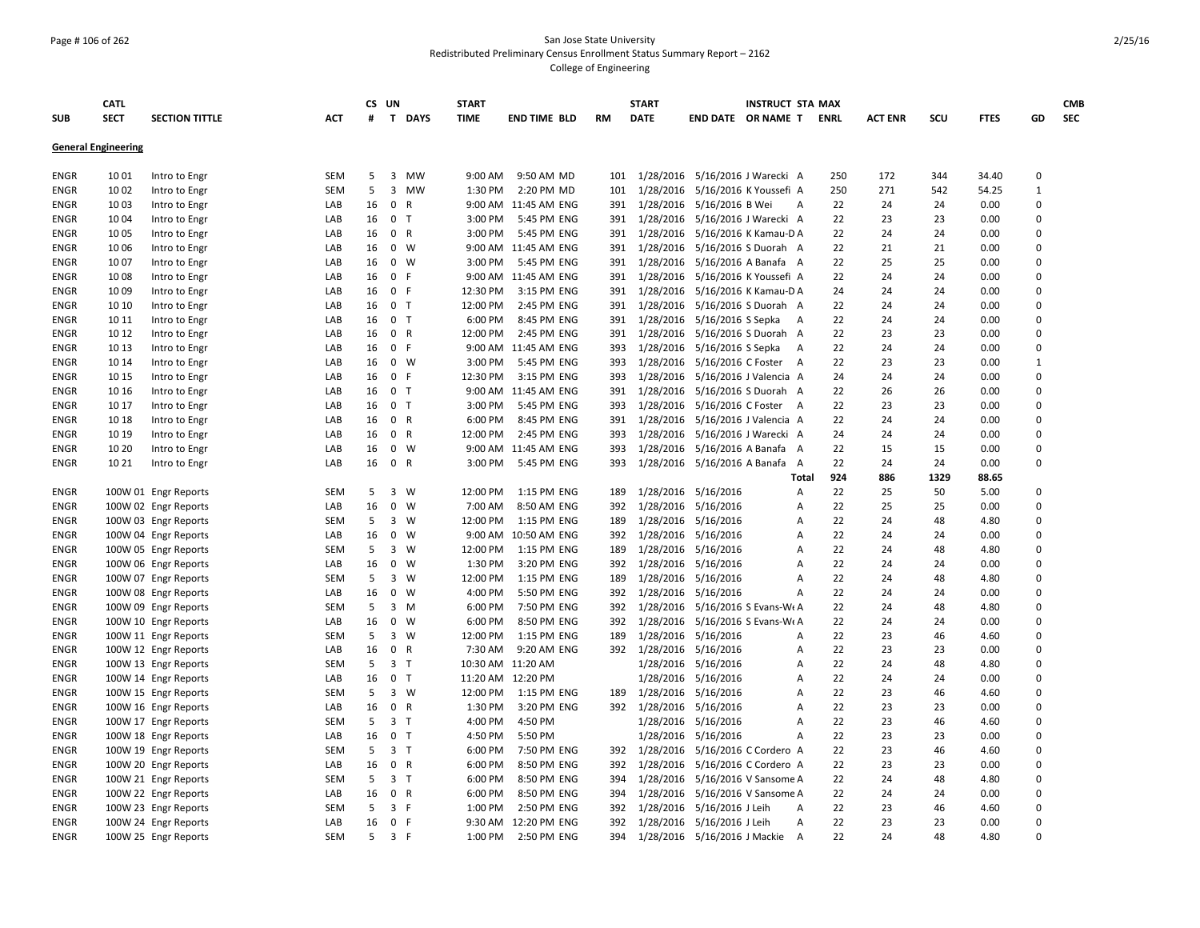San Jose State University
Redistributed Preliminary Census Enrollment Status Summary Report – 2162
College of Engineering

| SUB | CATL SECT | SECTION TITTLE | ACT | CS # | UN T | DAYS | START TIME | END TIME | BLD | RM | START DATE | END DATE | INSTRUCT OR NAME | STA T | MAX ENRL | ACT ENR | SCU | FTES | GD | CMB SEC |
|---|---|---|---|---|---|---|---|---|---|---|---|---|---|---|---|---|---|---|---|---|
| **General Engineering** | | | | | | | | | | | | | | | | | | | | |
| ENGR | 10 01 | Intro to Engr | SEM | 5 | 3 | MW | 9:00 AM | 9:50 AM | MD | 101 | 1/28/2016 | 5/16/2016 | J Warecki | A | 250 | 172 | 344 | 34.40 | 0 | |
| ENGR | 10 02 | Intro to Engr | SEM | 5 | 3 | MW | 1:30 PM | 2:20 PM | MD | 101 | 1/28/2016 | 5/16/2016 | K Youssefi | A | 250 | 271 | 542 | 54.25 | 1 | |
| ENGR | 10 03 | Intro to Engr | LAB | 16 | 0 | R | 9:00 AM | 11:45 AM | ENG | 391 | 1/28/2016 | 5/16/2016 | B Wei | A | 22 | 24 | 24 | 0.00 | 0 | |
| ENGR | 10 04 | Intro to Engr | LAB | 16 | 0 | T | 3:00 PM | 5:45 PM | ENG | 391 | 1/28/2016 | 5/16/2016 | J Warecki | A | 22 | 23 | 23 | 0.00 | 0 | |
| ENGR | 10 05 | Intro to Engr | LAB | 16 | 0 | R | 3:00 PM | 5:45 PM | ENG | 391 | 1/28/2016 | 5/16/2016 | K Kamau-D | A | 22 | 24 | 24 | 0.00 | 0 | |
| ENGR | 10 06 | Intro to Engr | LAB | 16 | 0 | W | 9:00 AM | 11:45 AM | ENG | 391 | 1/28/2016 | 5/16/2016 | S Duorah | A | 22 | 21 | 21 | 0.00 | 0 | |
| ENGR | 10 07 | Intro to Engr | LAB | 16 | 0 | W | 3:00 PM | 5:45 PM | ENG | 391 | 1/28/2016 | 5/16/2016 | A Banafa | A | 22 | 25 | 25 | 0.00 | 0 | |
| ENGR | 10 08 | Intro to Engr | LAB | 16 | 0 | F | 9:00 AM | 11:45 AM | ENG | 391 | 1/28/2016 | 5/16/2016 | K Youssefi | A | 22 | 24 | 24 | 0.00 | 0 | |
| ENGR | 10 09 | Intro to Engr | LAB | 16 | 0 | F | 12:30 PM | 3:15 PM | ENG | 391 | 1/28/2016 | 5/16/2016 | K Kamau-D | A | 24 | 24 | 24 | 0.00 | 0 | |
| ENGR | 10 10 | Intro to Engr | LAB | 16 | 0 | T | 12:00 PM | 2:45 PM | ENG | 391 | 1/28/2016 | 5/16/2016 | S Duorah | A | 22 | 24 | 24 | 0.00 | 0 | |
| ENGR | 10 11 | Intro to Engr | LAB | 16 | 0 | T | 6:00 PM | 8:45 PM | ENG | 391 | 1/28/2016 | 5/16/2016 | S Sepka | A | 22 | 24 | 24 | 0.00 | 0 | |
| ENGR | 10 12 | Intro to Engr | LAB | 16 | 0 | R | 12:00 PM | 2:45 PM | ENG | 391 | 1/28/2016 | 5/16/2016 | S Duorah | A | 22 | 23 | 23 | 0.00 | 0 | |
| ENGR | 10 13 | Intro to Engr | LAB | 16 | 0 | F | 9:00 AM | 11:45 AM | ENG | 393 | 1/28/2016 | 5/16/2016 | S Sepka | A | 22 | 24 | 24 | 0.00 | 0 | |
| ENGR | 10 14 | Intro to Engr | LAB | 16 | 0 | W | 3:00 PM | 5:45 PM | ENG | 393 | 1/28/2016 | 5/16/2016 | C Foster | A | 22 | 23 | 23 | 0.00 | 1 | |
| ENGR | 10 15 | Intro to Engr | LAB | 16 | 0 | F | 12:30 PM | 3:15 PM | ENG | 393 | 1/28/2016 | 5/16/2016 | J Valencia | A | 24 | 24 | 24 | 0.00 | 0 | |
| ENGR | 10 16 | Intro to Engr | LAB | 16 | 0 | T | 9:00 AM | 11:45 AM | ENG | 391 | 1/28/2016 | 5/16/2016 | S Duorah | A | 22 | 26 | 26 | 0.00 | 0 | |
| ENGR | 10 17 | Intro to Engr | LAB | 16 | 0 | T | 3:00 PM | 5:45 PM | ENG | 393 | 1/28/2016 | 5/16/2016 | C Foster | A | 22 | 23 | 23 | 0.00 | 0 | |
| ENGR | 10 18 | Intro to Engr | LAB | 16 | 0 | R | 6:00 PM | 8:45 PM | ENG | 391 | 1/28/2016 | 5/16/2016 | J Valencia | A | 22 | 24 | 24 | 0.00 | 0 | |
| ENGR | 10 19 | Intro to Engr | LAB | 16 | 0 | R | 12:00 PM | 2:45 PM | ENG | 393 | 1/28/2016 | 5/16/2016 | J Warecki | A | 24 | 24 | 24 | 0.00 | 0 | |
| ENGR | 10 20 | Intro to Engr | LAB | 16 | 0 | W | 9:00 AM | 11:45 AM | ENG | 393 | 1/28/2016 | 5/16/2016 | A Banafa | A | 22 | 15 | 15 | 0.00 | 0 | |
| ENGR | 10 21 | Intro to Engr | LAB | 16 | 0 | R | 3:00 PM | 5:45 PM | ENG | 393 | 1/28/2016 | 5/16/2016 | A Banafa | A | 22 | 24 | 24 | 0.00 | 0 | |
| | | | | | | | | | | | | | | Total | 924 | 886 | 1329 | 88.65 | | |
| ENGR | 100W 01 | Engr Reports | SEM | 5 | 3 | W | 12:00 PM | 1:15 PM | ENG | 189 | 1/28/2016 | 5/16/2016 | | A | 22 | 25 | 50 | 5.00 | 0 | |
| ENGR | 100W 02 | Engr Reports | LAB | 16 | 0 | W | 7:00 AM | 8:50 AM | ENG | 392 | 1/28/2016 | 5/16/2016 | | A | 22 | 25 | 25 | 0.00 | 0 | |
| ENGR | 100W 03 | Engr Reports | SEM | 5 | 3 | W | 12:00 PM | 1:15 PM | ENG | 189 | 1/28/2016 | 5/16/2016 | | A | 22 | 24 | 48 | 4.80 | 0 | |
| ENGR | 100W 04 | Engr Reports | LAB | 16 | 0 | W | 9:00 AM | 10:50 AM | ENG | 392 | 1/28/2016 | 5/16/2016 | | A | 22 | 24 | 24 | 0.00 | 0 | |
| ENGR | 100W 05 | Engr Reports | SEM | 5 | 3 | W | 12:00 PM | 1:15 PM | ENG | 189 | 1/28/2016 | 5/16/2016 | | A | 22 | 24 | 48 | 4.80 | 0 | |
| ENGR | 100W 06 | Engr Reports | LAB | 16 | 0 | W | 1:30 PM | 3:20 PM | ENG | 392 | 1/28/2016 | 5/16/2016 | | A | 22 | 24 | 24 | 0.00 | 0 | |
| ENGR | 100W 07 | Engr Reports | SEM | 5 | 3 | W | 12:00 PM | 1:15 PM | ENG | 189 | 1/28/2016 | 5/16/2016 | | A | 22 | 24 | 48 | 4.80 | 0 | |
| ENGR | 100W 08 | Engr Reports | LAB | 16 | 0 | W | 4:00 PM | 5:50 PM | ENG | 392 | 1/28/2016 | 5/16/2016 | | A | 22 | 24 | 24 | 0.00 | 0 | |
| ENGR | 100W 09 | Engr Reports | SEM | 5 | 3 | M | 6:00 PM | 7:50 PM | ENG | 392 | 1/28/2016 | 5/16/2016 | S Evans-We | A | 22 | 24 | 48 | 4.80 | 0 | |
| ENGR | 100W 10 | Engr Reports | LAB | 16 | 0 | W | 6:00 PM | 8:50 PM | ENG | 392 | 1/28/2016 | 5/16/2016 | S Evans-We | A | 22 | 24 | 24 | 0.00 | 0 | |
| ENGR | 100W 11 | Engr Reports | SEM | 5 | 3 | W | 12:00 PM | 1:15 PM | ENG | 189 | 1/28/2016 | 5/16/2016 | | A | 22 | 23 | 46 | 4.60 | 0 | |
| ENGR | 100W 12 | Engr Reports | LAB | 16 | 0 | R | 7:30 AM | 9:20 AM | ENG | 392 | 1/28/2016 | 5/16/2016 | | A | 22 | 23 | 23 | 0.00 | 0 | |
| ENGR | 100W 13 | Engr Reports | SEM | 5 | 3 | T | 10:30 AM | 11:20 AM | | | 1/28/2016 | 5/16/2016 | | A | 22 | 24 | 48 | 4.80 | 0 | |
| ENGR | 100W 14 | Engr Reports | LAB | 16 | 0 | T | 11:20 AM | 12:20 PM | | | 1/28/2016 | 5/16/2016 | | A | 22 | 24 | 24 | 0.00 | 0 | |
| ENGR | 100W 15 | Engr Reports | SEM | 5 | 3 | W | 12:00 PM | 1:15 PM | ENG | 189 | 1/28/2016 | 5/16/2016 | | A | 22 | 23 | 46 | 4.60 | 0 | |
| ENGR | 100W 16 | Engr Reports | LAB | 16 | 0 | R | 1:30 PM | 3:20 PM | ENG | 392 | 1/28/2016 | 5/16/2016 | | A | 22 | 23 | 23 | 0.00 | 0 | |
| ENGR | 100W 17 | Engr Reports | SEM | 5 | 3 | T | 4:00 PM | 4:50 PM | | | 1/28/2016 | 5/16/2016 | | A | 22 | 23 | 46 | 4.60 | 0 | |
| ENGR | 100W 18 | Engr Reports | LAB | 16 | 0 | T | 4:50 PM | 5:50 PM | | | 1/28/2016 | 5/16/2016 | | A | 22 | 23 | 23 | 0.00 | 0 | |
| ENGR | 100W 19 | Engr Reports | SEM | 5 | 3 | T | 6:00 PM | 7:50 PM | ENG | 392 | 1/28/2016 | 5/16/2016 | C Cordero | A | 22 | 23 | 46 | 4.60 | 0 | |
| ENGR | 100W 20 | Engr Reports | LAB | 16 | 0 | R | 6:00 PM | 8:50 PM | ENG | 392 | 1/28/2016 | 5/16/2016 | C Cordero | A | 22 | 23 | 23 | 0.00 | 0 | |
| ENGR | 100W 21 | Engr Reports | SEM | 5 | 3 | T | 6:00 PM | 8:50 PM | ENG | 394 | 1/28/2016 | 5/16/2016 | V Sansome | A | 22 | 24 | 48 | 4.80 | 0 | |
| ENGR | 100W 22 | Engr Reports | LAB | 16 | 0 | R | 6:00 PM | 8:50 PM | ENG | 394 | 1/28/2016 | 5/16/2016 | V Sansome | A | 22 | 24 | 24 | 0.00 | 0 | |
| ENGR | 100W 23 | Engr Reports | SEM | 5 | 3 | F | 1:00 PM | 2:50 PM | ENG | 392 | 1/28/2016 | 5/16/2016 | J Leih | A | 22 | 23 | 46 | 4.60 | 0 | |
| ENGR | 100W 24 | Engr Reports | LAB | 16 | 0 | F | 9:30 AM | 12:20 PM | ENG | 392 | 1/28/2016 | 5/16/2016 | J Leih | A | 22 | 23 | 23 | 0.00 | 0 | |
| ENGR | 100W 25 | Engr Reports | SEM | 5 | 3 | F | 1:00 PM | 2:50 PM | ENG | 394 | 1/28/2016 | 5/16/2016 | J Mackie | A | 22 | 24 | 48 | 4.80 | 0 | |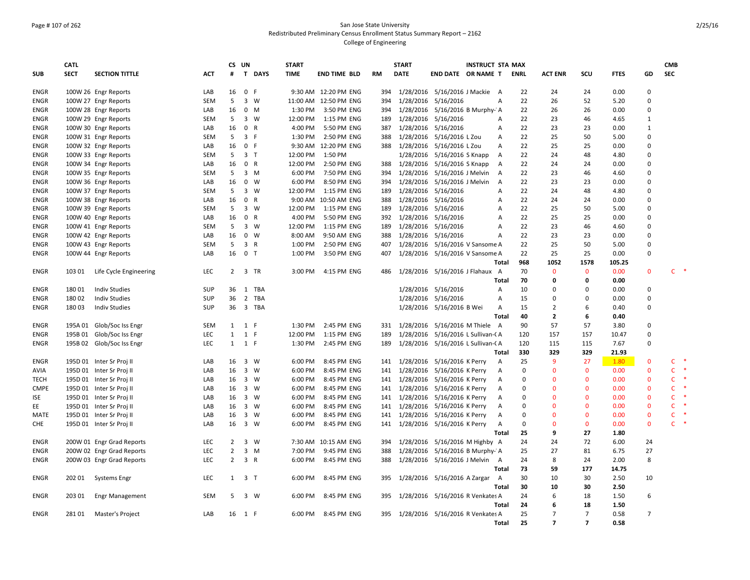San Jose State University
Redistributed Preliminary Census Enrollment Status Summary Report – 2162
College of Engineering

| SUB | CATL SECT | SECTION TITTLE | ACT | CS # | UN T | DAYS | START TIME | END TIME | BLD | RM | START DATE | END DATE | INSTRUCT OR NAME | STA T | MAX ENRL | ACT ENR | SCU | FTES | GD | CMB SEC |
|---|---|---|---|---|---|---|---|---|---|---|---|---|---|---|---|---|---|---|---|---|
| ENGR | 100W 26 | Engr Reports | LAB | 16 | 0 | F | 9:30 AM | 12:20 PM | ENG | 394 | 1/28/2016 | 5/16/2016 | J Mackie | A | 22 | 24 | 24 | 0.00 | 0 | |
| ENGR | 100W 27 | Engr Reports | SEM | 5 | 3 | W | 11:00 AM | 12:50 PM | ENG | 394 | 1/28/2016 | 5/16/2016 | | A | 22 | 26 | 52 | 5.20 | 0 | |
| ENGR | 100W 28 | Engr Reports | LAB | 16 | 0 | M | 1:30 PM | 3:50 PM | ENG | 394 | 1/28/2016 | 5/16/2016 | B Murphy-' | A | 22 | 26 | 26 | 0.00 | 0 | |
| ENGR | 100W 29 | Engr Reports | SEM | 5 | 3 | W | 12:00 PM | 1:15 PM | ENG | 189 | 1/28/2016 | 5/16/2016 | | A | 22 | 23 | 46 | 4.65 | 1 | |
| ENGR | 100W 30 | Engr Reports | LAB | 16 | 0 | R | 4:00 PM | 5:50 PM | ENG | 387 | 1/28/2016 | 5/16/2016 | | A | 22 | 23 | 23 | 0.00 | 1 | |
| ENGR | 100W 31 | Engr Reports | SEM | 5 | 3 | F | 1:30 PM | 2:50 PM | ENG | 388 | 1/28/2016 | 5/16/2016 | L Zou | A | 22 | 25 | 50 | 5.00 | 0 | |
| ENGR | 100W 32 | Engr Reports | LAB | 16 | 0 | F | 9:30 AM | 12:20 PM | ENG | 388 | 1/28/2016 | 5/16/2016 | L Zou | A | 22 | 25 | 25 | 0.00 | 0 | |
| ENGR | 100W 33 | Engr Reports | SEM | 5 | 3 | T | 12:00 PM | 1:50 PM | | | 1/28/2016 | 5/16/2016 | S Knapp | A | 22 | 24 | 48 | 4.80 | 0 | |
| ENGR | 100W 34 | Engr Reports | LAB | 16 | 0 | R | 12:00 PM | 2:50 PM | ENG | 388 | 1/28/2016 | 5/16/2016 | S Knapp | A | 22 | 24 | 24 | 0.00 | 0 | |
| ENGR | 100W 35 | Engr Reports | SEM | 5 | 3 | M | 6:00 PM | 7:50 PM | ENG | 394 | 1/28/2016 | 5/16/2016 | J Melvin | A | 22 | 23 | 46 | 4.60 | 0 | |
| ENGR | 100W 36 | Engr Reports | LAB | 16 | 0 | W | 6:00 PM | 8:50 PM | ENG | 394 | 1/28/2016 | 5/16/2016 | J Melvin | A | 22 | 23 | 23 | 0.00 | 0 | |
| ENGR | 100W 37 | Engr Reports | SEM | 5 | 3 | W | 12:00 PM | 1:15 PM | ENG | 189 | 1/28/2016 | 5/16/2016 | | A | 22 | 24 | 48 | 4.80 | 0 | |
| ENGR | 100W 38 | Engr Reports | LAB | 16 | 0 | R | 9:00 AM | 10:50 AM | ENG | 388 | 1/28/2016 | 5/16/2016 | | A | 22 | 24 | 24 | 0.00 | 0 | |
| ENGR | 100W 39 | Engr Reports | SEM | 5 | 3 | W | 12:00 PM | 1:15 PM | ENG | 189 | 1/28/2016 | 5/16/2016 | | A | 22 | 25 | 50 | 5.00 | 0 | |
| ENGR | 100W 40 | Engr Reports | LAB | 16 | 0 | R | 4:00 PM | 5:50 PM | ENG | 392 | 1/28/2016 | 5/16/2016 | | A | 22 | 25 | 25 | 0.00 | 0 | |
| ENGR | 100W 41 | Engr Reports | SEM | 5 | 3 | W | 12:00 PM | 1:15 PM | ENG | 189 | 1/28/2016 | 5/16/2016 | | A | 22 | 23 | 46 | 4.60 | 0 | |
| ENGR | 100W 42 | Engr Reports | LAB | 16 | 0 | W | 8:00 AM | 9:50 AM | ENG | 388 | 1/28/2016 | 5/16/2016 | | A | 22 | 23 | 23 | 0.00 | 0 | |
| ENGR | 100W 43 | Engr Reports | SEM | 5 | 3 | R | 1:00 PM | 2:50 PM | ENG | 407 | 1/28/2016 | 5/16/2016 | V Sansome | A | 22 | 25 | 50 | 5.00 | 0 | |
| ENGR | 100W 44 | Engr Reports | LAB | 16 | 0 | T | 1:00 PM | 3:50 PM | ENG | 407 | 1/28/2016 | 5/16/2016 | V Sansome | A | 22 | 25 | 25 | 0.00 | 0 | |
| | | | | | | | | | | | | | | Total | 968 | 1052 | 1578 | 105.25 | | |
| ENGR | 103 01 | Life Cycle Engineering | LEC | 2 | 3 | TR | 3:00 PM | 4:15 PM | ENG | 486 | 1/28/2016 | 5/16/2016 | J Flahaux | A | 70 | 0 | 0 | 0.00 | 0 | C * |
| | | | | | | | | | | | | | | Total | 70 | 0 | 0 | 0.00 | | |
| ENGR | 180 01 | Indiv Studies | SUP | 36 | 1 | TBA | | | | | 1/28/2016 | 5/16/2016 | | A | 10 | 0 | 0 | 0.00 | 0 | |
| ENGR | 180 02 | Indiv Studies | SUP | 36 | 2 | TBA | | | | | 1/28/2016 | 5/16/2016 | | A | 15 | 0 | 0 | 0.00 | 0 | |
| ENGR | 180 03 | Indiv Studies | SUP | 36 | 3 | TBA | | | | | 1/28/2016 | 5/16/2016 | B Wei | A | 15 | 2 | 6 | 0.40 | 0 | |
| | | | | | | | | | | | | | | Total | 40 | 2 | 6 | 0.40 | | |
| ENGR | 195A 01 | Glob/Soc Iss Engr | SEM | 1 | 1 | F | 1:30 PM | 2:45 PM | ENG | 331 | 1/28/2016 | 5/16/2016 | M Thiele | A | 90 | 57 | 57 | 3.80 | 0 | |
| ENGR | 195B 01 | Glob/Soc Iss Engr | LEC | 1 | 1 | F | 12:00 PM | 1:15 PM | ENG | 189 | 1/28/2016 | 5/16/2016 | L Sullivan-( | A | 120 | 157 | 157 | 10.47 | 0 | |
| ENGR | 195B 02 | Glob/Soc Iss Engr | LEC | 1 | 1 | F | 1:30 PM | 2:45 PM | ENG | 189 | 1/28/2016 | 5/16/2016 | L Sullivan-( | A | 120 | 115 | 115 | 7.67 | 0 | |
| | | | | | | | | | | | | | | Total | 330 | 329 | 329 | 21.93 | | |
| ENGR | 195D 01 | Inter Sr Proj II | LAB | 16 | 3 | W | 6:00 PM | 8:45 PM | ENG | 141 | 1/28/2016 | 5/16/2016 | K Perry | A | 25 | 9 | 27 | 1.80 | 0 | C * |
| AVIA | 195D 01 | Inter Sr Proj II | LAB | 16 | 3 | W | 6:00 PM | 8:45 PM | ENG | 141 | 1/28/2016 | 5/16/2016 | K Perry | A | 0 | 0 | 0 | 0.00 | 0 | C * |
| TECH | 195D 01 | Inter Sr Proj II | LAB | 16 | 3 | W | 6:00 PM | 8:45 PM | ENG | 141 | 1/28/2016 | 5/16/2016 | K Perry | A | 0 | 0 | 0 | 0.00 | 0 | C * |
| CMPE | 195D 01 | Inter Sr Proj II | LAB | 16 | 3 | W | 6:00 PM | 8:45 PM | ENG | 141 | 1/28/2016 | 5/16/2016 | K Perry | A | 0 | 0 | 0 | 0.00 | 0 | C * |
| ISE | 195D 01 | Inter Sr Proj II | LAB | 16 | 3 | W | 6:00 PM | 8:45 PM | ENG | 141 | 1/28/2016 | 5/16/2016 | K Perry | A | 0 | 0 | 0 | 0.00 | 0 | C * |
| EE | 195D 01 | Inter Sr Proj II | LAB | 16 | 3 | W | 6:00 PM | 8:45 PM | ENG | 141 | 1/28/2016 | 5/16/2016 | K Perry | A | 0 | 0 | 0 | 0.00 | 0 | C * |
| MATE | 195D 01 | Inter Sr Proj II | LAB | 16 | 3 | W | 6:00 PM | 8:45 PM | ENG | 141 | 1/28/2016 | 5/16/2016 | K Perry | A | 0 | 0 | 0 | 0.00 | 0 | C * |
| CHE | 195D 01 | Inter Sr Proj II | LAB | 16 | 3 | W | 6:00 PM | 8:45 PM | ENG | 141 | 1/28/2016 | 5/16/2016 | K Perry | A | 0 | 0 | 0 | 0.00 | 0 | C * |
| | | | | | | | | | | | | | | Total | 25 | 9 | 27 | 1.80 | | |
| ENGR | 200W 01 | Engr Grad Reports | LEC | 2 | 3 | W | 7:30 AM | 10:15 AM | ENG | 394 | 1/28/2016 | 5/16/2016 | M Highby | A | 24 | 24 | 72 | 6.00 | 24 | |
| ENGR | 200W 02 | Engr Grad Reports | LEC | 2 | 3 | M | 7:00 PM | 9:45 PM | ENG | 388 | 1/28/2016 | 5/16/2016 | B Murphy-' | A | 25 | 27 | 81 | 6.75 | 27 | |
| ENGR | 200W 03 | Engr Grad Reports | LEC | 2 | 3 | R | 6:00 PM | 8:45 PM | ENG | 388 | 1/28/2016 | 5/16/2016 | J Melvin | A | 24 | 8 | 24 | 2.00 | 8 | |
| | | | | | | | | | | | | | | Total | 73 | 59 | 177 | 14.75 | | |
| ENGR | 202 01 | Systems Engr | LEC | 1 | 3 | T | 6:00 PM | 8:45 PM | ENG | 395 | 1/28/2016 | 5/16/2016 | A Zargar | A | 30 | 10 | 30 | 2.50 | 10 | |
| | | | | | | | | | | | | | | Total | 30 | 10 | 30 | 2.50 | | |
| ENGR | 203 01 | Engr Management | SEM | 5 | 3 | W | 6:00 PM | 8:45 PM | ENG | 395 | 1/28/2016 | 5/16/2016 | R Venkates | A | 24 | 6 | 18 | 1.50 | 6 | |
| | | | | | | | | | | | | | | Total | 24 | 6 | 18 | 1.50 | | |
| ENGR | 281 01 | Master's Project | LAB | 16 | 1 | F | 6:00 PM | 8:45 PM | ENG | 395 | 1/28/2016 | 5/16/2016 | R Venkates | A | 25 | 7 | 7 | 0.58 | 7 | |
| | | | | | | | | | | | | | | Total | 25 | 7 | 7 | 0.58 | | |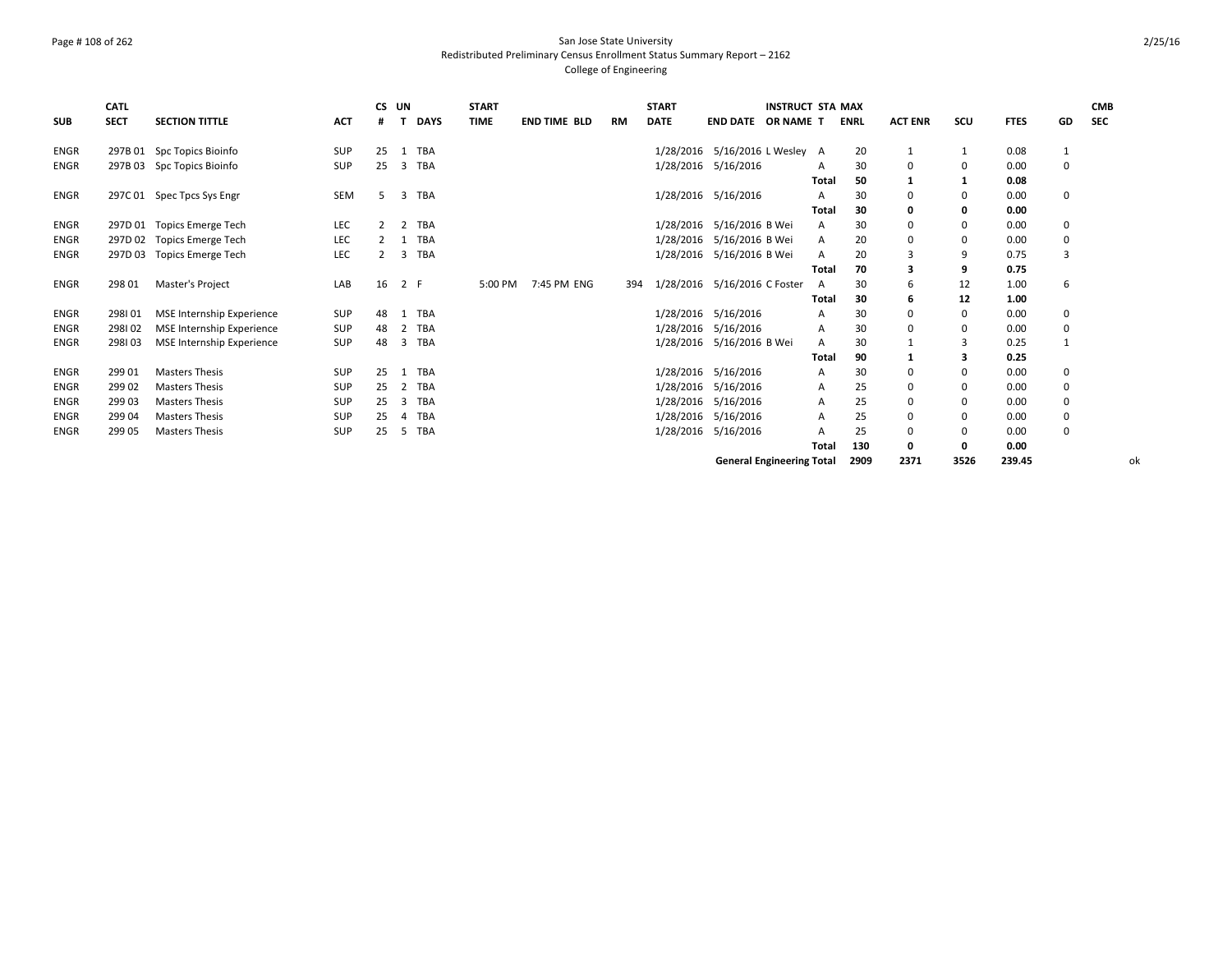| SUB | CATL SECT | SECTION TITTLE | ACT | CS # | UN T | DAYS | START TIME | END TIME | BLD | RM | START DATE | END DATE | INSTRUCT OR NAME | STA T | MAX ENRL | ACT ENR | SCU | FTES | GD | CMB SEC |
|---|---|---|---|---|---|---|---|---|---|---|---|---|---|---|---|---|---|---|---|---|
| ENGR | 297B 01 | Spc Topics Bioinfo | SUP | 25 | 1 | TBA | | | | | 1/28/2016 | 5/16/2016 | L Wesley | A | 20 | 1 | 1 | 0.08 | 1 | |
| ENGR | 297B 03 | Spc Topics Bioinfo | SUP | 25 | 3 | TBA | | | | | 1/28/2016 | 5/16/2016 | | A | 30 | 0 | 0 | 0.00 | 0 | |
| | | | | | | | | | | | | | | **Total** | **50** | **1** | **1** | **0.08** | | |
| ENGR | 297C 01 | Spec Tpcs Sys Engr | SEM | 5 | 3 | TBA | | | | | 1/28/2016 | 5/16/2016 | | A | 30 | 0 | 0 | 0.00 | 0 | |
| | | | | | | | | | | | | | | **Total** | **30** | **0** | **0** | **0.00** | | |
| ENGR | 297D 01 | Topics Emerge Tech | LEC | 2 | 2 | TBA | | | | | 1/28/2016 | 5/16/2016 | B Wei | A | 30 | 0 | 0 | 0.00 | 0 | |
| ENGR | 297D 02 | Topics Emerge Tech | LEC | 2 | 1 | TBA | | | | | 1/28/2016 | 5/16/2016 | B Wei | A | 20 | 0 | 0 | 0.00 | 0 | |
| ENGR | 297D 03 | Topics Emerge Tech | LEC | 2 | 3 | TBA | | | | | 1/28/2016 | 5/16/2016 | B Wei | A | 20 | 3 | 9 | 0.75 | 3 | |
| | | | | | | | | | | | | | | **Total** | **70** | **3** | **9** | **0.75** | | |
| ENGR | 298 01 | Master's Project | LAB | 16 | 2 | F | 5:00 PM | 7:45 PM | ENG | 394 | 1/28/2016 | 5/16/2016 | C Foster | A | 30 | 6 | 12 | 1.00 | 6 | |
| | | | | | | | | | | | | | | **Total** | **30** | **6** | **12** | **1.00** | | |
| ENGR | 298I 01 | MSE Internship Experience | SUP | 48 | 1 | TBA | | | | | 1/28/2016 | 5/16/2016 | | A | 30 | 0 | 0 | 0.00 | 0 | |
| ENGR | 298I 02 | MSE Internship Experience | SUP | 48 | 2 | TBA | | | | | 1/28/2016 | 5/16/2016 | | A | 30 | 0 | 0 | 0.00 | 0 | |
| ENGR | 298I 03 | MSE Internship Experience | SUP | 48 | 3 | TBA | | | | | 1/28/2016 | 5/16/2016 | B Wei | A | 30 | 1 | 3 | 0.25 | 1 | |
| | | | | | | | | | | | | | | **Total** | **90** | **1** | **3** | **0.25** | | |
| ENGR | 299 01 | Masters Thesis | SUP | 25 | 1 | TBA | | | | | 1/28/2016 | 5/16/2016 | | A | 30 | 0 | 0 | 0.00 | 0 | |
| ENGR | 299 02 | Masters Thesis | SUP | 25 | 2 | TBA | | | | | 1/28/2016 | 5/16/2016 | | A | 25 | 0 | 0 | 0.00 | 0 | |
| ENGR | 299 03 | Masters Thesis | SUP | 25 | 3 | TBA | | | | | 1/28/2016 | 5/16/2016 | | A | 25 | 0 | 0 | 0.00 | 0 | |
| ENGR | 299 04 | Masters Thesis | SUP | 25 | 4 | TBA | | | | | 1/28/2016 | 5/16/2016 | | A | 25 | 0 | 0 | 0.00 | 0 | |
| ENGR | 299 05 | Masters Thesis | SUP | 25 | 5 | TBA | | | | | 1/28/2016 | 5/16/2016 | | A | 25 | 0 | 0 | 0.00 | 0 | |
| | | | | | | | | | | | | | | **Total** | **130** | **0** | **0** | **0.00** | | |
| | | | | | | | | | | | | **General Engineering Total** | | | **2909** | **2371** | **3526** | **239.45** | | ok |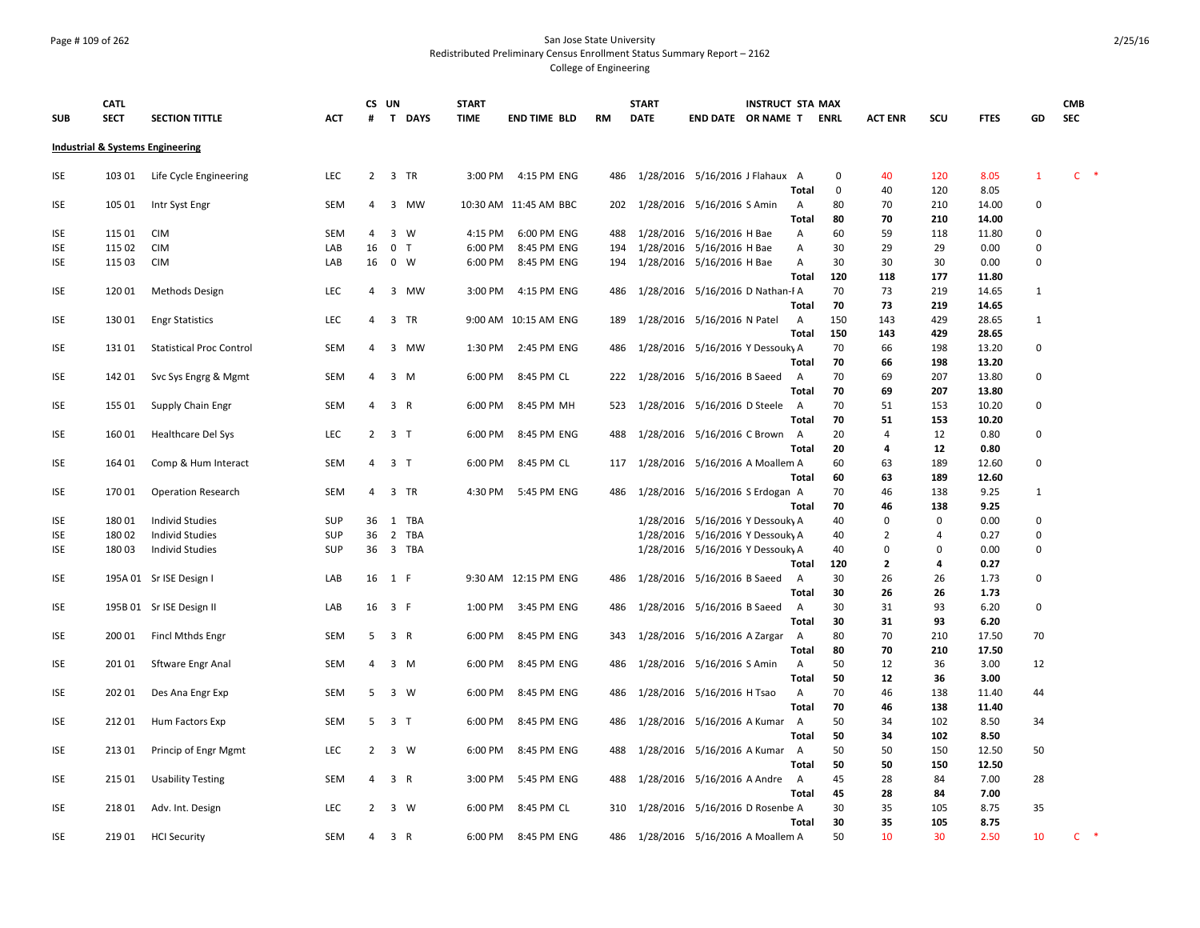San Jose State University
Redistributed Preliminary Census Enrollment Status Summary Report – 2162
College of Engineering

**Industrial & Systems Engineering**

| SUB | CATL SECT | SECTION TITTLE | ACT | CS # | UN T | DAYS | START TIME | END TIME | BLD | RM | START DATE | END DATE | INSTRUCT OR NAME | STA T | MAX ENRL | ACT ENR | SCU | FTES | GD | CMB SEC |
|---|---|---|---|---|---|---|---|---|---|---|---|---|---|---|---|---|---|---|---|---|
| ISE | 103 01 | Life Cycle Engineering | LEC | 2 | 3 | TR | 3:00 PM | 4:15 PM | ENG | 486 | 1/28/2016 | 5/16/2016 | J Flahaux | A | 0 | 40 | 120 | 8.05 | 1 | C * |
| | | | | | | | | | | | | | | Total | 0 | 40 | 120 | 8.05 | | |
| ISE | 105 01 | Intr Syst Engr | SEM | 4 | 3 | MW | 10:30 AM | 11:45 AM | BBC | 202 | 1/28/2016 | 5/16/2016 | S Amin | A | 80 | 70 | 210 | 14.00 | 0 | |
| | | | | | | | | | | | | | | **Total** | **80** | **70** | **210** | **14.00** | | |
| ISE | 115 01 | CIM | SEM | 4 | 3 | W | 4:15 PM | 6:00 PM | ENG | 488 | 1/28/2016 | 5/16/2016 | H Bae | A | 60 | 59 | 118 | 11.80 | 0 | |
| ISE | 115 02 | CIM | LAB | 16 | 0 | T | 6:00 PM | 8:45 PM | ENG | 194 | 1/28/2016 | 5/16/2016 | H Bae | A | 30 | 29 | 29 | 0.00 | 0 | |
| ISE | 115 03 | CIM | LAB | 16 | 0 | W | 6:00 PM | 8:45 PM | ENG | 194 | 1/28/2016 | 5/16/2016 | H Bae | A | 30 | 30 | 30 | 0.00 | 0 | |
| | | | | | | | | | | | | | | **Total** | **120** | **118** | **177** | **11.80** | | |
| ISE | 120 01 | Methods Design | LEC | 4 | 3 | MW | 3:00 PM | 4:15 PM | ENG | 486 | 1/28/2016 | 5/16/2016 | D Nathan-I | A | 70 | 73 | 219 | 14.65 | 1 | |
| | | | | | | | | | | | | | | **Total** | **70** | **73** | **219** | **14.65** | | |
| ISE | 130 01 | Engr Statistics | LEC | 4 | 3 | TR | 9:00 AM | 10:15 AM | ENG | 189 | 1/28/2016 | 5/16/2016 | N Patel | A | 150 | 143 | 429 | 28.65 | 1 | |
| | | | | | | | | | | | | | | **Total** | **150** | **143** | **429** | **28.65** | | |
| ISE | 131 01 | Statistical Proc Control | SEM | 4 | 3 | MW | 1:30 PM | 2:45 PM | ENG | 486 | 1/28/2016 | 5/16/2016 | Y Dessouky | A | 70 | 66 | 198 | 13.20 | 0 | |
| | | | | | | | | | | | | | | **Total** | **70** | **66** | **198** | **13.20** | | |
| ISE | 142 01 | Svc Sys Engrg & Mgmt | SEM | 4 | 3 | M | 6:00 PM | 8:45 PM | CL | 222 | 1/28/2016 | 5/16/2016 | B Saeed | A | 70 | 69 | 207 | 13.80 | 0 | |
| | | | | | | | | | | | | | | **Total** | **70** | **69** | **207** | **13.80** | | |
| ISE | 155 01 | Supply Chain Engr | SEM | 4 | 3 | R | 6:00 PM | 8:45 PM | MH | 523 | 1/28/2016 | 5/16/2016 | D Steele | A | 70 | 51 | 153 | 10.20 | 0 | |
| | | | | | | | | | | | | | | **Total** | **70** | **51** | **153** | **10.20** | | |
| ISE | 160 01 | Healthcare Del Sys | LEC | 2 | 3 | T | 6:00 PM | 8:45 PM | ENG | 488 | 1/28/2016 | 5/16/2016 | C Brown | A | 20 | 4 | 12 | 0.80 | 0 | |
| | | | | | | | | | | | | | | **Total** | **20** | **4** | **12** | **0.80** | | |
| ISE | 164 01 | Comp & Hum Interact | SEM | 4 | 3 | T | 6:00 PM | 8:45 PM | CL | 117 | 1/28/2016 | 5/16/2016 | A Moallem | A | 60 | 63 | 189 | 12.60 | 0 | |
| | | | | | | | | | | | | | | **Total** | **60** | **63** | **189** | **12.60** | | |
| ISE | 170 01 | Operation Research | SEM | 4 | 3 | TR | 4:30 PM | 5:45 PM | ENG | 486 | 1/28/2016 | 5/16/2016 | S Erdogan | A | 70 | 46 | 138 | 9.25 | 1 | |
| | | | | | | | | | | | | | | **Total** | **70** | **46** | **138** | **9.25** | | |
| ISE | 180 01 | Individ Studies | SUP | 36 | 1 | TBA | | | | | 1/28/2016 | 5/16/2016 | Y Dessouky | A | 40 | 0 | 0 | 0.00 | 0 | |
| ISE | 180 02 | Individ Studies | SUP | 36 | 2 | TBA | | | | | 1/28/2016 | 5/16/2016 | Y Dessouky | A | 40 | 2 | 4 | 0.27 | 0 | |
| ISE | 180 03 | Individ Studies | SUP | 36 | 3 | TBA | | | | | 1/28/2016 | 5/16/2016 | Y Dessouky | A | 40 | 0 | 0 | 0.00 | 0 | |
| | | | | | | | | | | | | | | **Total** | **120** | **2** | **4** | **0.27** | | |
| ISE | 195A 01 | Sr ISE Design I | LAB | 16 | 1 | F | 9:30 AM | 12:15 PM | ENG | 486 | 1/28/2016 | 5/16/2016 | B Saeed | A | 30 | 26 | 26 | 1.73 | 0 | |
| | | | | | | | | | | | | | | **Total** | **30** | **26** | **26** | **1.73** | | |
| ISE | 195B 01 | Sr ISE Design II | LAB | 16 | 3 | F | 1:00 PM | 3:45 PM | ENG | 486 | 1/28/2016 | 5/16/2016 | B Saeed | A | 30 | 31 | 93 | 6.20 | 0 | |
| | | | | | | | | | | | | | | **Total** | **30** | **31** | **93** | **6.20** | | |
| ISE | 200 01 | Fincl Mthds Engr | SEM | 5 | 3 | R | 6:00 PM | 8:45 PM | ENG | 343 | 1/28/2016 | 5/16/2016 | A Zargar | A | 80 | 70 | 210 | 17.50 | 70 | |
| | | | | | | | | | | | | | | **Total** | **80** | **70** | **210** | **17.50** | | |
| ISE | 201 01 | Sftware Engr Anal | SEM | 4 | 3 | M | 6:00 PM | 8:45 PM | ENG | 486 | 1/28/2016 | 5/16/2016 | S Amin | A | 50 | 12 | 36 | 3.00 | 12 | |
| | | | | | | | | | | | | | | **Total** | **50** | **12** | **36** | **3.00** | | |
| ISE | 202 01 | Des Ana Engr Exp | SEM | 5 | 3 | W | 6:00 PM | 8:45 PM | ENG | 486 | 1/28/2016 | 5/16/2016 | H Tsao | A | 70 | 46 | 138 | 11.40 | 44 | |
| | | | | | | | | | | | | | | **Total** | **70** | **46** | **138** | **11.40** | | |
| ISE | 212 01 | Hum Factors Exp | SEM | 5 | 3 | T | 6:00 PM | 8:45 PM | ENG | 486 | 1/28/2016 | 5/16/2016 | A Kumar | A | 50 | 34 | 102 | 8.50 | 34 | |
| | | | | | | | | | | | | | | **Total** | **50** | **34** | **102** | **8.50** | | |
| ISE | 213 01 | Princip of Engr Mgmt | LEC | 2 | 3 | W | 6:00 PM | 8:45 PM | ENG | 488 | 1/28/2016 | 5/16/2016 | A Kumar | A | 50 | 50 | 150 | 12.50 | 50 | |
| | | | | | | | | | | | | | | **Total** | **50** | **50** | **150** | **12.50** | | |
| ISE | 215 01 | Usability Testing | SEM | 4 | 3 | R | 3:00 PM | 5:45 PM | ENG | 488 | 1/28/2016 | 5/16/2016 | A Andre | A | 45 | 28 | 84 | 7.00 | 28 | |
| | | | | | | | | | | | | | | **Total** | **45** | **28** | **84** | **7.00** | | |
| ISE | 218 01 | Adv. Int. Design | LEC | 2 | 3 | W | 6:00 PM | 8:45 PM | CL | 310 | 1/28/2016 | 5/16/2016 | D Rosenbe | A | 30 | 35 | 105 | 8.75 | 35 | |
| | | | | | | | | | | | | | | **Total** | **30** | **35** | **105** | **8.75** | | |
| ISE | 219 01 | HCI Security | SEM | 4 | 3 | R | 6:00 PM | 8:45 PM | ENG | 486 | 1/28/2016 | 5/16/2016 | A Moallem | A | 50 | 10 | 30 | 2.50 | 10 | C * |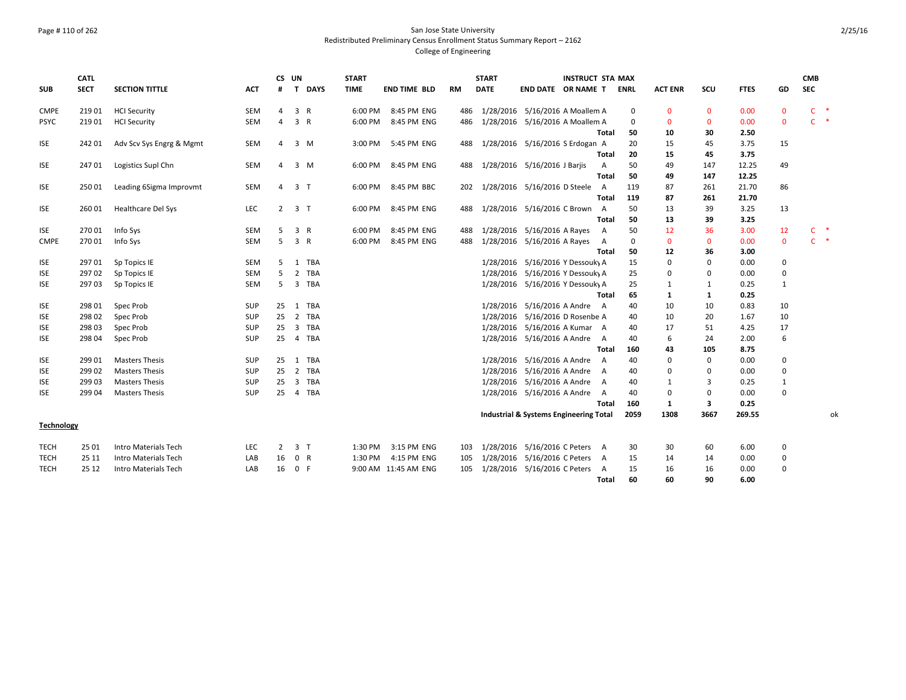San Jose State University
Redistributed Preliminary Census Enrollment Status Summary Report – 2162
College of Engineering

| SUB | CATL SECT | SECTION TITTLE | ACT | CS # | UN T | DAYS | START TIME | END TIME | BLD | RM | START DATE | END DATE | INSTRUCT OR NAME | STA T | MAX ENRL | ACT ENR | SCU | FTES | GD | CMB SEC | |
|---|---|---|---|---|---|---|---|---|---|---|---|---|---|---|---|---|---|---|---|---|---|
| CMPE | 219 01 | HCI Security | SEM | 4 | 3 | R | 6:00 PM | 8:45 PM | ENG | 486 | 1/28/2016 | 5/16/2016 | A Moallem | A | 0 | 0 | 0 | 0.00 | 0 | C | * |
| PSYC | 219 01 | HCI Security | SEM | 4 | 3 | R | 6:00 PM | 8:45 PM | ENG | 486 | 1/28/2016 | 5/16/2016 | A Moallem | A | 0 | 0 | 0 | 0.00 | 0 | C | * |
| | | | | | | | | | | | | | | **Total** | **50** | **10** | **30** | **2.50** | | | |
| ISE | 242 01 | Adv Scv Sys Engrg & Mgmt | SEM | 4 | 3 | M | 3:00 PM | 5:45 PM | ENG | 488 | 1/28/2016 | 5/16/2016 | S Erdogan | A | 20 | 15 | 45 | 3.75 | 15 | | |
| | | | | | | | | | | | | | | **Total** | **20** | **15** | **45** | **3.75** | | | |
| ISE | 247 01 | Logistics Supl Chn | SEM | 4 | 3 | M | 6:00 PM | 8:45 PM | ENG | 488 | 1/28/2016 | 5/16/2016 | J Barjis | A | 50 | 49 | 147 | 12.25 | 49 | | |
| | | | | | | | | | | | | | | **Total** | **50** | **49** | **147** | **12.25** | | | |
| ISE | 250 01 | Leading 6Sigma Improvmt | SEM | 4 | 3 | T | 6:00 PM | 8:45 PM | BBC | 202 | 1/28/2016 | 5/16/2016 | D Steele | A | 119 | 87 | 261 | 21.70 | 86 | | |
| | | | | | | | | | | | | | | **Total** | **119** | **87** | **261** | **21.70** | | | |
| ISE | 260 01 | Healthcare Del Sys | LEC | 2 | 3 | T | 6:00 PM | 8:45 PM | ENG | 488 | 1/28/2016 | 5/16/2016 | C Brown | A | 50 | 13 | 39 | 3.25 | 13 | | |
| | | | | | | | | | | | | | | **Total** | **50** | **13** | **39** | **3.25** | | | |
| ISE | 270 01 | Info Sys | SEM | 5 | 3 | R | 6:00 PM | 8:45 PM | ENG | 488 | 1/28/2016 | 5/16/2016 | A Rayes | A | 50 | 12 | 36 | 3.00 | 12 | C | * |
| CMPE | 270 01 | Info Sys | SEM | 5 | 3 | R | 6:00 PM | 8:45 PM | ENG | 488 | 1/28/2016 | 5/16/2016 | A Rayes | A | 0 | 0 | 0 | 0.00 | 0 | C | * |
| | | | | | | | | | | | | | | **Total** | **50** | **12** | **36** | **3.00** | | | |
| ISE | 297 01 | Sp Topics IE | SEM | 5 | 1 | TBA | | | | | 1/28/2016 | 5/16/2016 | Y Dessouky | A | 15 | 0 | 0 | 0.00 | 0 | | |
| ISE | 297 02 | Sp Topics IE | SEM | 5 | 2 | TBA | | | | | 1/28/2016 | 5/16/2016 | Y Dessouky | A | 25 | 0 | 0 | 0.00 | 0 | | |
| ISE | 297 03 | Sp Topics IE | SEM | 5 | 3 | TBA | | | | | 1/28/2016 | 5/16/2016 | Y Dessouky | A | 25 | 1 | 1 | 0.25 | 1 | | |
| | | | | | | | | | | | | | | **Total** | **65** | **1** | **1** | **0.25** | | | |
| ISE | 298 01 | Spec Prob | SUP | 25 | 1 | TBA | | | | | 1/28/2016 | 5/16/2016 | A Andre | A | 40 | 10 | 10 | 0.83 | 10 | | |
| ISE | 298 02 | Spec Prob | SUP | 25 | 2 | TBA | | | | | 1/28/2016 | 5/16/2016 | D Rosenbe | A | 40 | 10 | 20 | 1.67 | 10 | | |
| ISE | 298 03 | Spec Prob | SUP | 25 | 3 | TBA | | | | | 1/28/2016 | 5/16/2016 | A Kumar | A | 40 | 17 | 51 | 4.25 | 17 | | |
| ISE | 298 04 | Spec Prob | SUP | 25 | 4 | TBA | | | | | 1/28/2016 | 5/16/2016 | A Andre | A | 40 | 6 | 24 | 2.00 | 6 | | |
| | | | | | | | | | | | | | | **Total** | **160** | **43** | **105** | **8.75** | | | |
| ISE | 299 01 | Masters Thesis | SUP | 25 | 1 | TBA | | | | | 1/28/2016 | 5/16/2016 | A Andre | A | 40 | 0 | 0 | 0.00 | 0 | | |
| ISE | 299 02 | Masters Thesis | SUP | 25 | 2 | TBA | | | | | 1/28/2016 | 5/16/2016 | A Andre | A | 40 | 0 | 0 | 0.00 | 0 | | |
| ISE | 299 03 | Masters Thesis | SUP | 25 | 3 | TBA | | | | | 1/28/2016 | 5/16/2016 | A Andre | A | 40 | 1 | 3 | 0.25 | 1 | | |
| ISE | 299 04 | Masters Thesis | SUP | 25 | 4 | TBA | | | | | 1/28/2016 | 5/16/2016 | A Andre | A | 40 | 0 | 0 | 0.00 | 0 | | |
| | | | | | | | | | | | | | | **Total** | **160** | **1** | **3** | **0.25** | | | |
| | | | | | | | | | | | **Industrial & Systems Engineering Total** | | | | **2059** | **1308** | **3667** | **269.55** | | | ok |

**Technology**

| SUB | CATL SECT | SECTION TITTLE | ACT | CS # | UN T | DAYS | START TIME | END TIME | BLD | RM | START DATE | END DATE | INSTRUCT OR NAME | STA T | MAX ENRL | ACT ENR | SCU | FTES | GD | CMB SEC |
|---|---|---|---|---|---|---|---|---|---|---|---|---|---|---|---|---|---|---|---|---|
| TECH | 25 01 | Intro Materials Tech | LEC | 2 | 3 | T | 1:30 PM | 3:15 PM | ENG | 103 | 1/28/2016 | 5/16/2016 | C Peters | A | 30 | 30 | 60 | 6.00 | 0 | |
| TECH | 25 11 | Intro Materials Tech | LAB | 16 | 0 | R | 1:30 PM | 4:15 PM | ENG | 105 | 1/28/2016 | 5/16/2016 | C Peters | A | 15 | 14 | 14 | 0.00 | 0 | |
| TECH | 25 12 | Intro Materials Tech | LAB | 16 | 0 | F | 9:00 AM | 11:45 AM | ENG | 105 | 1/28/2016 | 5/16/2016 | C Peters | A | 15 | 16 | 16 | 0.00 | 0 | |
| | | | | | | | | | | | | | | **Total** | **60** | **60** | **90** | **6.00** | | |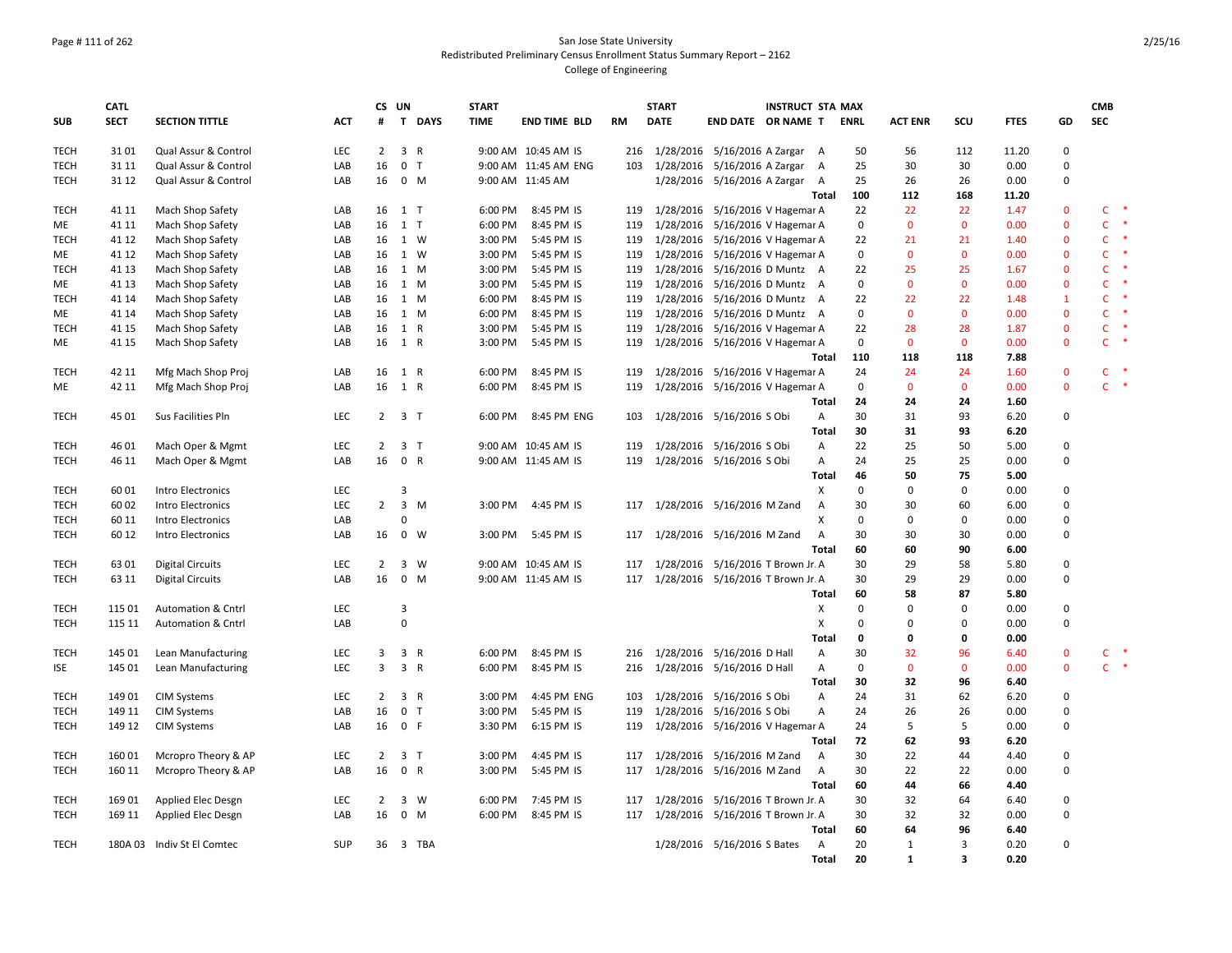San Jose State University
Redistributed Preliminary Census Enrollment Status Summary Report – 2162
College of Engineering

| SUB | CATL SECT | SECTION TITTLE | ACT | CS # | UN T | DAYS | START TIME | END TIME | BLD | RM | START DATE | END DATE | INSTRUCT OR NAME | STA T | MAX ENRL | ACT ENR | SCU | FTES | GD | CMB SEC |
|---|---|---|---|---|---|---|---|---|---|---|---|---|---|---|---|---|---|---|---|---|
| TECH | 31 01 | Qual Assur & Control | LEC | 2 | 3 | R | 9:00 AM | 10:45 AM | IS | 216 | 1/28/2016 | 5/16/2016 | A Zargar | A | 50 | 56 | 112 | 11.20 | 0 | |
| TECH | 31 11 | Qual Assur & Control | LAB | 16 | 0 | T | 9:00 AM | 11:45 AM | ENG | 103 | 1/28/2016 | 5/16/2016 | A Zargar | A | 25 | 30 | 30 | 0.00 | 0 | |
| TECH | 31 12 | Qual Assur & Control | LAB | 16 | 0 | M | 9:00 AM | 11:45 AM | | | 1/28/2016 | 5/16/2016 | A Zargar | A | 25 | 26 | 26 | 0.00 | 0 | |
| | | | | | | | | | | | | | | **Total** | **100** | **112** | **168** | **11.20** | | |
| TECH | 41 11 | Mach Shop Safety | LAB | 16 | 1 | T | 6:00 PM | 8:45 PM | IS | 119 | 1/28/2016 | 5/16/2016 | V Hagemar | A | 22 | 22 | 22 | 1.47 | 0 | C * |
| ME | 41 11 | Mach Shop Safety | LAB | 16 | 1 | T | 6:00 PM | 8:45 PM | IS | 119 | 1/28/2016 | 5/16/2016 | V Hagemar | A | 0 | 0 | 0 | 0.00 | 0 | C * |
| TECH | 41 12 | Mach Shop Safety | LAB | 16 | 1 | W | 3:00 PM | 5:45 PM | IS | 119 | 1/28/2016 | 5/16/2016 | V Hagemar | A | 22 | 21 | 21 | 1.40 | 0 | C * |
| ME | 41 12 | Mach Shop Safety | LAB | 16 | 1 | W | 3:00 PM | 5:45 PM | IS | 119 | 1/28/2016 | 5/16/2016 | V Hagemar | A | 0 | 0 | 0 | 0.00 | 0 | C * |
| TECH | 41 13 | Mach Shop Safety | LAB | 16 | 1 | M | 3:00 PM | 5:45 PM | IS | 119 | 1/28/2016 | 5/16/2016 | D Muntz | A | 22 | 25 | 25 | 1.67 | 0 | C * |
| ME | 41 13 | Mach Shop Safety | LAB | 16 | 1 | M | 3:00 PM | 5:45 PM | IS | 119 | 1/28/2016 | 5/16/2016 | D Muntz | A | 0 | 0 | 0 | 0.00 | 0 | C * |
| TECH | 41 14 | Mach Shop Safety | LAB | 16 | 1 | M | 6:00 PM | 8:45 PM | IS | 119 | 1/28/2016 | 5/16/2016 | D Muntz | A | 22 | 22 | 22 | 1.48 | 1 | C * |
| ME | 41 14 | Mach Shop Safety | LAB | 16 | 1 | M | 6:00 PM | 8:45 PM | IS | 119 | 1/28/2016 | 5/16/2016 | D Muntz | A | 0 | 0 | 0 | 0.00 | 0 | C * |
| TECH | 41 15 | Mach Shop Safety | LAB | 16 | 1 | R | 3:00 PM | 5:45 PM | IS | 119 | 1/28/2016 | 5/16/2016 | V Hagemar | A | 22 | 28 | 28 | 1.87 | 0 | C * |
| ME | 41 15 | Mach Shop Safety | LAB | 16 | 1 | R | 3:00 PM | 5:45 PM | IS | 119 | 1/28/2016 | 5/16/2016 | V Hagemar | A | 0 | 0 | 0 | 0.00 | 0 | C * |
| | | | | | | | | | | | | | | **Total** | **110** | **118** | **118** | **7.88** | | |
| TECH | 42 11 | Mfg Mach Shop Proj | LAB | 16 | 1 | R | 6:00 PM | 8:45 PM | IS | 119 | 1/28/2016 | 5/16/2016 | V Hagemar | A | 24 | 24 | 24 | 1.60 | 0 | C * |
| ME | 42 11 | Mfg Mach Shop Proj | LAB | 16 | 1 | R | 6:00 PM | 8:45 PM | IS | 119 | 1/28/2016 | 5/16/2016 | V Hagemar | A | 0 | 0 | 0 | 0.00 | 0 | C * |
| | | | | | | | | | | | | | | **Total** | **24** | **24** | **24** | **1.60** | | |
| TECH | 45 01 | Sus Facilities Pln | LEC | 2 | 3 | T | 6:00 PM | 8:45 PM | ENG | 103 | 1/28/2016 | 5/16/2016 | S Obi | A | 30 | 31 | 93 | 6.20 | 0 | |
| | | | | | | | | | | | | | | **Total** | **30** | **31** | **93** | **6.20** | | |
| TECH | 46 01 | Mach Oper & Mgmt | LEC | 2 | 3 | T | 9:00 AM | 10:45 AM | IS | 119 | 1/28/2016 | 5/16/2016 | S Obi | A | 22 | 25 | 50 | 5.00 | 0 | |
| TECH | 46 11 | Mach Oper & Mgmt | LAB | 16 | 0 | R | 9:00 AM | 11:45 AM | IS | 119 | 1/28/2016 | 5/16/2016 | S Obi | A | 24 | 25 | 25 | 0.00 | 0 | |
| | | | | | | | | | | | | | | **Total** | **46** | **50** | **75** | **5.00** | | |
| TECH | 60 01 | Intro Electronics | LEC | | 3 | | | | | | | | | X | 0 | 0 | 0 | 0.00 | 0 | |
| TECH | 60 02 | Intro Electronics | LEC | 2 | 3 | M | 3:00 PM | 4:45 PM | IS | 117 | 1/28/2016 | 5/16/2016 | M Zand | A | 30 | 30 | 60 | 6.00 | 0 | |
| TECH | 60 11 | Intro Electronics | LAB | | 0 | | | | | | | | | X | 0 | 0 | 0 | 0.00 | 0 | |
| TECH | 60 12 | Intro Electronics | LAB | 16 | 0 | W | 3:00 PM | 5:45 PM | IS | 117 | 1/28/2016 | 5/16/2016 | M Zand | A | 30 | 30 | 30 | 0.00 | 0 | |
| | | | | | | | | | | | | | | **Total** | **60** | **60** | **90** | **6.00** | | |
| TECH | 63 01 | Digital Circuits | LEC | 2 | 3 | W | 9:00 AM | 10:45 AM | IS | 117 | 1/28/2016 | 5/16/2016 | T Brown Jr. | A | 30 | 29 | 58 | 5.80 | 0 | |
| TECH | 63 11 | Digital Circuits | LAB | 16 | 0 | M | 9:00 AM | 11:45 AM | IS | 117 | 1/28/2016 | 5/16/2016 | T Brown Jr. | A | 30 | 29 | 29 | 0.00 | 0 | |
| | | | | | | | | | | | | | | **Total** | **60** | **58** | **87** | **5.80** | | |
| TECH | 115 01 | Automation & Cntrl | LEC | | 3 | | | | | | | | | X | 0 | 0 | 0 | 0.00 | 0 | |
| TECH | 115 11 | Automation & Cntrl | LAB | | 0 | | | | | | | | | X | 0 | 0 | 0 | 0.00 | 0 | |
| | | | | | | | | | | | | | | **Total** | **0** | **0** | **0** | **0.00** | | |
| TECH | 145 01 | Lean Manufacturing | LEC | 3 | 3 | R | 6:00 PM | 8:45 PM | IS | 216 | 1/28/2016 | 5/16/2016 | D Hall | A | 30 | 32 | 96 | 6.40 | 0 | C * |
| ISE | 145 01 | Lean Manufacturing | LEC | 3 | 3 | R | 6:00 PM | 8:45 PM | IS | 216 | 1/28/2016 | 5/16/2016 | D Hall | A | 0 | 0 | 0 | 0.00 | 0 | C * |
| | | | | | | | | | | | | | | **Total** | **30** | **32** | **96** | **6.40** | | |
| TECH | 149 01 | CIM Systems | LEC | 2 | 3 | R | 3:00 PM | 4:45 PM | ENG | 103 | 1/28/2016 | 5/16/2016 | S Obi | A | 24 | 31 | 62 | 6.20 | 0 | |
| TECH | 149 11 | CIM Systems | LAB | 16 | 0 | T | 3:00 PM | 5:45 PM | IS | 119 | 1/28/2016 | 5/16/2016 | S Obi | A | 24 | 26 | 26 | 0.00 | 0 | |
| TECH | 149 12 | CIM Systems | LAB | 16 | 0 | F | 3:30 PM | 6:15 PM | IS | 119 | 1/28/2016 | 5/16/2016 | V Hagemar | A | 24 | 5 | 5 | 0.00 | 0 | |
| | | | | | | | | | | | | | | **Total** | **72** | **62** | **93** | **6.20** | | |
| TECH | 160 01 | Mcropro Theory & AP | LEC | 2 | 3 | T | 3:00 PM | 4:45 PM | IS | 117 | 1/28/2016 | 5/16/2016 | M Zand | A | 30 | 22 | 44 | 4.40 | 0 | |
| TECH | 160 11 | Mcropro Theory & AP | LAB | 16 | 0 | R | 3:00 PM | 5:45 PM | IS | 117 | 1/28/2016 | 5/16/2016 | M Zand | A | 30 | 22 | 22 | 0.00 | 0 | |
| | | | | | | | | | | | | | | **Total** | **60** | **44** | **66** | **4.40** | | |
| TECH | 169 01 | Applied Elec Desgn | LEC | 2 | 3 | W | 6:00 PM | 7:45 PM | IS | 117 | 1/28/2016 | 5/16/2016 | T Brown Jr. | A | 30 | 32 | 64 | 6.40 | 0 | |
| TECH | 169 11 | Applied Elec Desgn | LAB | 16 | 0 | M | 6:00 PM | 8:45 PM | IS | 117 | 1/28/2016 | 5/16/2016 | T Brown Jr. | A | 30 | 32 | 32 | 0.00 | 0 | |
| | | | | | | | | | | | | | | **Total** | **60** | **64** | **96** | **6.40** | | |
| TECH | 180A 03 | Indiv St El Comtec | SUP | 36 | 3 | TBA | | | | | 1/28/2016 | 5/16/2016 | S Bates | A | 20 | 1 | 3 | 0.20 | 0 | |
| | | | | | | | | | | | | | | **Total** | **20** | **1** | **3** | **0.20** | | |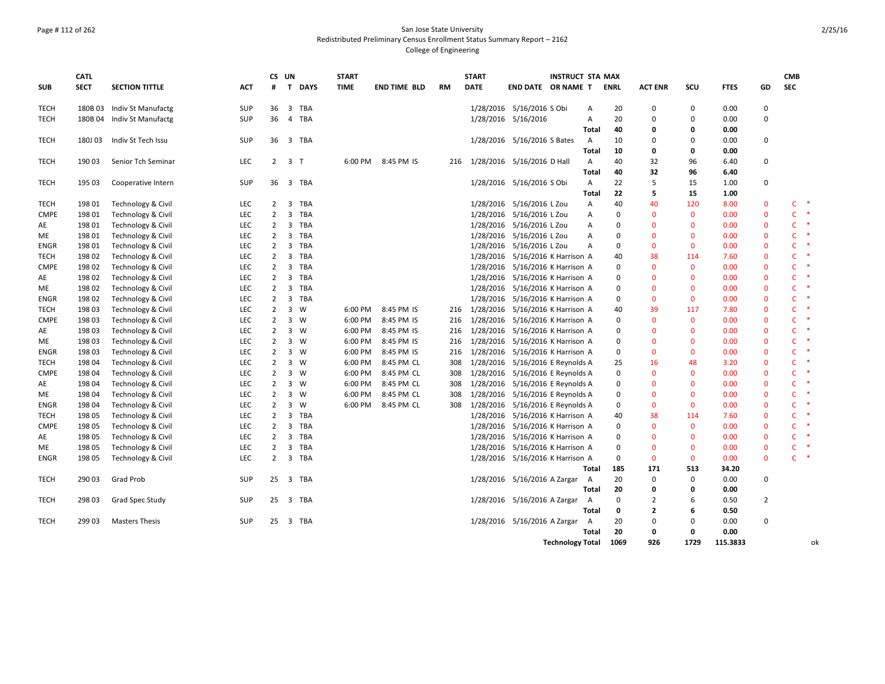San Jose State University
Redistributed Preliminary Census Enrollment Status Summary Report – 2162
College of Engineering

| SUB | CATL SECT | SECTION TITTLE | ACT | CS # | UN T | DAYS | START TIME | END TIME | BLD | RM | START DATE | END DATE | INSTRUCT OR NAME | STA T | MAX ENRL | ACT ENR | SCU | FTES | GD | CMB SEC |
|---|---|---|---|---|---|---|---|---|---|---|---|---|---|---|---|---|---|---|---|---|
| TECH | 180B 03 | Indiv St Manufactg | SUP | 36 | 3 | TBA | | | | | 1/28/2016 | 5/16/2016 | S Obi | A | 20 | 0 | 0 | 0.00 | 0 | |
| TECH | 180B 04 | Indiv St Manufactg | SUP | 36 | 4 | TBA | | | | | 1/28/2016 | 5/16/2016 | | A | 20 | 0 | 0 | 0.00 | 0 | |
| | | | | | | | | | | | | | | **Total** | **40** | **0** | **0** | **0.00** | | |
| TECH | 180J 03 | Indiv St Tech Issu | SUP | 36 | 3 | TBA | | | | | 1/28/2016 | 5/16/2016 | S Bates | A | 10 | 0 | 0 | 0.00 | 0 | |
| | | | | | | | | | | | | | | **Total** | **10** | **0** | **0** | **0.00** | | |
| TECH | 190 03 | Senior Tch Seminar | LEC | 2 | 3 | T | 6:00 PM | 8:45 PM | IS | 216 | 1/28/2016 | 5/16/2016 | D Hall | A | 40 | 32 | 96 | 6.40 | 0 | |
| | | | | | | | | | | | | | | **Total** | **40** | **32** | **96** | **6.40** | | |
| TECH | 195 03 | Cooperative Intern | SUP | 36 | 3 | TBA | | | | | 1/28/2016 | 5/16/2016 | S Obi | A | 22 | 5 | 15 | 1.00 | 0 | |
| | | | | | | | | | | | | | | **Total** | **22** | **5** | **15** | **1.00** | | |
| TECH | 198 01 | Technology & Civil | LEC | 2 | 3 | TBA | | | | | 1/28/2016 | 5/16/2016 | L Zou | A | 40 | 40 | 120 | 8.00 | 0 | C * |
| CMPE | 198 01 | Technology & Civil | LEC | 2 | 3 | TBA | | | | | 1/28/2016 | 5/16/2016 | L Zou | A | 0 | 0 | 0 | 0.00 | 0 | C * |
| AE | 198 01 | Technology & Civil | LEC | 2 | 3 | TBA | | | | | 1/28/2016 | 5/16/2016 | L Zou | A | 0 | 0 | 0 | 0.00 | 0 | C * |
| ME | 198 01 | Technology & Civil | LEC | 2 | 3 | TBA | | | | | 1/28/2016 | 5/16/2016 | L Zou | A | 0 | 0 | 0 | 0.00 | 0 | C * |
| ENGR | 198 01 | Technology & Civil | LEC | 2 | 3 | TBA | | | | | 1/28/2016 | 5/16/2016 | L Zou | A | 0 | 0 | 0 | 0.00 | 0 | C * |
| TECH | 198 02 | Technology & Civil | LEC | 2 | 3 | TBA | | | | | 1/28/2016 | 5/16/2016 | K Harrison | A | 40 | 38 | 114 | 7.60 | 0 | C * |
| CMPE | 198 02 | Technology & Civil | LEC | 2 | 3 | TBA | | | | | 1/28/2016 | 5/16/2016 | K Harrison | A | 0 | 0 | 0 | 0.00 | 0 | C * |
| AE | 198 02 | Technology & Civil | LEC | 2 | 3 | TBA | | | | | 1/28/2016 | 5/16/2016 | K Harrison | A | 0 | 0 | 0 | 0.00 | 0 | C * |
| ME | 198 02 | Technology & Civil | LEC | 2 | 3 | TBA | | | | | 1/28/2016 | 5/16/2016 | K Harrison | A | 0 | 0 | 0 | 0.00 | 0 | C * |
| ENGR | 198 02 | Technology & Civil | LEC | 2 | 3 | TBA | | | | | 1/28/2016 | 5/16/2016 | K Harrison | A | 0 | 0 | 0 | 0.00 | 0 | C * |
| TECH | 198 03 | Technology & Civil | LEC | 2 | 3 | W | 6:00 PM | 8:45 PM | IS | 216 | 1/28/2016 | 5/16/2016 | K Harrison | A | 40 | 39 | 117 | 7.80 | 0 | C * |
| CMPE | 198 03 | Technology & Civil | LEC | 2 | 3 | W | 6:00 PM | 8:45 PM | IS | 216 | 1/28/2016 | 5/16/2016 | K Harrison | A | 0 | 0 | 0 | 0.00 | 0 | C * |
| AE | 198 03 | Technology & Civil | LEC | 2 | 3 | W | 6:00 PM | 8:45 PM | IS | 216 | 1/28/2016 | 5/16/2016 | K Harrison | A | 0 | 0 | 0 | 0.00 | 0 | C * |
| ME | 198 03 | Technology & Civil | LEC | 2 | 3 | W | 6:00 PM | 8:45 PM | IS | 216 | 1/28/2016 | 5/16/2016 | K Harrison | A | 0 | 0 | 0 | 0.00 | 0 | C * |
| ENGR | 198 03 | Technology & Civil | LEC | 2 | 3 | W | 6:00 PM | 8:45 PM | IS | 216 | 1/28/2016 | 5/16/2016 | K Harrison | A | 0 | 0 | 0 | 0.00 | 0 | C * |
| TECH | 198 04 | Technology & Civil | LEC | 2 | 3 | W | 6:00 PM | 8:45 PM | CL | 308 | 1/28/2016 | 5/16/2016 | E Reynolds | A | 25 | 16 | 48 | 3.20 | 0 | C * |
| CMPE | 198 04 | Technology & Civil | LEC | 2 | 3 | W | 6:00 PM | 8:45 PM | CL | 308 | 1/28/2016 | 5/16/2016 | E Reynolds | A | 0 | 0 | 0 | 0.00 | 0 | C * |
| AE | 198 04 | Technology & Civil | LEC | 2 | 3 | W | 6:00 PM | 8:45 PM | CL | 308 | 1/28/2016 | 5/16/2016 | E Reynolds | A | 0 | 0 | 0 | 0.00 | 0 | C * |
| ME | 198 04 | Technology & Civil | LEC | 2 | 3 | W | 6:00 PM | 8:45 PM | CL | 308 | 1/28/2016 | 5/16/2016 | E Reynolds | A | 0 | 0 | 0 | 0.00 | 0 | C * |
| ENGR | 198 04 | Technology & Civil | LEC | 2 | 3 | W | 6:00 PM | 8:45 PM | CL | 308 | 1/28/2016 | 5/16/2016 | E Reynolds | A | 0 | 0 | 0 | 0.00 | 0 | C * |
| TECH | 198 05 | Technology & Civil | LEC | 2 | 3 | TBA | | | | | 1/28/2016 | 5/16/2016 | K Harrison | A | 40 | 38 | 114 | 7.60 | 0 | C * |
| CMPE | 198 05 | Technology & Civil | LEC | 2 | 3 | TBA | | | | | 1/28/2016 | 5/16/2016 | K Harrison | A | 0 | 0 | 0 | 0.00 | 0 | C * |
| AE | 198 05 | Technology & Civil | LEC | 2 | 3 | TBA | | | | | 1/28/2016 | 5/16/2016 | K Harrison | A | 0 | 0 | 0 | 0.00 | 0 | C * |
| ME | 198 05 | Technology & Civil | LEC | 2 | 3 | TBA | | | | | 1/28/2016 | 5/16/2016 | K Harrison | A | 0 | 0 | 0 | 0.00 | 0 | C * |
| ENGR | 198 05 | Technology & Civil | LEC | 2 | 3 | TBA | | | | | 1/28/2016 | 5/16/2016 | K Harrison | A | 0 | 0 | 0 | 0.00 | 0 | C * |
| | | | | | | | | | | | | | | **Total** | **185** | **171** | **513** | **34.20** | | |
| TECH | 290 03 | Grad Prob | SUP | 25 | 3 | TBA | | | | | 1/28/2016 | 5/16/2016 | A Zargar | A | 20 | 0 | 0 | 0.00 | 0 | |
| | | | | | | | | | | | | | | **Total** | **20** | **0** | **0** | **0.00** | | |
| TECH | 298 03 | Grad Spec Study | SUP | 25 | 3 | TBA | | | | | 1/28/2016 | 5/16/2016 | A Zargar | A | 0 | 2 | 6 | 0.50 | 2 | |
| | | | | | | | | | | | | | | **Total** | **0** | **2** | **6** | **0.50** | | |
| TECH | 299 03 | Masters Thesis | SUP | 25 | 3 | TBA | | | | | 1/28/2016 | 5/16/2016 | A Zargar | A | 20 | 0 | 0 | 0.00 | 0 | |
| | | | | | | | | | | | | | | **Total** | **20** | **0** | **0** | **0.00** | | |
| | | | | | | | | | | | | | **Technology Total** | | **1069** | **926** | **1729** | **115.3833** | | ok |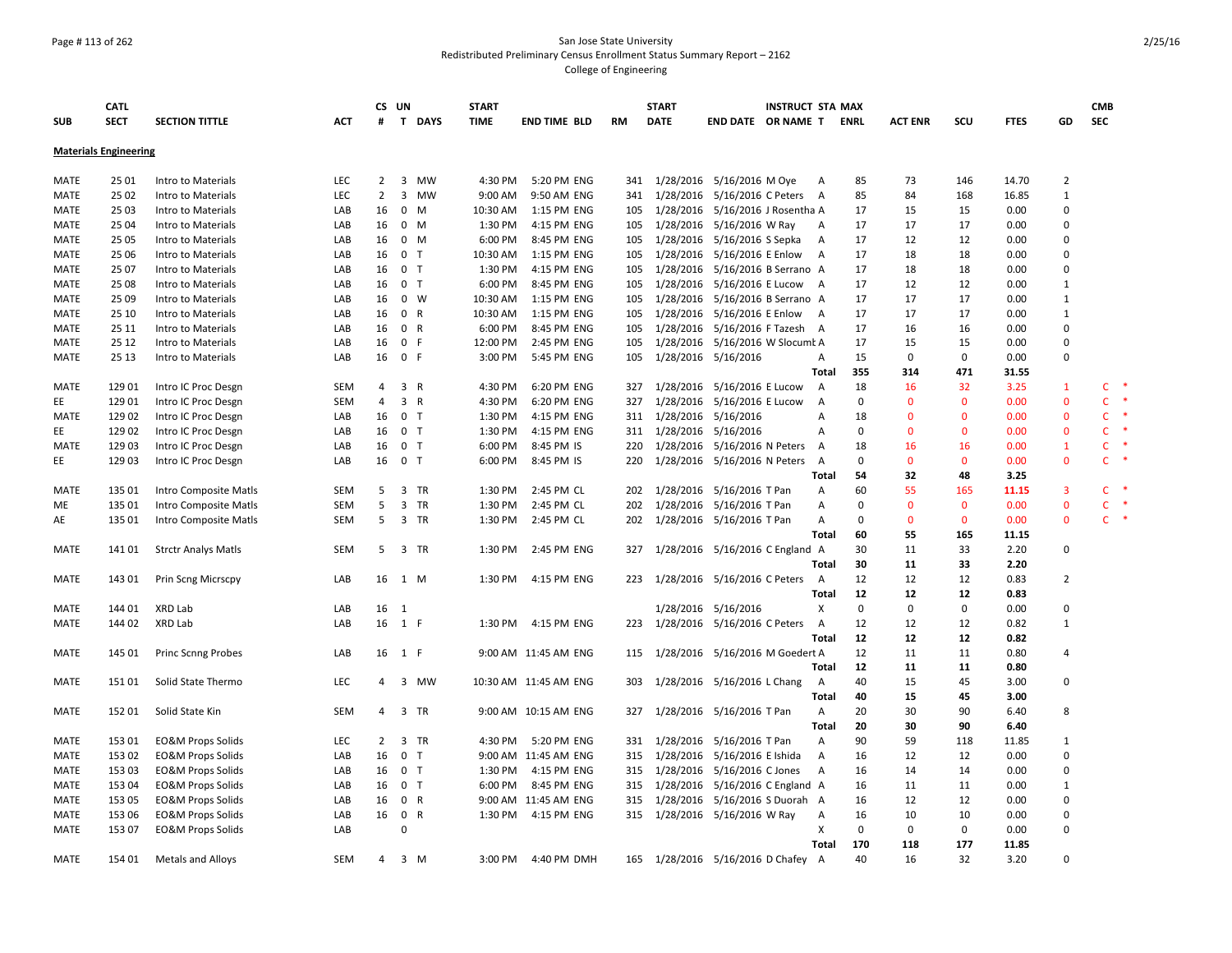San Jose State University
Redistributed Preliminary Census Enrollment Status Summary Report – 2162
College of Engineering

| SUB | CATL SECT | SECTION TITTLE | ACT | CS # | UN T | DAYS | START TIME | END TIME | BLD | RM | START DATE | END DATE | INSTRUCT OR NAME | STA T | MAX ENRL | ACT ENR | SCU | FTES | GD | CMB SEC |
|---|---|---|---|---|---|---|---|---|---|---|---|---|---|---|---|---|---|---|---|---|
| **Materials Engineering** | | | | | | | | | | | | | | | | | | | | |
| MATE | 25 01 | Intro to Materials | LEC | 2 | 3 | MW | 4:30 PM | 5:20 PM | ENG | 341 | 1/28/2016 | 5/16/2016 | M Oye | A | 85 | 73 | 146 | 14.70 | 2 | |
| MATE | 25 02 | Intro to Materials | LEC | 2 | 3 | MW | 9:00 AM | 9:50 AM | ENG | 341 | 1/28/2016 | 5/16/2016 | C Peters | A | 85 | 84 | 168 | 16.85 | 1 | |
| MATE | 25 03 | Intro to Materials | LAB | 16 | 0 | M | 10:30 AM | 1:15 PM | ENG | 105 | 1/28/2016 | 5/16/2016 | J Rosentha | A | 17 | 15 | 15 | 0.00 | 0 | |
| MATE | 25 04 | Intro to Materials | LAB | 16 | 0 | M | 1:30 PM | 4:15 PM | ENG | 105 | 1/28/2016 | 5/16/2016 | W Ray | A | 17 | 17 | 17 | 0.00 | 0 | |
| MATE | 25 05 | Intro to Materials | LAB | 16 | 0 | M | 6:00 PM | 8:45 PM | ENG | 105 | 1/28/2016 | 5/16/2016 | S Sepka | A | 17 | 12 | 12 | 0.00 | 0 | |
| MATE | 25 06 | Intro to Materials | LAB | 16 | 0 | T | 10:30 AM | 1:15 PM | ENG | 105 | 1/28/2016 | 5/16/2016 | E Enlow | A | 17 | 18 | 18 | 0.00 | 0 | |
| MATE | 25 07 | Intro to Materials | LAB | 16 | 0 | T | 1:30 PM | 4:15 PM | ENG | 105 | 1/28/2016 | 5/16/2016 | B Serrano | A | 17 | 18 | 18 | 0.00 | 0 | |
| MATE | 25 08 | Intro to Materials | LAB | 16 | 0 | T | 6:00 PM | 8:45 PM | ENG | 105 | 1/28/2016 | 5/16/2016 | E Lucow | A | 17 | 12 | 12 | 0.00 | 1 | |
| MATE | 25 09 | Intro to Materials | LAB | 16 | 0 | W | 10:30 AM | 1:15 PM | ENG | 105 | 1/28/2016 | 5/16/2016 | B Serrano | A | 17 | 17 | 17 | 0.00 | 1 | |
| MATE | 25 10 | Intro to Materials | LAB | 16 | 0 | R | 10:30 AM | 1:15 PM | ENG | 105 | 1/28/2016 | 5/16/2016 | E Enlow | A | 17 | 17 | 17 | 0.00 | 1 | |
| MATE | 25 11 | Intro to Materials | LAB | 16 | 0 | R | 6:00 PM | 8:45 PM | ENG | 105 | 1/28/2016 | 5/16/2016 | F Tazesh | A | 17 | 16 | 16 | 0.00 | 0 | |
| MATE | 25 12 | Intro to Materials | LAB | 16 | 0 | F | 12:00 PM | 2:45 PM | ENG | 105 | 1/28/2016 | 5/16/2016 | W Slocumt | A | 17 | 15 | 15 | 0.00 | 0 | |
| MATE | 25 13 | Intro to Materials | LAB | 16 | 0 | F | 3:00 PM | 5:45 PM | ENG | 105 | 1/28/2016 | 5/16/2016 | | A | 15 | 0 | 0 | 0.00 | 0 | |
| | | | | | | | | | | | | | | **Total** | **355** | **314** | **471** | **31.55** | | |
| MATE | 129 01 | Intro IC Proc Desgn | SEM | 4 | 3 | R | 4:30 PM | 6:20 PM | ENG | 327 | 1/28/2016 | 5/16/2016 | E Lucow | A | 18 | 16 | 32 | 3.25 | 1 | C * |
| EE | 129 01 | Intro IC Proc Desgn | SEM | 4 | 3 | R | 4:30 PM | 6:20 PM | ENG | 327 | 1/28/2016 | 5/16/2016 | E Lucow | A | 0 | 0 | 0 | 0.00 | 0 | C * |
| MATE | 129 02 | Intro IC Proc Desgn | LAB | 16 | 0 | T | 1:30 PM | 4:15 PM | ENG | 311 | 1/28/2016 | 5/16/2016 | | A | 18 | 0 | 0 | 0.00 | 0 | C * |
| EE | 129 02 | Intro IC Proc Desgn | LAB | 16 | 0 | T | 1:30 PM | 4:15 PM | ENG | 311 | 1/28/2016 | 5/16/2016 | | A | 0 | 0 | 0 | 0.00 | 0 | C * |
| MATE | 129 03 | Intro IC Proc Desgn | LAB | 16 | 0 | T | 6:00 PM | 8:45 PM | IS | 220 | 1/28/2016 | 5/16/2016 | N Peters | A | 18 | 16 | 16 | 0.00 | 1 | C * |
| EE | 129 03 | Intro IC Proc Desgn | LAB | 16 | 0 | T | 6:00 PM | 8:45 PM | IS | 220 | 1/28/2016 | 5/16/2016 | N Peters | A | 0 | 0 | 0 | 0.00 | 0 | C * |
| | | | | | | | | | | | | | | **Total** | **54** | **32** | **48** | **3.25** | | |
| MATE | 135 01 | Intro Composite Matls | SEM | 5 | 3 | TR | 1:30 PM | 2:45 PM | CL | 202 | 1/28/2016 | 5/16/2016 | T Pan | A | 60 | 55 | 165 | 11.15 | 3 | C * |
| ME | 135 01 | Intro Composite Matls | SEM | 5 | 3 | TR | 1:30 PM | 2:45 PM | CL | 202 | 1/28/2016 | 5/16/2016 | T Pan | A | 0 | 0 | 0 | 0.00 | 0 | C * |
| AE | 135 01 | Intro Composite Matls | SEM | 5 | 3 | TR | 1:30 PM | 2:45 PM | CL | 202 | 1/28/2016 | 5/16/2016 | T Pan | A | 0 | 0 | 0 | 0.00 | 0 | C * |
| | | | | | | | | | | | | | | **Total** | **60** | **55** | **165** | **11.15** | | |
| MATE | 141 01 | Strctr Analys Matls | SEM | 5 | 3 | TR | 1:30 PM | 2:45 PM | ENG | 327 | 1/28/2016 | 5/16/2016 | C England | A | 30 | 11 | 33 | 2.20 | 0 | |
| | | | | | | | | | | | | | | **Total** | **30** | **11** | **33** | **2.20** | | |
| MATE | 143 01 | Prin Scng Micrscpy | LAB | 16 | 1 | M | 1:30 PM | 4:15 PM | ENG | 223 | 1/28/2016 | 5/16/2016 | C Peters | A | 12 | 12 | 12 | 0.83 | 2 | |
| | | | | | | | | | | | | | | **Total** | **12** | **12** | **12** | **0.83** | | |
| MATE | 144 01 | XRD Lab | LAB | 16 | 1 | | | | | | 1/28/2016 | 5/16/2016 | | X | 0 | 0 | 0 | 0.00 | 0 | |
| MATE | 144 02 | XRD Lab | LAB | 16 | 1 | F | 1:30 PM | 4:15 PM | ENG | 223 | 1/28/2016 | 5/16/2016 | C Peters | A | 12 | 12 | 12 | 0.82 | 1 | |
| | | | | | | | | | | | | | | **Total** | **12** | **12** | **12** | **0.82** | | |
| MATE | 145 01 | Princ Scnng Probes | LAB | 16 | 1 | F | 9:00 AM | 11:45 AM | ENG | 115 | 1/28/2016 | 5/16/2016 | M Goedert | A | 12 | 11 | 11 | 0.80 | 4 | |
| | | | | | | | | | | | | | | **Total** | **12** | **11** | **11** | **0.80** | | |
| MATE | 151 01 | Solid State Thermo | LEC | 4 | 3 | MW | 10:30 AM | 11:45 AM | ENG | 303 | 1/28/2016 | 5/16/2016 | L Chang | A | 40 | 15 | 45 | 3.00 | 0 | |
| | | | | | | | | | | | | | | **Total** | **40** | **15** | **45** | **3.00** | | |
| MATE | 152 01 | Solid State Kin | SEM | 4 | 3 | TR | 9:00 AM | 10:15 AM | ENG | 327 | 1/28/2016 | 5/16/2016 | T Pan | A | 20 | 30 | 90 | 6.40 | 8 | |
| | | | | | | | | | | | | | | **Total** | **20** | **30** | **90** | **6.40** | | |
| MATE | 153 01 | EO&M Props Solids | LEC | 2 | 3 | TR | 4:30 PM | 5:20 PM | ENG | 331 | 1/28/2016 | 5/16/2016 | T Pan | A | 90 | 59 | 118 | 11.85 | 1 | |
| MATE | 153 02 | EO&M Props Solids | LAB | 16 | 0 | T | 9:00 AM | 11:45 AM | ENG | 315 | 1/28/2016 | 5/16/2016 | E Ishida | A | 16 | 12 | 12 | 0.00 | 0 | |
| MATE | 153 03 | EO&M Props Solids | LAB | 16 | 0 | T | 1:30 PM | 4:15 PM | ENG | 315 | 1/28/2016 | 5/16/2016 | C Jones | A | 16 | 14 | 14 | 0.00 | 0 | |
| MATE | 153 04 | EO&M Props Solids | LAB | 16 | 0 | T | 6:00 PM | 8:45 PM | ENG | 315 | 1/28/2016 | 5/16/2016 | C England | A | 16 | 11 | 11 | 0.00 | 1 | |
| MATE | 153 05 | EO&M Props Solids | LAB | 16 | 0 | R | 9:00 AM | 11:45 AM | ENG | 315 | 1/28/2016 | 5/16/2016 | S Duorah | A | 16 | 12 | 12 | 0.00 | 0 | |
| MATE | 153 06 | EO&M Props Solids | LAB | 16 | 0 | R | 1:30 PM | 4:15 PM | ENG | 315 | 1/28/2016 | 5/16/2016 | W Ray | A | 16 | 10 | 10 | 0.00 | 0 | |
| MATE | 153 07 | EO&M Props Solids | LAB | | 0 | | | | | | | | | X | 0 | 0 | 0 | 0.00 | 0 | |
| | | | | | | | | | | | | | | **Total** | **170** | **118** | **177** | **11.85** | | |
| MATE | 154 01 | Metals and Alloys | SEM | 4 | 3 | M | 3:00 PM | 4:40 PM | DMH | 165 | 1/28/2016 | 5/16/2016 | D Chafey | A | 40 | 16 | 32 | 3.20 | 0 | |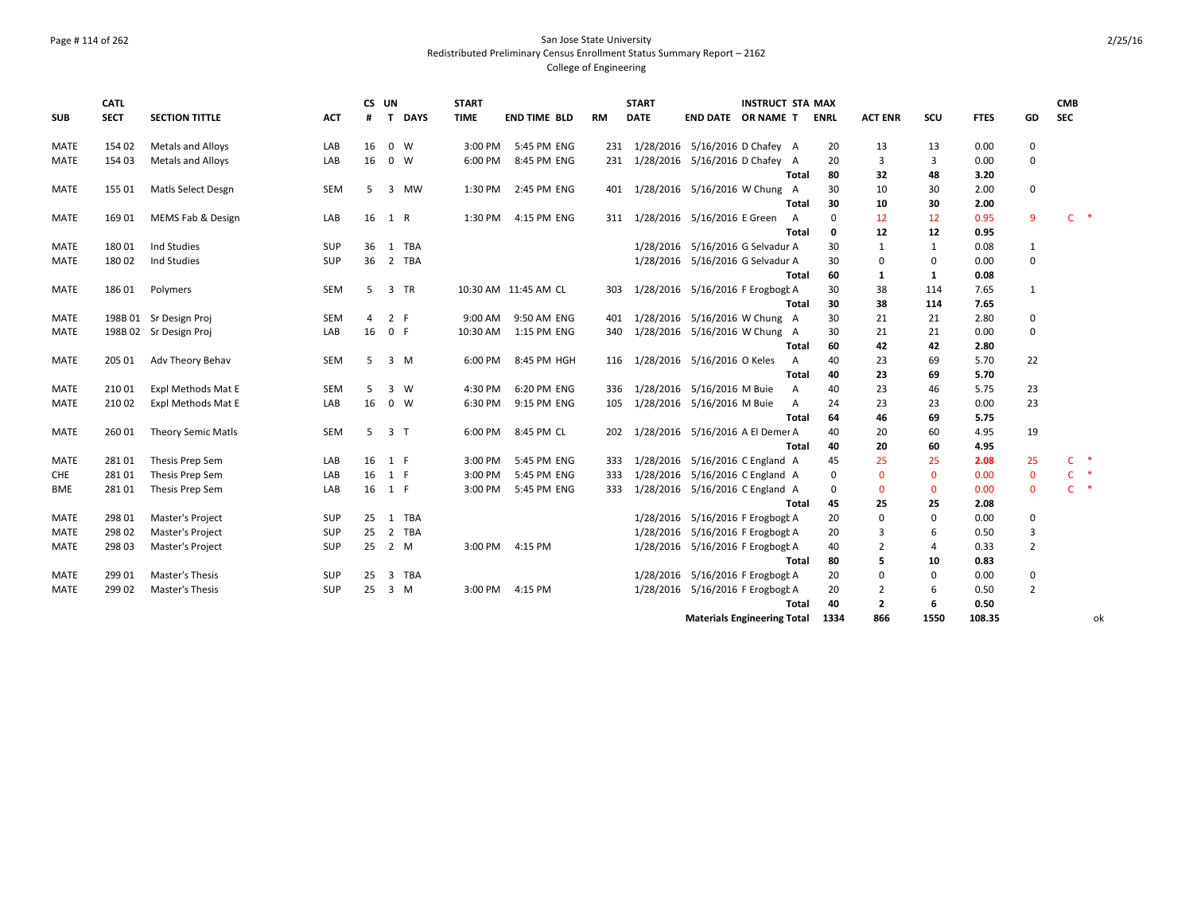San Jose State University
Redistributed Preliminary Census Enrollment Status Summary Report – 2162
College of Engineering

| SUB | CATL SECT | SECTION TITTLE | ACT | CS # | UN T | DAYS | START TIME | END TIME | BLD | RM | START DATE | END DATE | INSTRUCT OR NAME | STA T | MAX ENRL | ACT ENR | SCU | FTES | GD | CMB SEC | |
|---|---|---|---|---|---|---|---|---|---|---|---|---|---|---|---|---|---|---|---|---|---|
| MATE | 154 02 | Metals and Alloys | LAB | 16 | 0 | W | 3:00 PM | 5:45 PM | ENG | 231 | 1/28/2016 | 5/16/2016 | D Chafey | A | 20 | 13 | 13 | 0.00 | 0 | | |
| MATE | 154 03 | Metals and Alloys | LAB | 16 | 0 | W | 6:00 PM | 8:45 PM | ENG | 231 | 1/28/2016 | 5/16/2016 | D Chafey | A | 20 | 3 | 3 | 0.00 | 0 | | |
| | | | | | | | | | | | | | | Total | 80 | 32 | 48 | 3.20 | | | |
| MATE | 155 01 | Matls Select Desgn | SEM | 5 | 3 | MW | 1:30 PM | 2:45 PM | ENG | 401 | 1/28/2016 | 5/16/2016 | W Chung | A | 30 | 10 | 30 | 2.00 | 0 | | |
| | | | | | | | | | | | | | | Total | 30 | 10 | 30 | 2.00 | | | |
| MATE | 169 01 | MEMS Fab & Design | LAB | 16 | 1 | R | 1:30 PM | 4:15 PM | ENG | 311 | 1/28/2016 | 5/16/2016 | E Green | A | 0 | 12 | 12 | 0.95 | 9 | C | * |
| | | | | | | | | | | | | | | Total | 0 | 12 | 12 | 0.95 | | | |
| MATE | 180 01 | Ind Studies | SUP | 36 | 1 | TBA | | | | | 1/28/2016 | 5/16/2016 | G Selvadur | A | 30 | 1 | 1 | 0.08 | 1 | | |
| MATE | 180 02 | Ind Studies | SUP | 36 | 2 | TBA | | | | | 1/28/2016 | 5/16/2016 | G Selvadur | A | 30 | 0 | 0 | 0.00 | 0 | | |
| | | | | | | | | | | | | | | Total | 60 | 1 | 1 | 0.08 | | | |
| MATE | 186 01 | Polymers | SEM | 5 | 3 | TR | 10:30 AM | 11:45 AM | CL | 303 | 1/28/2016 | 5/16/2016 | F Erogbogb | A | 30 | 38 | 114 | 7.65 | 1 | | |
| | | | | | | | | | | | | | | Total | 30 | 38 | 114 | 7.65 | | | |
| MATE | 198B 01 | Sr Design Proj | SEM | 4 | 2 | F | 9:00 AM | 9:50 AM | ENG | 401 | 1/28/2016 | 5/16/2016 | W Chung | A | 30 | 21 | 21 | 2.80 | 0 | | |
| MATE | 198B 02 | Sr Design Proj | LAB | 16 | 0 | F | 10:30 AM | 1:15 PM | ENG | 340 | 1/28/2016 | 5/16/2016 | W Chung | A | 30 | 21 | 21 | 0.00 | 0 | | |
| | | | | | | | | | | | | | | Total | 60 | 42 | 42 | 2.80 | | | |
| MATE | 205 01 | Adv Theory Behav | SEM | 5 | 3 | M | 6:00 PM | 8:45 PM | HGH | 116 | 1/28/2016 | 5/16/2016 | O Keles | A | 40 | 23 | 69 | 5.70 | 22 | | |
| | | | | | | | | | | | | | | Total | 40 | 23 | 69 | 5.70 | | | |
| MATE | 210 01 | Expl Methods Mat E | SEM | 5 | 3 | W | 4:30 PM | 6:20 PM | ENG | 336 | 1/28/2016 | 5/16/2016 | M Buie | A | 40 | 23 | 46 | 5.75 | 23 | | |
| MATE | 210 02 | Expl Methods Mat E | LAB | 16 | 0 | W | 6:30 PM | 9:15 PM | ENG | 105 | 1/28/2016 | 5/16/2016 | M Buie | A | 24 | 23 | 23 | 0.00 | 23 | | |
| | | | | | | | | | | | | | | Total | 64 | 46 | 69 | 5.75 | | | |
| MATE | 260 01 | Theory Semic Matls | SEM | 5 | 3 | T | 6:00 PM | 8:45 PM | CL | 202 | 1/28/2016 | 5/16/2016 | A El Demer | A | 40 | 20 | 60 | 4.95 | 19 | | |
| | | | | | | | | | | | | | | Total | 40 | 20 | 60 | 4.95 | | | |
| MATE | 281 01 | Thesis Prep Sem | LAB | 16 | 1 | F | 3:00 PM | 5:45 PM | ENG | 333 | 1/28/2016 | 5/16/2016 | C England | A | 45 | 25 | 25 | 2.08 | 25 | C | * |
| CHE | 281 01 | Thesis Prep Sem | LAB | 16 | 1 | F | 3:00 PM | 5:45 PM | ENG | 333 | 1/28/2016 | 5/16/2016 | C England | A | 0 | 0 | 0 | 0.00 | 0 | C | * |
| BME | 281 01 | Thesis Prep Sem | LAB | 16 | 1 | F | 3:00 PM | 5:45 PM | ENG | 333 | 1/28/2016 | 5/16/2016 | C England | A | 0 | 0 | 0 | 0.00 | 0 | C | * |
| | | | | | | | | | | | | | | Total | 45 | 25 | 25 | 2.08 | | | |
| MATE | 298 01 | Master's Project | SUP | 25 | 1 | TBA | | | | | 1/28/2016 | 5/16/2016 | F Erogbogb | A | 20 | 0 | 0 | 0.00 | 0 | | |
| MATE | 298 02 | Master's Project | SUP | 25 | 2 | TBA | | | | | 1/28/2016 | 5/16/2016 | F Erogbogb | A | 20 | 3 | 6 | 0.50 | 3 | | |
| MATE | 298 03 | Master's Project | SUP | 25 | 2 | M | 3:00 PM | 4:15 PM | | | 1/28/2016 | 5/16/2016 | F Erogbogb | A | 40 | 2 | 4 | 0.33 | 2 | | |
| | | | | | | | | | | | | | | Total | 80 | 5 | 10 | 0.83 | | | |
| MATE | 299 01 | Master's Thesis | SUP | 25 | 3 | TBA | | | | | 1/28/2016 | 5/16/2016 | F Erogbogb | A | 20 | 0 | 0 | 0.00 | 0 | | |
| MATE | 299 02 | Master's Thesis | SUP | 25 | 3 | M | 3:00 PM | 4:15 PM | | | 1/28/2016 | 5/16/2016 | F Erogbogb | A | 20 | 2 | 6 | 0.50 | 2 | | |
| | | | | | | | | | | | | | | Total | 40 | 2 | 6 | 0.50 | | | |
| | | | | | | | | | | | | Materials Engineering Total | | | 1334 | 866 | 1550 | 108.35 | | | ok |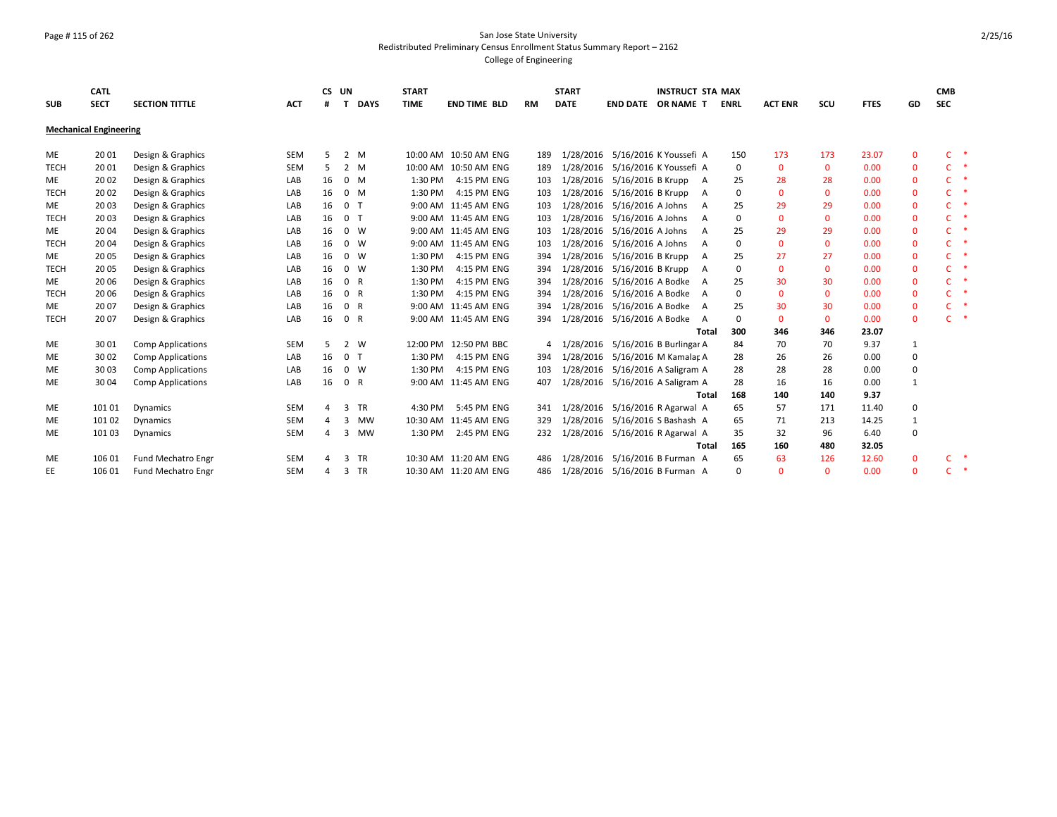San Jose State University
Redistributed Preliminary Census Enrollment Status Summary Report – 2162
College of Engineering

| SUB | CATL SECT | SECTION TITTLE | ACT | CS # | UN T | DAYS | START TIME | END TIME | BLD | RM | START DATE | END DATE | INSTRUCT OR NAME | STA T | MAX ENRL | ACT ENR | SCU | FTES | GD | CMB SEC |
|---|---|---|---|---|---|---|---|---|---|---|---|---|---|---|---|---|---|---|---|---|
| **Mechanical Engineering** | | | | | | | | | | | | | | | | | | | | |
| ME | 20 01 | Design & Graphics | SEM | 5 | 2 | M | 10:00 AM | 10:50 AM | ENG | 189 | 1/28/2016 | 5/16/2016 | K Youssefi | A | 150 | 173 | 173 | 23.07 | 0 | C * |
| TECH | 20 01 | Design & Graphics | SEM | 5 | 2 | M | 10:00 AM | 10:50 AM | ENG | 189 | 1/28/2016 | 5/16/2016 | K Youssefi | A | 0 | 0 | 0 | 0.00 | 0 | C * |
| ME | 20 02 | Design & Graphics | LAB | 16 | 0 | M | 1:30 PM | 4:15 PM | ENG | 103 | 1/28/2016 | 5/16/2016 | B Krupp | A | 25 | 28 | 28 | 0.00 | 0 | C * |
| TECH | 20 02 | Design & Graphics | LAB | 16 | 0 | M | 1:30 PM | 4:15 PM | ENG | 103 | 1/28/2016 | 5/16/2016 | B Krupp | A | 0 | 0 | 0 | 0.00 | 0 | C * |
| ME | 20 03 | Design & Graphics | LAB | 16 | 0 | T | 9:00 AM | 11:45 AM | ENG | 103 | 1/28/2016 | 5/16/2016 | A Johns | A | 25 | 29 | 29 | 0.00 | 0 | C * |
| TECH | 20 03 | Design & Graphics | LAB | 16 | 0 | T | 9:00 AM | 11:45 AM | ENG | 103 | 1/28/2016 | 5/16/2016 | A Johns | A | 0 | 0 | 0 | 0.00 | 0 | C * |
| ME | 20 04 | Design & Graphics | LAB | 16 | 0 | W | 9:00 AM | 11:45 AM | ENG | 103 | 1/28/2016 | 5/16/2016 | A Johns | A | 25 | 29 | 29 | 0.00 | 0 | C * |
| TECH | 20 04 | Design & Graphics | LAB | 16 | 0 | W | 9:00 AM | 11:45 AM | ENG | 103 | 1/28/2016 | 5/16/2016 | A Johns | A | 0 | 0 | 0 | 0.00 | 0 | C * |
| ME | 20 05 | Design & Graphics | LAB | 16 | 0 | W | 1:30 PM | 4:15 PM | ENG | 394 | 1/28/2016 | 5/16/2016 | B Krupp | A | 25 | 27 | 27 | 0.00 | 0 | C * |
| TECH | 20 05 | Design & Graphics | LAB | 16 | 0 | W | 1:30 PM | 4:15 PM | ENG | 394 | 1/28/2016 | 5/16/2016 | B Krupp | A | 0 | 0 | 0 | 0.00 | 0 | C * |
| ME | 20 06 | Design & Graphics | LAB | 16 | 0 | R | 1:30 PM | 4:15 PM | ENG | 394 | 1/28/2016 | 5/16/2016 | A Bodke | A | 25 | 30 | 30 | 0.00 | 0 | C * |
| TECH | 20 06 | Design & Graphics | LAB | 16 | 0 | R | 1:30 PM | 4:15 PM | ENG | 394 | 1/28/2016 | 5/16/2016 | A Bodke | A | 0 | 0 | 0 | 0.00 | 0 | C * |
| ME | 20 07 | Design & Graphics | LAB | 16 | 0 | R | 9:00 AM | 11:45 AM | ENG | 394 | 1/28/2016 | 5/16/2016 | A Bodke | A | 25 | 30 | 30 | 0.00 | 0 | C * |
| TECH | 20 07 | Design & Graphics | LAB | 16 | 0 | R | 9:00 AM | 11:45 AM | ENG | 394 | 1/28/2016 | 5/16/2016 | A Bodke | A | 0 | 0 | 0 | 0.00 | 0 | C * |
| | | | | | | | | | | | | | | **Total** | **300** | **346** | **346** | **23.07** | | |
| ME | 30 01 | Comp Applications | SEM | 5 | 2 | W | 12:00 PM | 12:50 PM | BBC | 4 | 1/28/2016 | 5/16/2016 | B Burlingar | A | 84 | 70 | 70 | 9.37 | 1 | |
| ME | 30 02 | Comp Applications | LAB | 16 | 0 | T | 1:30 PM | 4:15 PM | ENG | 394 | 1/28/2016 | 5/16/2016 | M Kamalap | A | 28 | 26 | 26 | 0.00 | 0 | |
| ME | 30 03 | Comp Applications | LAB | 16 | 0 | W | 1:30 PM | 4:15 PM | ENG | 103 | 1/28/2016 | 5/16/2016 | A Saligram | A | 28 | 28 | 28 | 0.00 | 0 | |
| ME | 30 04 | Comp Applications | LAB | 16 | 0 | R | 9:00 AM | 11:45 AM | ENG | 407 | 1/28/2016 | 5/16/2016 | A Saligram | A | 28 | 16 | 16 | 0.00 | 1 | |
| | | | | | | | | | | | | | | **Total** | **168** | **140** | **140** | **9.37** | | |
| ME | 101 01 | Dynamics | SEM | 4 | 3 | TR | 4:30 PM | 5:45 PM | ENG | 341 | 1/28/2016 | 5/16/2016 | R Agarwal | A | 65 | 57 | 171 | 11.40 | 0 | |
| ME | 101 02 | Dynamics | SEM | 4 | 3 | MW | 10:30 AM | 11:45 AM | ENG | 329 | 1/28/2016 | 5/16/2016 | S Bashash | A | 65 | 71 | 213 | 14.25 | 1 | |
| ME | 101 03 | Dynamics | SEM | 4 | 3 | MW | 1:30 PM | 2:45 PM | ENG | 232 | 1/28/2016 | 5/16/2016 | R Agarwal | A | 35 | 32 | 96 | 6.40 | 0 | |
| | | | | | | | | | | | | | | **Total** | **165** | **160** | **480** | **32.05** | | |
| ME | 106 01 | Fund Mechatro Engr | SEM | 4 | 3 | TR | 10:30 AM | 11:20 AM | ENG | 486 | 1/28/2016 | 5/16/2016 | B Furman | A | 65 | 63 | 126 | 12.60 | 0 | C * |
| EE | 106 01 | Fund Mechatro Engr | SEM | 4 | 3 | TR | 10:30 AM | 11:20 AM | ENG | 486 | 1/28/2016 | 5/16/2016 | B Furman | A | 0 | 0 | 0 | 0.00 | 0 | C * |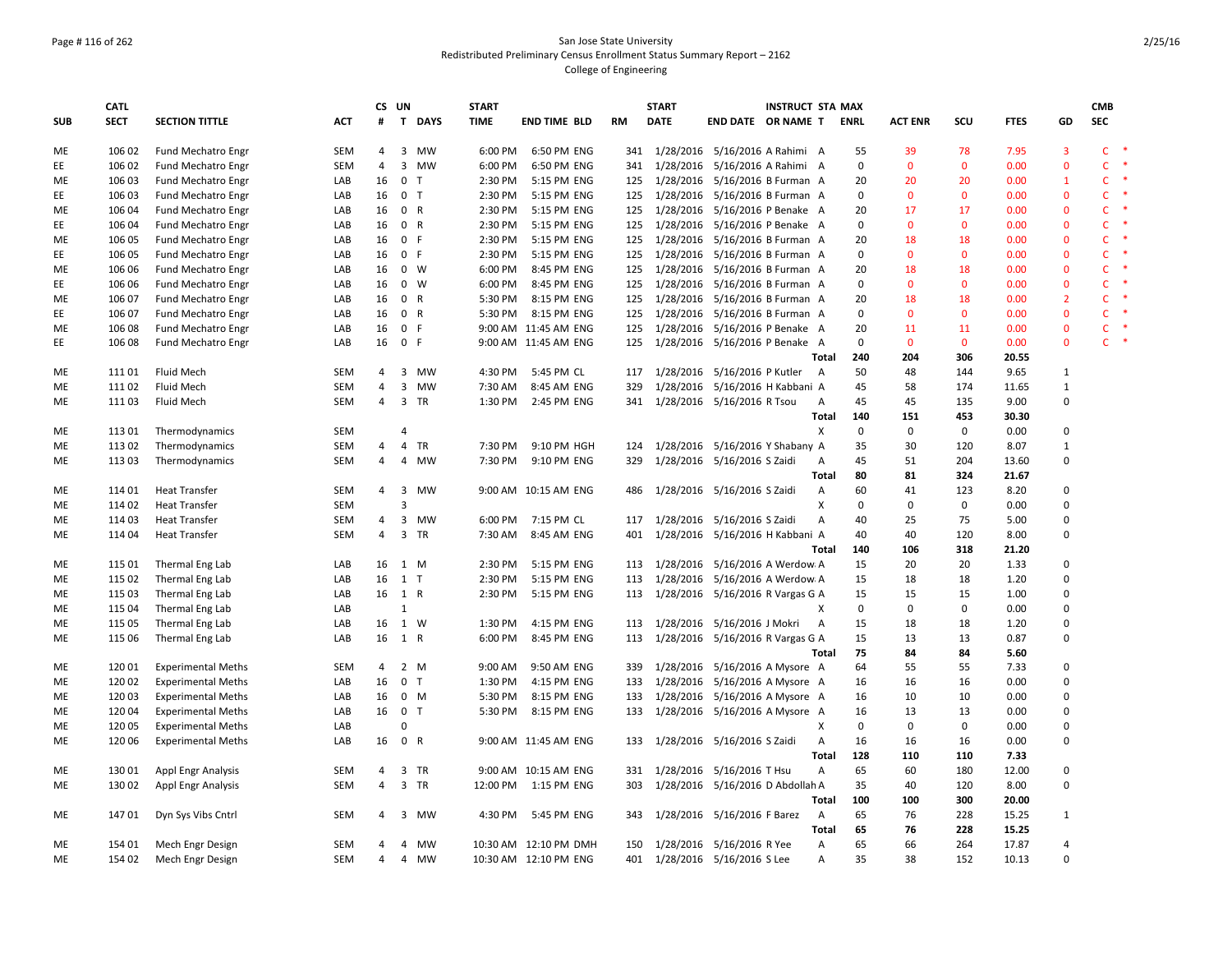San Jose State University
Redistributed Preliminary Census Enrollment Status Summary Report – 2162
College of Engineering

| SUB | CATL SECT | SECTION TITTLE | ACT | CS # | UN T | DAYS | START TIME | END TIME | BLD | RM | START DATE | END DATE | INSTRUCT OR NAME | STA T | MAX ENRL | ACT ENR | SCU | FTES | GD | CMB SEC |
|---|---|---|---|---|---|---|---|---|---|---|---|---|---|---|---|---|---|---|---|---|
| ME | 106 02 | Fund Mechatro Engr | SEM | 4 | 3 | MW | 6:00 PM | 6:50 PM | ENG | 341 | 1/28/2016 | 5/16/2016 | A Rahimi | A | 55 | 39 | 78 | 7.95 | 3 | C * |
| EE | 106 02 | Fund Mechatro Engr | SEM | 4 | 3 | MW | 6:00 PM | 6:50 PM | ENG | 341 | 1/28/2016 | 5/16/2016 | A Rahimi | A | 0 | 0 | 0 | 0.00 | 0 | C * |
| ME | 106 03 | Fund Mechatro Engr | LAB | 16 | 0 | T | 2:30 PM | 5:15 PM | ENG | 125 | 1/28/2016 | 5/16/2016 | B Furman | A | 20 | 20 | 20 | 0.00 | 1 | C * |
| EE | 106 03 | Fund Mechatro Engr | LAB | 16 | 0 | T | 2:30 PM | 5:15 PM | ENG | 125 | 1/28/2016 | 5/16/2016 | B Furman | A | 0 | 0 | 0 | 0.00 | 0 | C * |
| ME | 106 04 | Fund Mechatro Engr | LAB | 16 | 0 | R | 2:30 PM | 5:15 PM | ENG | 125 | 1/28/2016 | 5/16/2016 | P Benake | A | 20 | 17 | 17 | 0.00 | 0 | C * |
| EE | 106 04 | Fund Mechatro Engr | LAB | 16 | 0 | R | 2:30 PM | 5:15 PM | ENG | 125 | 1/28/2016 | 5/16/2016 | P Benake | A | 0 | 0 | 0 | 0.00 | 0 | C * |
| ME | 106 05 | Fund Mechatro Engr | LAB | 16 | 0 | F | 2:30 PM | 5:15 PM | ENG | 125 | 1/28/2016 | 5/16/2016 | B Furman | A | 20 | 18 | 18 | 0.00 | 0 | C * |
| EE | 106 05 | Fund Mechatro Engr | LAB | 16 | 0 | F | 2:30 PM | 5:15 PM | ENG | 125 | 1/28/2016 | 5/16/2016 | B Furman | A | 0 | 0 | 0 | 0.00 | 0 | C * |
| ME | 106 06 | Fund Mechatro Engr | LAB | 16 | 0 | W | 6:00 PM | 8:45 PM | ENG | 125 | 1/28/2016 | 5/16/2016 | B Furman | A | 20 | 18 | 18 | 0.00 | 0 | C * |
| EE | 106 06 | Fund Mechatro Engr | LAB | 16 | 0 | W | 6:00 PM | 8:45 PM | ENG | 125 | 1/28/2016 | 5/16/2016 | B Furman | A | 0 | 0 | 0 | 0.00 | 0 | C * |
| ME | 106 07 | Fund Mechatro Engr | LAB | 16 | 0 | R | 5:30 PM | 8:15 PM | ENG | 125 | 1/28/2016 | 5/16/2016 | B Furman | A | 20 | 18 | 18 | 0.00 | 2 | C * |
| EE | 106 07 | Fund Mechatro Engr | LAB | 16 | 0 | R | 5:30 PM | 8:15 PM | ENG | 125 | 1/28/2016 | 5/16/2016 | B Furman | A | 0 | 0 | 0 | 0.00 | 0 | C * |
| ME | 106 08 | Fund Mechatro Engr | LAB | 16 | 0 | F | 9:00 AM | 11:45 AM | ENG | 125 | 1/28/2016 | 5/16/2016 | P Benake | A | 20 | 11 | 11 | 0.00 | 0 | C * |
| EE | 106 08 | Fund Mechatro Engr | LAB | 16 | 0 | F | 9:00 AM | 11:45 AM | ENG | 125 | 1/28/2016 | 5/16/2016 | P Benake | A | 0 | 0 | 0 | 0.00 | 0 | C * |
| | | | | | | | | | | | | | | **Total** | **240** | **204** | **306** | **20.55** | | |
| ME | 111 01 | Fluid Mech | SEM | 4 | 3 | MW | 4:30 PM | 5:45 PM | CL | 117 | 1/28/2016 | 5/16/2016 | P Kutler | A | 50 | 48 | 144 | 9.65 | 1 | |
| ME | 111 02 | Fluid Mech | SEM | 4 | 3 | MW | 7:30 AM | 8:45 AM | ENG | 329 | 1/28/2016 | 5/16/2016 | H Kabbani | A | 45 | 58 | 174 | 11.65 | 1 | |
| ME | 111 03 | Fluid Mech | SEM | 4 | 3 | TR | 1:30 PM | 2:45 PM | ENG | 341 | 1/28/2016 | 5/16/2016 | R Tsou | A | 45 | 45 | 135 | 9.00 | 0 | |
| | | | | | | | | | | | | | | **Total** | **140** | **151** | **453** | **30.30** | | |
| ME | 113 01 | Thermodynamics | SEM | | 4 | | | | | | | | | X | 0 | 0 | 0 | 0.00 | 0 | |
| ME | 113 02 | Thermodynamics | SEM | 4 | 4 | TR | 7:30 PM | 9:10 PM | HGH | 124 | 1/28/2016 | 5/16/2016 | Y Shabany | A | 35 | 30 | 120 | 8.07 | 1 | |
| ME | 113 03 | Thermodynamics | SEM | 4 | 4 | MW | 7:30 PM | 9:10 PM | ENG | 329 | 1/28/2016 | 5/16/2016 | S Zaidi | A | 45 | 51 | 204 | 13.60 | 0 | |
| | | | | | | | | | | | | | | **Total** | **80** | **81** | **324** | **21.67** | | |
| ME | 114 01 | Heat Transfer | SEM | 4 | 3 | MW | 9:00 AM | 10:15 AM | ENG | 486 | 1/28/2016 | 5/16/2016 | S Zaidi | A | 60 | 41 | 123 | 8.20 | 0 | |
| ME | 114 02 | Heat Transfer | SEM | | 3 | | | | | | | | | X | 0 | 0 | 0 | 0.00 | 0 | |
| ME | 114 03 | Heat Transfer | SEM | 4 | 3 | MW | 6:00 PM | 7:15 PM | CL | 117 | 1/28/2016 | 5/16/2016 | S Zaidi | A | 40 | 25 | 75 | 5.00 | 0 | |
| ME | 114 04 | Heat Transfer | SEM | 4 | 3 | TR | 7:30 AM | 8:45 AM | ENG | 401 | 1/28/2016 | 5/16/2016 | H Kabbani | A | 40 | 40 | 120 | 8.00 | 0 | |
| | | | | | | | | | | | | | | **Total** | **140** | **106** | **318** | **21.20** | | |
| ME | 115 01 | Thermal Eng Lab | LAB | 16 | 1 | M | 2:30 PM | 5:15 PM | ENG | 113 | 1/28/2016 | 5/16/2016 | A Werdow | A | 15 | 20 | 20 | 1.33 | 0 | |
| ME | 115 02 | Thermal Eng Lab | LAB | 16 | 1 | T | 2:30 PM | 5:15 PM | ENG | 113 | 1/28/2016 | 5/16/2016 | A Werdow | A | 15 | 18 | 18 | 1.20 | 0 | |
| ME | 115 03 | Thermal Eng Lab | LAB | 16 | 1 | R | 2:30 PM | 5:15 PM | ENG | 113 | 1/28/2016 | 5/16/2016 | R Vargas G | A | 15 | 15 | 15 | 1.00 | 0 | |
| ME | 115 04 | Thermal Eng Lab | LAB | | 1 | | | | | | | | | X | 0 | 0 | 0 | 0.00 | 0 | |
| ME | 115 05 | Thermal Eng Lab | LAB | 16 | 1 | W | 1:30 PM | 4:15 PM | ENG | 113 | 1/28/2016 | 5/16/2016 | J Mokri | A | 15 | 18 | 18 | 1.20 | 0 | |
| ME | 115 06 | Thermal Eng Lab | LAB | 16 | 1 | R | 6:00 PM | 8:45 PM | ENG | 113 | 1/28/2016 | 5/16/2016 | R Vargas G | A | 15 | 13 | 13 | 0.87 | 0 | |
| | | | | | | | | | | | | | | **Total** | **75** | **84** | **84** | **5.60** | | |
| ME | 120 01 | Experimental Meths | SEM | 4 | 2 | M | 9:00 AM | 9:50 AM | ENG | 339 | 1/28/2016 | 5/16/2016 | A Mysore | A | 64 | 55 | 55 | 7.33 | 0 | |
| ME | 120 02 | Experimental Meths | LAB | 16 | 0 | T | 1:30 PM | 4:15 PM | ENG | 133 | 1/28/2016 | 5/16/2016 | A Mysore | A | 16 | 16 | 16 | 0.00 | 0 | |
| ME | 120 03 | Experimental Meths | LAB | 16 | 0 | M | 5:30 PM | 8:15 PM | ENG | 133 | 1/28/2016 | 5/16/2016 | A Mysore | A | 16 | 10 | 10 | 0.00 | 0 | |
| ME | 120 04 | Experimental Meths | LAB | 16 | 0 | T | 5:30 PM | 8:15 PM | ENG | 133 | 1/28/2016 | 5/16/2016 | A Mysore | A | 16 | 13 | 13 | 0.00 | 0 | |
| ME | 120 05 | Experimental Meths | LAB | | 0 | | | | | | | | | X | 0 | 0 | 0 | 0.00 | 0 | |
| ME | 120 06 | Experimental Meths | LAB | 16 | 0 | R | 9:00 AM | 11:45 AM | ENG | 133 | 1/28/2016 | 5/16/2016 | S Zaidi | A | 16 | 16 | 16 | 0.00 | 0 | |
| | | | | | | | | | | | | | | **Total** | **128** | **110** | **110** | **7.33** | | |
| ME | 130 01 | Appl Engr Analysis | SEM | 4 | 3 | TR | 9:00 AM | 10:15 AM | ENG | 331 | 1/28/2016 | 5/16/2016 | T Hsu | A | 65 | 60 | 180 | 12.00 | 0 | |
| ME | 130 02 | Appl Engr Analysis | SEM | 4 | 3 | TR | 12:00 PM | 1:15 PM | ENG | 303 | 1/28/2016 | 5/16/2016 | D Abdollah | A | 35 | 40 | 120 | 8.00 | 0 | |
| | | | | | | | | | | | | | | **Total** | **100** | **100** | **300** | **20.00** | | |
| ME | 147 01 | Dyn Sys Vibs Cntrl | SEM | 4 | 3 | MW | 4:30 PM | 5:45 PM | ENG | 343 | 1/28/2016 | 5/16/2016 | F Barez | A | 65 | 76 | 228 | 15.25 | 1 | |
| | | | | | | | | | | | | | | **Total** | **65** | **76** | **228** | **15.25** | | |
| ME | 154 01 | Mech Engr Design | SEM | 4 | 4 | MW | 10:30 AM | 12:10 PM | DMH | 150 | 1/28/2016 | 5/16/2016 | R Yee | A | 65 | 66 | 264 | 17.87 | 4 | |
| ME | 154 02 | Mech Engr Design | SEM | 4 | 4 | MW | 10:30 AM | 12:10 PM | ENG | 401 | 1/28/2016 | 5/16/2016 | S Lee | A | 35 | 38 | 152 | 10.13 | 0 | |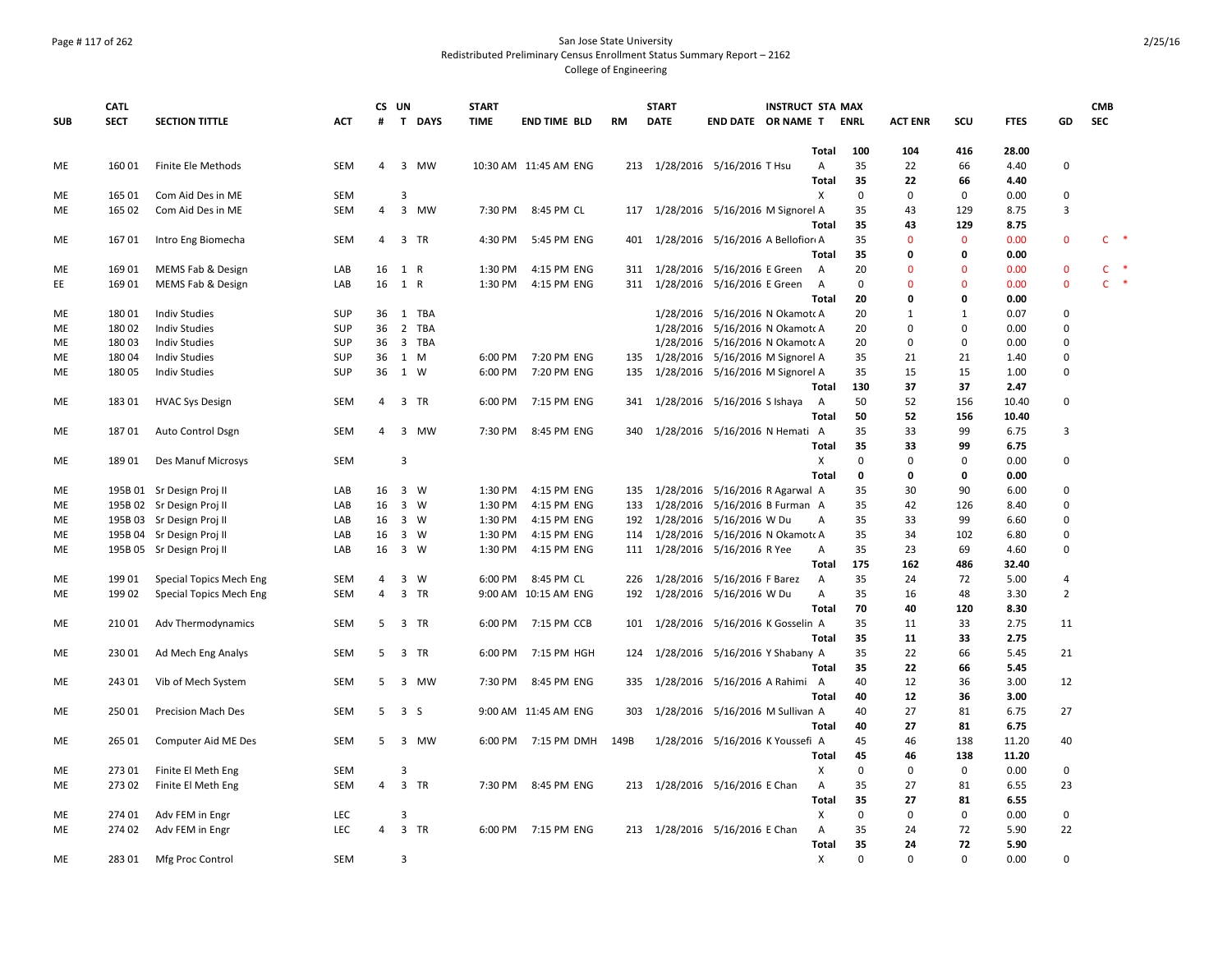San Jose State University
Redistributed Preliminary Census Enrollment Status Summary Report – 2162
College of Engineering

| SUB | CATL SECT | SECTION TITTLE | ACT | CS # | UN T | DAYS | START TIME | END TIME | BLD | RM | START DATE | END DATE | INSTRUCT OR NAME | STA T | MAX ENRL | ACT ENR | SCU | FTES | GD | CMB SEC |
|---|---|---|---|---|---|---|---|---|---|---|---|---|---|---|---|---|---|---|---|---|
| | | | | | | | | | | | | | | **Total** | **100** | **104** | **416** | **28.00** | | |
| ME | 160 01 | Finite Ele Methods | SEM | 4 | 3 | MW | 10:30 AM | 11:45 AM | ENG | 213 | 1/28/2016 | 5/16/2016 | T Hsu | A | 35 | 22 | 66 | 4.40 | 0 | |
| | | | | | | | | | | | | | | **Total** | **35** | **22** | **66** | **4.40** | | |
| ME | 165 01 | Com Aid Des in ME | SEM | | 3 | | | | | | | | | X | 0 | 0 | 0 | 0.00 | 0 | |
| ME | 165 02 | Com Aid Des in ME | SEM | 4 | 3 | MW | 7:30 PM | 8:45 PM | CL | 117 | 1/28/2016 | 5/16/2016 | M Signorel | A | 35 | 43 | 129 | 8.75 | 3 | |
| | | | | | | | | | | | | | | **Total** | **35** | **43** | **129** | **8.75** | | |
| ME | 167 01 | Intro Eng Biomecha | SEM | 4 | 3 | TR | 4:30 PM | 5:45 PM | ENG | 401 | 1/28/2016 | 5/16/2016 | A Bellofior | A | 35 | 0 | 0 | 0.00 | 0 | C * |
| | | | | | | | | | | | | | | **Total** | **35** | **0** | **0** | **0.00** | | |
| ME | 169 01 | MEMS Fab & Design | LAB | 16 | 1 | R | 1:30 PM | 4:15 PM | ENG | 311 | 1/28/2016 | 5/16/2016 | E Green | A | 20 | 0 | 0 | 0.00 | 0 | C * |
| EE | 169 01 | MEMS Fab & Design | LAB | 16 | 1 | R | 1:30 PM | 4:15 PM | ENG | 311 | 1/28/2016 | 5/16/2016 | E Green | A | 0 | 0 | 0 | 0.00 | 0 | C * |
| | | | | | | | | | | | | | | **Total** | **20** | **0** | **0** | **0.00** | | |
| ME | 180 01 | Indiv Studies | SUP | 36 | 1 | TBA | | | | | 1/28/2016 | 5/16/2016 | N Okamoto | A | 20 | 1 | 1 | 0.07 | 0 | |
| ME | 180 02 | Indiv Studies | SUP | 36 | 2 | TBA | | | | | 1/28/2016 | 5/16/2016 | N Okamoto | A | 20 | 0 | 0 | 0.00 | 0 | |
| ME | 180 03 | Indiv Studies | SUP | 36 | 3 | TBA | | | | | 1/28/2016 | 5/16/2016 | N Okamoto | A | 20 | 0 | 0 | 0.00 | 0 | |
| ME | 180 04 | Indiv Studies | SUP | 36 | 1 | M | 6:00 PM | 7:20 PM | ENG | 135 | 1/28/2016 | 5/16/2016 | M Signorel | A | 35 | 21 | 21 | 1.40 | 0 | |
| ME | 180 05 | Indiv Studies | SUP | 36 | 1 | W | 6:00 PM | 7:20 PM | ENG | 135 | 1/28/2016 | 5/16/2016 | M Signorel | A | 35 | 15 | 15 | 1.00 | 0 | |
| | | | | | | | | | | | | | | **Total** | **130** | **37** | **37** | **2.47** | | |
| ME | 183 01 | HVAC Sys Design | SEM | 4 | 3 | TR | 6:00 PM | 7:15 PM | ENG | 341 | 1/28/2016 | 5/16/2016 | S Ishaya | A | 50 | 52 | 156 | 10.40 | 0 | |
| | | | | | | | | | | | | | | **Total** | **50** | **52** | **156** | **10.40** | | |
| ME | 187 01 | Auto Control Dsgn | SEM | 4 | 3 | MW | 7:30 PM | 8:45 PM | ENG | 340 | 1/28/2016 | 5/16/2016 | N Hemati | A | 35 | 33 | 99 | 6.75 | 3 | |
| | | | | | | | | | | | | | | **Total** | **35** | **33** | **99** | **6.75** | | |
| ME | 189 01 | Des Manuf Microsys | SEM | | 3 | | | | | | | | | X | 0 | 0 | 0 | 0.00 | 0 | |
| | | | | | | | | | | | | | | **Total** | **0** | **0** | **0** | **0.00** | | |
| ME | 195B 01 | Sr Design Proj II | LAB | 16 | 3 | W | 1:30 PM | 4:15 PM | ENG | 135 | 1/28/2016 | 5/16/2016 | R Agarwal | A | 35 | 30 | 90 | 6.00 | 0 | |
| ME | 195B 02 | Sr Design Proj II | LAB | 16 | 3 | W | 1:30 PM | 4:15 PM | ENG | 133 | 1/28/2016 | 5/16/2016 | B Furman | A | 35 | 42 | 126 | 8.40 | 0 | |
| ME | 195B 03 | Sr Design Proj II | LAB | 16 | 3 | W | 1:30 PM | 4:15 PM | ENG | 192 | 1/28/2016 | 5/16/2016 | W Du | A | 35 | 33 | 99 | 6.60 | 0 | |
| ME | 195B 04 | Sr Design Proj II | LAB | 16 | 3 | W | 1:30 PM | 4:15 PM | ENG | 114 | 1/28/2016 | 5/16/2016 | N Okamoto | A | 35 | 34 | 102 | 6.80 | 0 | |
| ME | 195B 05 | Sr Design Proj II | LAB | 16 | 3 | W | 1:30 PM | 4:15 PM | ENG | 111 | 1/28/2016 | 5/16/2016 | R Yee | A | 35 | 23 | 69 | 4.60 | 0 | |
| | | | | | | | | | | | | | | **Total** | **175** | **162** | **486** | **32.40** | | |
| ME | 199 01 | Special Topics Mech Eng | SEM | 4 | 3 | W | 6:00 PM | 8:45 PM | CL | 226 | 1/28/2016 | 5/16/2016 | F Barez | A | 35 | 24 | 72 | 5.00 | 4 | |
| ME | 199 02 | Special Topics Mech Eng | SEM | 4 | 3 | TR | 9:00 AM | 10:15 AM | ENG | 192 | 1/28/2016 | 5/16/2016 | W Du | A | 35 | 16 | 48 | 3.30 | 2 | |
| | | | | | | | | | | | | | | **Total** | **70** | **40** | **120** | **8.30** | | |
| ME | 210 01 | Adv Thermodynamics | SEM | 5 | 3 | TR | 6:00 PM | 7:15 PM | CCB | 101 | 1/28/2016 | 5/16/2016 | K Gosselin | A | 35 | 11 | 33 | 2.75 | 11 | |
| | | | | | | | | | | | | | | **Total** | **35** | **11** | **33** | **2.75** | | |
| ME | 230 01 | Ad Mech Eng Analys | SEM | 5 | 3 | TR | 6:00 PM | 7:15 PM | HGH | 124 | 1/28/2016 | 5/16/2016 | Y Shabany | A | 35 | 22 | 66 | 5.45 | 21 | |
| | | | | | | | | | | | | | | **Total** | **35** | **22** | **66** | **5.45** | | |
| ME | 243 01 | Vib of Mech System | SEM | 5 | 3 | MW | 7:30 PM | 8:45 PM | ENG | 335 | 1/28/2016 | 5/16/2016 | A Rahimi | A | 40 | 12 | 36 | 3.00 | 12 | |
| | | | | | | | | | | | | | | **Total** | **40** | **12** | **36** | **3.00** | | |
| ME | 250 01 | Precision Mach Des | SEM | 5 | 3 | S | 9:00 AM | 11:45 AM | ENG | 303 | 1/28/2016 | 5/16/2016 | M Sullivan | A | 40 | 27 | 81 | 6.75 | 27 | |
| | | | | | | | | | | | | | | **Total** | **40** | **27** | **81** | **6.75** | | |
| ME | 265 01 | Computer Aid ME Des | SEM | 5 | 3 | MW | 6:00 PM | 7:15 PM | DMH | 149B | 1/28/2016 | 5/16/2016 | K Youssefi | A | 45 | 46 | 138 | 11.20 | 40 | |
| | | | | | | | | | | | | | | **Total** | **45** | **46** | **138** | **11.20** | | |
| ME | 273 01 | Finite El Meth Eng | SEM | | 3 | | | | | | | | | X | 0 | 0 | 0 | 0.00 | 0 | |
| ME | 273 02 | Finite El Meth Eng | SEM | 4 | 3 | TR | 7:30 PM | 8:45 PM | ENG | 213 | 1/28/2016 | 5/16/2016 | E Chan | A | 35 | 27 | 81 | 6.55 | 23 | |
| | | | | | | | | | | | | | | **Total** | **35** | **27** | **81** | **6.55** | | |
| ME | 274 01 | Adv FEM in Engr | LEC | | 3 | | | | | | | | | X | 0 | 0 | 0 | 0.00 | 0 | |
| ME | 274 02 | Adv FEM in Engr | LEC | 4 | 3 | TR | 6:00 PM | 7:15 PM | ENG | 213 | 1/28/2016 | 5/16/2016 | E Chan | A | 35 | 24 | 72 | 5.90 | 22 | |
| | | | | | | | | | | | | | | **Total** | **35** | **24** | **72** | **5.90** | | |
| ME | 283 01 | Mfg Proc Control | SEM | | 3 | | | | | | | | | X | 0 | 0 | 0 | 0.00 | 0 | |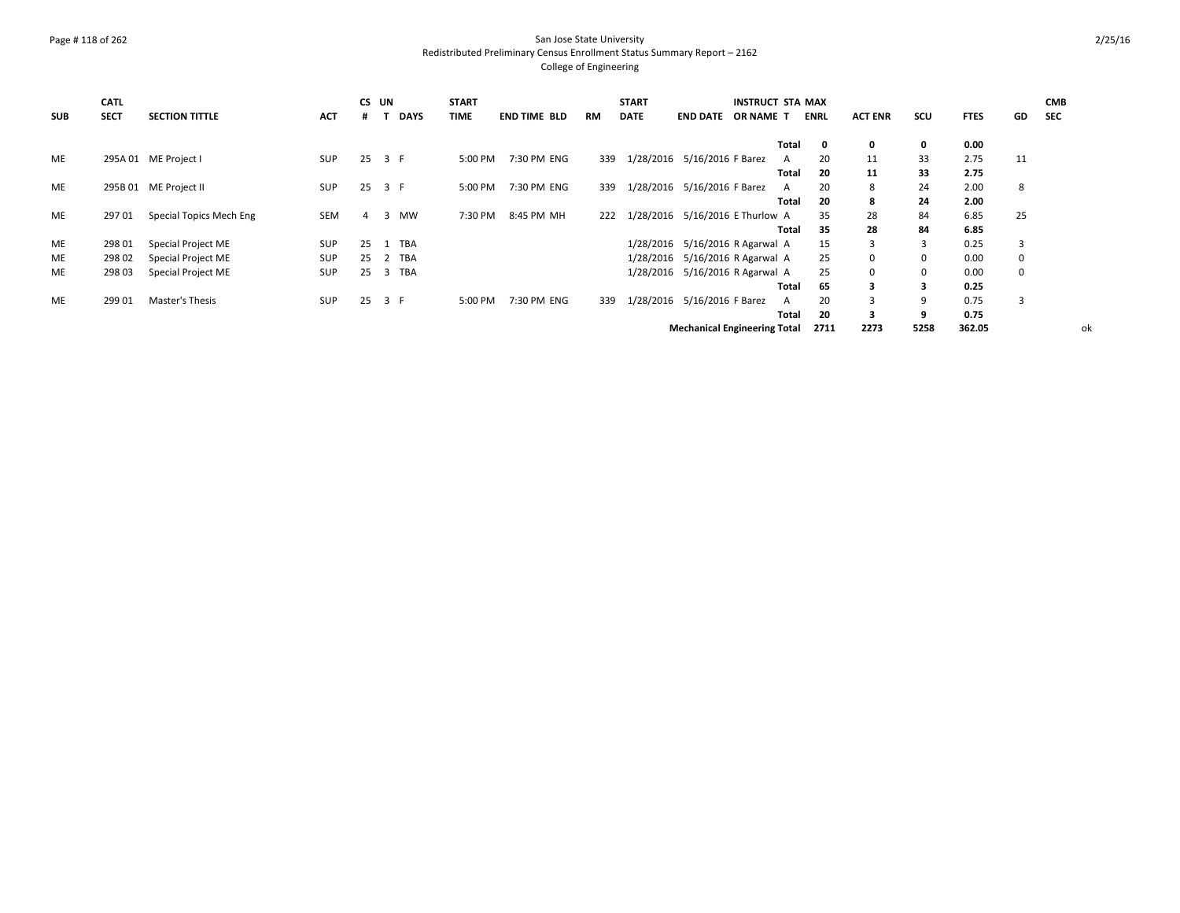San Jose State University
Redistributed Preliminary Census Enrollment Status Summary Report – 2162
College of Engineering

| SUB | CATL SECT | SECTION TITTLE | ACT | CS # | UN T | DAYS | START TIME | END TIME | BLD | RM | START DATE | END DATE | INSTRUCT OR NAME | STA T | MAX ENRL | ACT ENR | SCU | FTES | GD | CMB SEC |
|---|---|---|---|---|---|---|---|---|---|---|---|---|---|---|---|---|---|---|---|---|
| | | | | | | | | | | | | | | **Total** | **0** | **0** | **0** | **0.00** | | |
| ME | 295A 01 | ME Project I | SUP | 25 | 3 | F | 5:00 PM | 7:30 PM | ENG | 339 | 1/28/2016 | 5/16/2016 | F Barez | A | 20 | 11 | 33 | 2.75 | 11 | |
| | | | | | | | | | | | | | | **Total** | **20** | **11** | **33** | **2.75** | | |
| ME | 295B 01 | ME Project II | SUP | 25 | 3 | F | 5:00 PM | 7:30 PM | ENG | 339 | 1/28/2016 | 5/16/2016 | F Barez | A | 20 | 8 | 24 | 2.00 | 8 | |
| | | | | | | | | | | | | | | **Total** | **20** | **8** | **24** | **2.00** | | |
| ME | 297 01 | Special Topics Mech Eng | SEM | 4 | 3 | MW | 7:30 PM | 8:45 PM | MH | 222 | 1/28/2016 | 5/16/2016 | E Thurlow | A | 35 | 28 | 84 | 6.85 | 25 | |
| | | | | | | | | | | | | | | **Total** | **35** | **28** | **84** | **6.85** | | |
| ME | 298 01 | Special Project ME | SUP | 25 | 1 | TBA | | | | | 1/28/2016 | 5/16/2016 | R Agarwal | A | 15 | 3 | 3 | 0.25 | 3 | |
| ME | 298 02 | Special Project ME | SUP | 25 | 2 | TBA | | | | | 1/28/2016 | 5/16/2016 | R Agarwal | A | 25 | 0 | 0 | 0.00 | 0 | |
| ME | 298 03 | Special Project ME | SUP | 25 | 3 | TBA | | | | | 1/28/2016 | 5/16/2016 | R Agarwal | A | 25 | 0 | 0 | 0.00 | 0 | |
| | | | | | | | | | | | | | | **Total** | **65** | **3** | **3** | **0.25** | | |
| ME | 299 01 | Master's Thesis | SUP | 25 | 3 | F | 5:00 PM | 7:30 PM | ENG | 339 | 1/28/2016 | 5/16/2016 | F Barez | A | 20 | 3 | 9 | 0.75 | 3 | |
| | | | | | | | | | | | | | | **Total** | **20** | **3** | **9** | **0.75** | | |
| | | | | | | | | | | | | **Mechanical Engineering Total** | | | **2711** | **2273** | **5258** | **362.05** | | ok |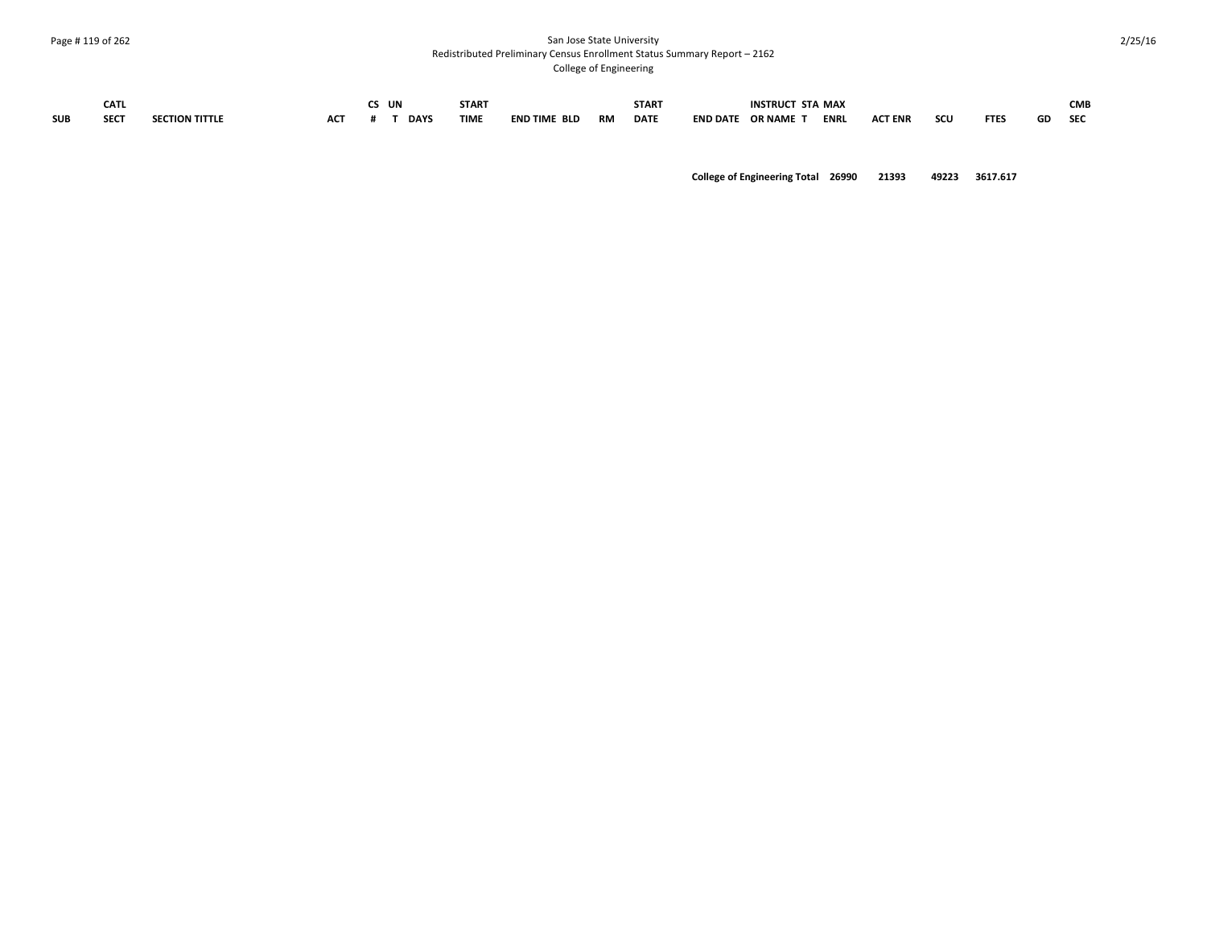| SUB | CATL SECT | SECTION TITTLE | ACT | CS # | UN T | DAYS | START TIME | END TIME | BLD | RM | START DATE | END DATE | INSTRUCT OR NAME | STA T | MAX ENRL | ACT ENR | SCU | FTES | GD | CMB SEC |
|---|---|---|---|---|---|---|---|---|---|---|---|---|---|---|---|---|---|---|---|---|
| | | | | | | | | | | | | | College of Engineering Total | | 26990 | 21393 | 49223 | 3617.617 | | |